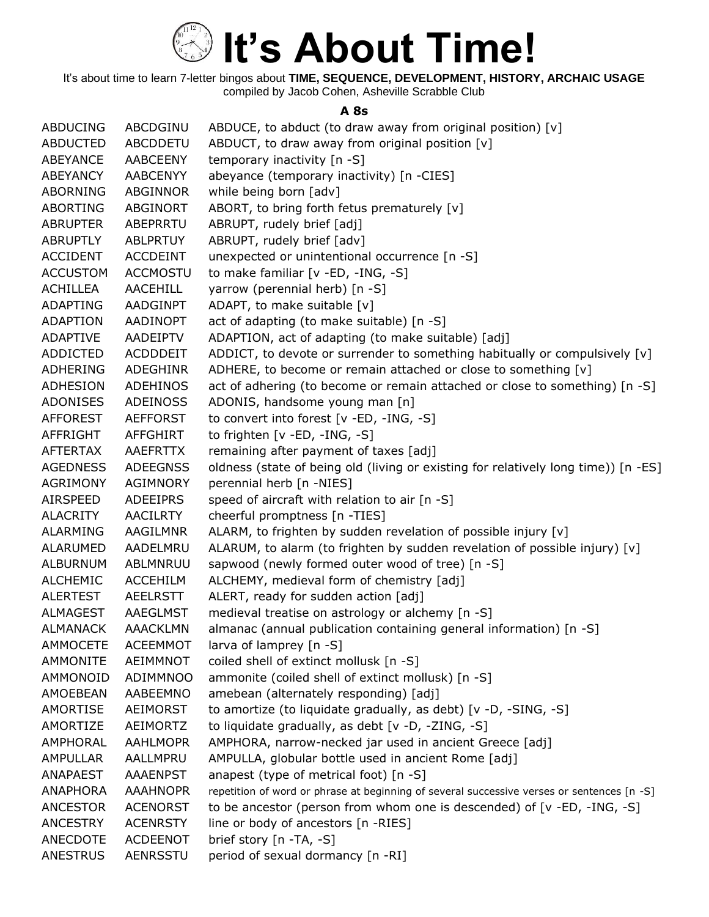# It's About Time!

It's about time to learn 7-letter bingos about **TIME, SEQUENCE, DEVELOPMENT, HISTORY, ARCHAIC USAGE**
compiled by Jacob Cohen, Asheville Scrabble Club

### A 8s

| | | |
|---|---|---|
| ABDUCING | ABCDGINU | ABDUCE, to abduct (to draw away from original position) [v] |
| ABDUCTED | ABCDDETU | ABDUCT, to draw away from original position [v] |
| ABEYANCE | AABCEENY | temporary inactivity [n -S] |
| ABEYANCY | AABCENYY | abeyance (temporary inactivity) [n -CIES] |
| ABORNING | ABGINNOR | while being born [adv] |
| ABORTING | ABGINORT | ABORT, to bring forth fetus prematurely [v] |
| ABRUPTER | ABEPRRTU | ABRUPT, rudely brief [adj] |
| ABRUPTLY | ABLPRTUY | ABRUPT, rudely brief [adv] |
| ACCIDENT | ACCDEINT | unexpected or unintentional occurrence [n -S] |
| ACCUSTOM | ACCMOSTU | to make familiar [v -ED, -ING, -S] |
| ACHILLEA | AACEHILL | yarrow (perennial herb) [n -S] |
| ADAPTING | AADGINPT | ADAPT, to make suitable [v] |
| ADAPTION | AADINOPT | act of adapting (to make suitable) [n -S] |
| ADAPTIVE | AADEIPTV | ADAPTION, act of adapting (to make suitable) [adj] |
| ADDICTED | ACDDDEIT | ADDICT, to devote or surrender to something habitually or compulsively [v] |
| ADHERING | ADEGHINR | ADHERE, to become or remain attached or close to something [v] |
| ADHESION | ADEHINOS | act of adhering (to become or remain attached or close to something) [n -S] |
| ADONISES | ADEINOSS | ADONIS, handsome young man [n] |
| AFFOREST | AEFFORST | to convert into forest [v -ED, -ING, -S] |
| AFFRIGHT | AFFGHIRT | to frighten [v -ED, -ING, -S] |
| AFTERTAX | AAEFRTTX | remaining after payment of taxes [adj] |
| AGEDNESS | ADEEGNSS | oldness (state of being old (living or existing for relatively long time)) [n -ES] |
| AGRIMONY | AGIMNORY | perennial herb [n -NIES] |
| AIRSPEED | ADEEIPRS | speed of aircraft with relation to air [n -S] |
| ALACRITY | AACILRTY | cheerful promptness [n -TIES] |
| ALARMING | AAGILMNR | ALARM, to frighten by sudden revelation of possible injury [v] |
| ALARUMED | AADELMRU | ALARUM, to alarm (to frighten by sudden revelation of possible injury) [v] |
| ALBURNUM | ABLMNRUU | sapwood (newly formed outer wood of tree) [n -S] |
| ALCHEMIC | ACCEHILM | ALCHEMY, medieval form of chemistry [adj] |
| ALERTEST | AEELRSTT | ALERT, ready for sudden action [adj] |
| ALMAGEST | AAEGLMST | medieval treatise on astrology or alchemy [n -S] |
| ALMANACK | AAACKLMN | almanac (annual publication containing general information) [n -S] |
| AMMOCETE | ACEEMMOT | larva of lamprey [n -S] |
| AMMONITE | AEIMMNOT | coiled shell of extinct mollusk [n -S] |
| AMMONOID | ADIMMNOO | ammonite (coiled shell of extinct mollusk) [n -S] |
| AMOEBEAN | AABEEMNO | amebean (alternately responding) [adj] |
| AMORTISE | AEIMORST | to amortize (to liquidate gradually, as debt) [v -D, -SING, -S] |
| AMORTIZE | AEIMORTZ | to liquidate gradually, as debt [v -D, -ZING, -S] |
| AMPHORAL | AAHLMOPR | AMPHORA, narrow-necked jar used in ancient Greece [adj] |
| AMPULLAR | AALLMPRU | AMPULLA, globular bottle used in ancient Rome [adj] |
| ANAPAEST | AAAENPST | anapest (type of metrical foot) [n -S] |
| ANAPHORA | AAAHNOPR | repetition of word or phrase at beginning of several successive verses or sentences [n -S] |
| ANCESTOR | ACENORST | to be ancestor (person from whom one is descended) of [v -ED, -ING, -S] |
| ANCESTRY | ACENRSTY | line or body of ancestors [n -RIES] |
| ANECDOTE | ACDEENOT | brief story [n -TA, -S] |
| ANESTRUS | AENRSSTU | period of sexual dormancy [n -RI] |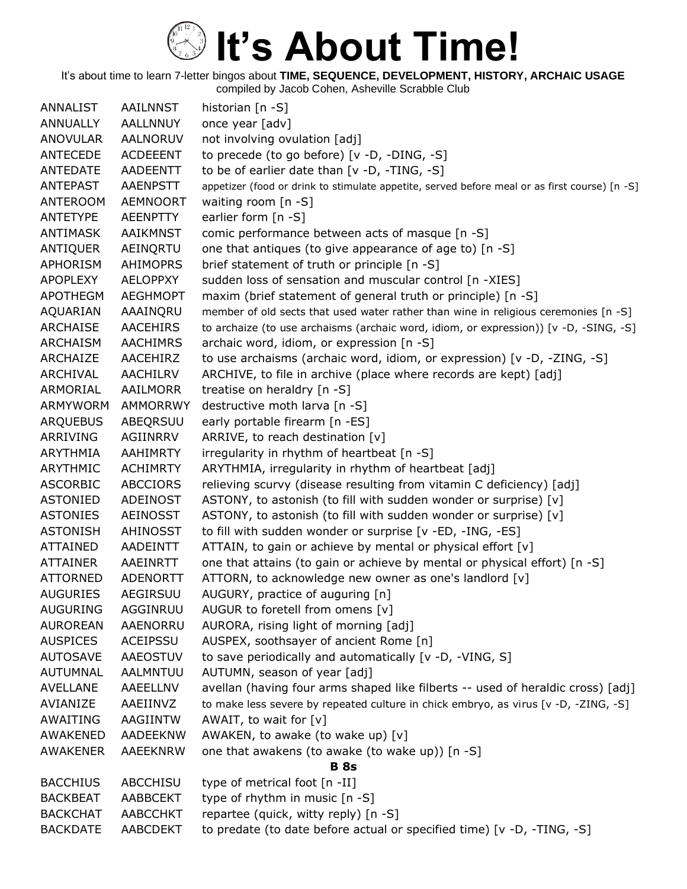# It's About Time!

It's about time to learn 7-letter bingos about **TIME, SEQUENCE, DEVELOPMENT, HISTORY, ARCHAIC USAGE**
compiled by Jacob Cohen, Asheville Scrabble Club

| | | |
|---|---|---|
| ANNALIST | AAILNNST | historian [n -S] |
| ANNUALLY | AALLNNUY | once year [adv] |
| ANOVULAR | AALNORUV | not involving ovulation [adj] |
| ANTECEDE | ACDEEENT | to precede (to go before) [v -D, -DING, -S] |
| ANTEDATE | AADEENTT | to be of earlier date than [v -D, -TING, -S] |
| ANTEPAST | AAENPSTT | appetizer (food or drink to stimulate appetite, served before meal or as first course) [n -S] |
| ANTEROOM | AEMNOORT | waiting room [n -S] |
| ANTETYPE | AEENPTTY | earlier form [n -S] |
| ANTIMASK | AAIKMNST | comic performance between acts of masque [n -S] |
| ANTIQUER | AEINQRTU | one that antiques (to give appearance of age to) [n -S] |
| APHORISM | AHIMOPRS | brief statement of truth or principle [n -S] |
| APOPLEXY | AELOPPXY | sudden loss of sensation and muscular control [n -XIES] |
| APOTHEGM | AEGHMOPT | maxim (brief statement of general truth or principle) [n -S] |
| AQUARIAN | AAAINQRU | member of old sects that used water rather than wine in religious ceremonies [n -S] |
| ARCHAISE | AACEHIRS | to archaize (to use archaisms (archaic word, idiom, or expression)) [v -D, -SING, -S] |
| ARCHAISM | AACHIMRS | archaic word, idiom, or expression [n -S] |
| ARCHAIZE | AACEHIRZ | to use archaisms (archaic word, idiom, or expression) [v -D, -ZING, -S] |
| ARCHIVAL | AACHILRV | ARCHIVE, to file in archive (place where records are kept) [adj] |
| ARMORIAL | AAILMORR | treatise on heraldry [n -S] |
| ARMYWORM | AMMORRWY | destructive moth larva [n -S] |
| ARQUEBUS | ABEQRSUU | early portable firearm [n -ES] |
| ARRIVING | AGIINRRV | ARRIVE, to reach destination [v] |
| ARYTHMIA | AAHIMRTY | irregularity in rhythm of heartbeat [n -S] |
| ARYTHMIC | ACHIMRTY | ARYTHMIA, irregularity in rhythm of heartbeat [adj] |
| ASCORBIC | ABCCIORS | relieving scurvy (disease resulting from vitamin C deficiency) [adj] |
| ASTONIED | ADEINOST | ASTONY, to astonish (to fill with sudden wonder or surprise) [v] |
| ASTONIES | AEINOSST | ASTONY, to astonish (to fill with sudden wonder or surprise) [v] |
| ASTONISH | AHINOSST | to fill with sudden wonder or surprise [v -ED, -ING, -ES] |
| ATTAINED | AADEINTT | ATTAIN, to gain or achieve by mental or physical effort [v] |
| ATTAINER | AAEINRTT | one that attains (to gain or achieve by mental or physical effort) [n -S] |
| ATTORNED | ADENORTT | ATTORN, to acknowledge new owner as one's landlord [v] |
| AUGURIES | AEGIRSUU | AUGURY, practice of auguring [n] |
| AUGURING | AGGINRUU | AUGUR to foretell from omens [v] |
| AUROREAN | AAENORRU | AURORA, rising light of morning [adj] |
| AUSPICES | ACEIPSSU | AUSPEX, soothsayer of ancient Rome [n] |
| AUTOSAVE | AAEOSTUV | to save periodically and automatically [v -D, -VING, S] |
| AUTUMNAL | AALMNTUU | AUTUMN, season of year [adj] |
| AVELLANE | AAEELLNV | avellan (having four arms shaped like filberts -- used of heraldic cross) [adj] |
| AVIANIZE | AAEIINVZ | to make less severe by repeated culture in chick embryo, as virus [v -D, -ZING, -S] |
| AWAITING | AAGIINTW | AWAIT, to wait for [v] |
| AWAKENED | AADEEKNW | AWAKEN, to awake (to wake up) [v] |
| AWAKENER | AAEEKNRW | one that awakens (to awake (to wake up)) [n -S] |
| | | **B 8s** |
| BACCHIUS | ABCCHISU | type of metrical foot [n -II] |
| BACKBEAT | AABBCEKT | type of rhythm in music [n -S] |
| BACKCHAT | AABCCHKT | repartee (quick, witty reply) [n -S] |
| BACKDATE | AABCDEKT | to predate (to date before actual or specified time) [v -D, -TING, -S] |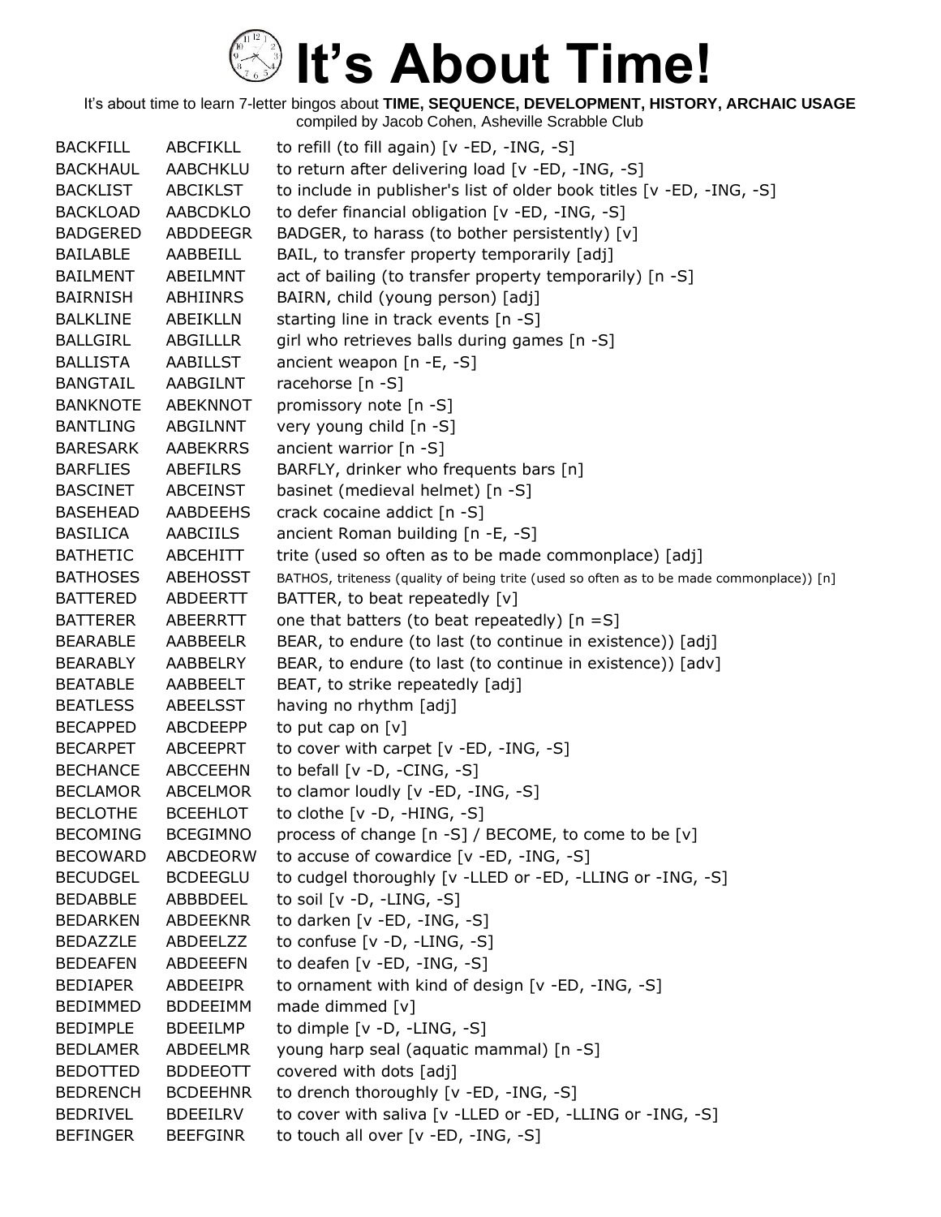# It's About Time!

It's about time to learn 7-letter bingos about **TIME, SEQUENCE, DEVELOPMENT, HISTORY, ARCHAIC USAGE**
compiled by Jacob Cohen, Asheville Scrabble Club

| | | |
|---|---|---|
| BACKFILL | ABCFIKLL | to refill (to fill again) [v -ED, -ING, -S] |
| BACKHAUL | AABCHKLU | to return after delivering load [v -ED, -ING, -S] |
| BACKLIST | ABCIKLST | to include in publisher's list of older book titles [v -ED, -ING, -S] |
| BACKLOAD | AABCDKLO | to defer financial obligation [v -ED, -ING, -S] |
| BADGERED | ABDDEEGR | BADGER, to harass (to bother persistently) [v] |
| BAILABLE | AABBEILL | BAIL, to transfer property temporarily [adj] |
| BAILMENT | ABEILMNT | act of bailing (to transfer property temporarily) [n -S] |
| BAIRNISH | ABHIINRS | BAIRN, child (young person) [adj] |
| BALKLINE | ABEIKLLN | starting line in track events [n -S] |
| BALLGIRL | ABGILLLR | girl who retrieves balls during games [n -S] |
| BALLISTA | AABILLST | ancient weapon [n -E, -S] |
| BANGTAIL | AABGILNT | racehorse [n -S] |
| BANKNOTE | ABEKNNOT | promissory note [n -S] |
| BANTLING | ABGILNNT | very young child [n -S] |
| BARESARK | AABEKRRS | ancient warrior [n -S] |
| BARFLIES | ABEFILRS | BARFLY, drinker who frequents bars [n] |
| BASCINET | ABCEINST | basinet (medieval helmet) [n -S] |
| BASEHEAD | AABDEEHS | crack cocaine addict [n -S] |
| BASILICA | AABCIILS | ancient Roman building [n -E, -S] |
| BATHETIC | ABCEHITT | trite (used so often as to be made commonplace) [adj] |
| BATHOSES | ABEHOSST | BATHOS, triteness (quality of being trite (used so often as to be made commonplace)) [n] |
| BATTERED | ABDEERTT | BATTER, to beat repeatedly [v] |
| BATTERER | ABEERRTT | one that batters (to beat repeatedly) [n =S] |
| BEARABLE | AABBEELR | BEAR, to endure (to last (to continue in existence)) [adj] |
| BEARABLY | AABBELRY | BEAR, to endure (to last (to continue in existence)) [adv] |
| BEATABLE | AABBEELT | BEAT, to strike repeatedly [adj] |
| BEATLESS | ABEELSST | having no rhythm [adj] |
| BECAPPED | ABCDEEPP | to put cap on [v] |
| BECARPET | ABCEEPRT | to cover with carpet [v -ED, -ING, -S] |
| BECHANCE | ABCCEEHN | to befall [v -D, -CING, -S] |
| BECLAMOR | ABCELMOR | to clamor loudly [v -ED, -ING, -S] |
| BECLOTHE | BCEEHLOT | to clothe [v -D, -HING, -S] |
| BECOMING | BCEGIMNO | process of change [n -S] / BECOME, to come to be [v] |
| BECOWARD | ABCDEORW | to accuse of cowardice [v -ED, -ING, -S] |
| BECUDGEL | BCDEEGLU | to cudgel thoroughly [v -LLED or -ED, -LLING or -ING, -S] |
| BEDABBLE | ABBBDEEL | to soil [v -D, -LING, -S] |
| BEDARKEN | ABDEEKNR | to darken [v -ED, -ING, -S] |
| BEDAZZLE | ABDEELZZ | to confuse [v -D, -LING, -S] |
| BEDEAFEN | ABDEEEFN | to deafen [v -ED, -ING, -S] |
| BEDIAPER | ABDEEIPR | to ornament with kind of design [v -ED, -ING, -S] |
| BEDIMMED | BDDEEIMM | made dimmed [v] |
| BEDIMPLE | BDEEILMP | to dimple [v -D, -LING, -S] |
| BEDLAMER | ABDEELMR | young harp seal (aquatic mammal) [n -S] |
| BEDOTTED | BDDEEOTT | covered with dots [adj] |
| BEDRENCH | BCDEEHNR | to drench thoroughly [v -ED, -ING, -S] |
| BEDRIVEL | BDEEILRV | to cover with saliva [v -LLED or -ED, -LLING or -ING, -S] |
| BEFINGER | BEEFGINR | to touch all over [v -ED, -ING, -S] |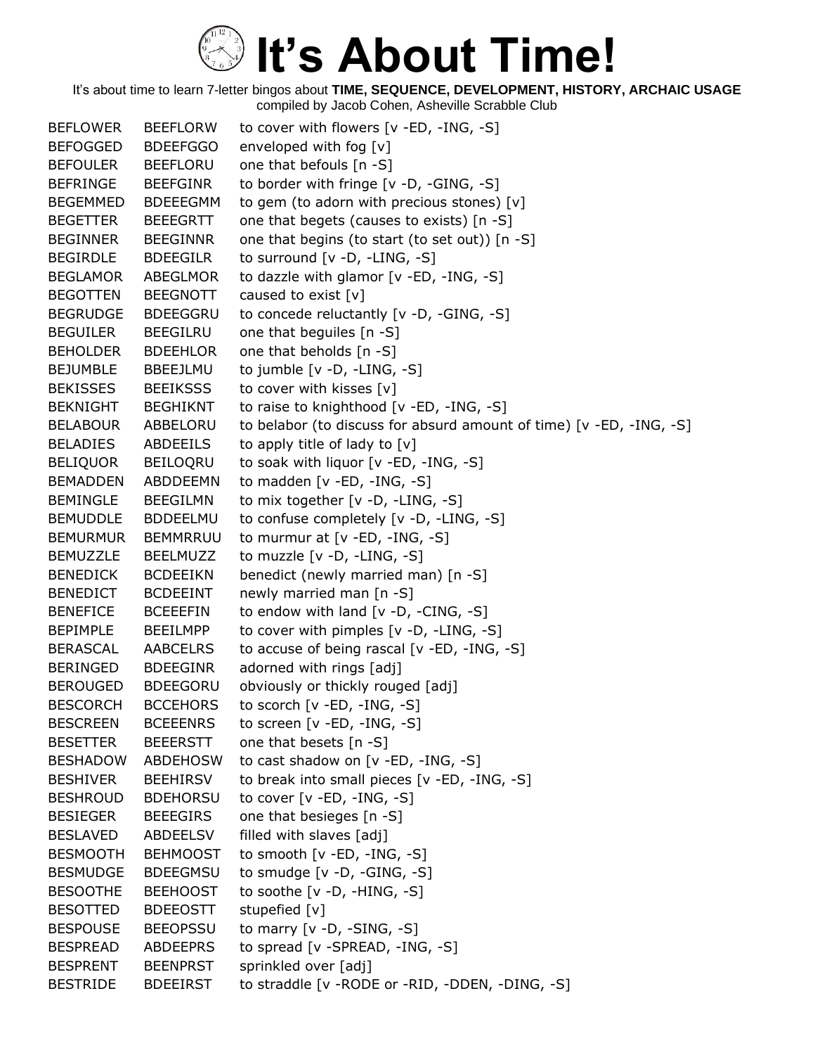# It's About Time!

It's about time to learn 7-letter bingos about **TIME, SEQUENCE, DEVELOPMENT, HISTORY, ARCHAIC USAGE**
compiled by Jacob Cohen, Asheville Scrabble Club

| | | |
|---|---|---|
| BEFLOWER | BEEFLORW | to cover with flowers [v -ED, -ING, -S] |
| BEFOGGED | BDEEFGGO | enveloped with fog [v] |
| BEFOULER | BEEFLORU | one that befouls [n -S] |
| BEFRINGE | BEEFGINR | to border with fringe [v -D, -GING, -S] |
| BEGEMMED | BDEEEGMM | to gem (to adorn with precious stones) [v] |
| BEGETTER | BEEEGRTT | one that begets (causes to exists) [n -S] |
| BEGINNER | BEEGINNR | one that begins (to start (to set out)) [n -S] |
| BEGIRDLE | BDEEGILR | to surround [v -D, -LING, -S] |
| BEGLAMOR | ABEGLMOR | to dazzle with glamor [v -ED, -ING, -S] |
| BEGOTTEN | BEEGNOTT | caused to exist [v] |
| BEGRUDGE | BDEEGGRU | to concede reluctantly [v -D, -GING, -S] |
| BEGUILER | BEEGILRU | one that beguiles [n -S] |
| BEHOLDER | BDEEHLOR | one that beholds [n -S] |
| BEJUMBLE | BBEEJLMU | to jumble [v -D, -LING, -S] |
| BEKISSES | BEEIKSSS | to cover with kisses [v] |
| BEKNIGHT | BEGHIKNT | to raise to knighthood [v -ED, -ING, -S] |
| BELABOUR | ABBELORU | to belabor (to discuss for absurd amount of time) [v -ED, -ING, -S] |
| BELADIES | ABDEEILS | to apply title of lady to [v] |
| BELIQUOR | BEILOQRU | to soak with liquor [v -ED, -ING, -S] |
| BEMADDEN | ABDDEEMN | to madden [v -ED, -ING, -S] |
| BEMINGLE | BEEGILMN | to mix together [v -D, -LING, -S] |
| BEMUDDLE | BDDEELMU | to confuse completely [v -D, -LING, -S] |
| BEMURMUR | BEMMRRUU | to murmur at [v -ED, -ING, -S] |
| BEMUZZLE | BEELMUZZ | to muzzle [v -D, -LING, -S] |
| BENEDICK | BCDEEIKN | benedict (newly married man) [n -S] |
| BENEDICT | BCDEEINT | newly married man [n -S] |
| BENEFICE | BCEEEFIN | to endow with land [v -D, -CING, -S] |
| BEPIMPLE | BEEILMPP | to cover with pimples [v -D, -LING, -S] |
| BERASCAL | AABCELRS | to accuse of being rascal [v -ED, -ING, -S] |
| BERINGED | BDEEGINR | adorned with rings [adj] |
| BEROUGED | BDEEGORU | obviously or thickly rouged [adj] |
| BESCORCH | BCCEHORS | to scorch [v -ED, -ING, -S] |
| BESCREEN | BCEEENRS | to screen [v -ED, -ING, -S] |
| BESETTER | BEEERSTT | one that besets [n -S] |
| BESHADOW | ABDEHOSW | to cast shadow on [v -ED, -ING, -S] |
| BESHIVER | BEEHIRSV | to break into small pieces [v -ED, -ING, -S] |
| BESHROUD | BDEHORSU | to cover [v -ED, -ING, -S] |
| BESIEGER | BEEEGIRS | one that besieges [n -S] |
| BESLAVED | ABDEELSV | filled with slaves [adj] |
| BESMOOTH | BEHMOOST | to smooth [v -ED, -ING, -S] |
| BESMUDGE | BDEEGMSU | to smudge [v -D, -GING, -S] |
| BESOOTHE | BEEHOOST | to soothe [v -D, -HING, -S] |
| BESOTTED | BDEEOSTT | stupefied [v] |
| BESPOUSE | BEEOPSSU | to marry [v -D, -SING, -S] |
| BESPREAD | ABDEEPRS | to spread [v -SPREAD, -ING, -S] |
| BESPRENT | BEENPRST | sprinkled over [adj] |
| BESTRIDE | BDEEIRST | to straddle [v -RODE or -RID, -DDEN, -DING, -S] |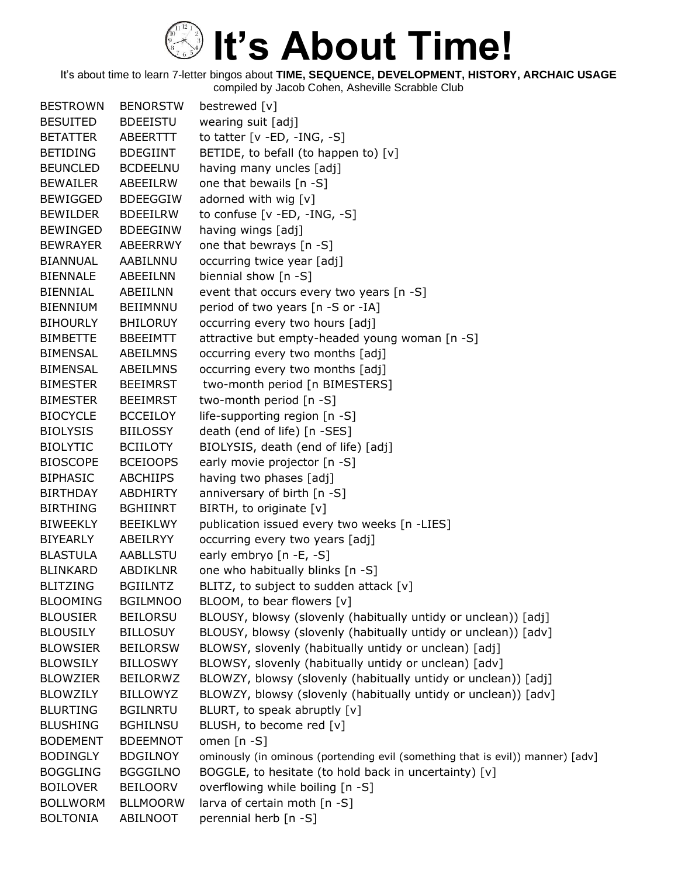# It's About Time!

It's about time to learn 7-letter bingos about **TIME, SEQUENCE, DEVELOPMENT, HISTORY, ARCHAIC USAGE**
compiled by Jacob Cohen, Asheville Scrabble Club

| | | |
|---|---|---|
| BESTROWN | BENORSTW | bestrewed [v] |
| BESUITED | BDEEISTU | wearing suit [adj] |
| BETATTER | ABEERTTT | to tatter [v -ED, -ING, -S] |
| BETIDING | BDEGIINT | BETIDE, to befall (to happen to) [v] |
| BEUNCLED | BCDEELNU | having many uncles [adj] |
| BEWAILER | ABEEILRW | one that bewails [n -S] |
| BEWIGGED | BDEEGGIW | adorned with wig [v] |
| BEWILDER | BDEEILRW | to confuse [v -ED, -ING, -S] |
| BEWINGED | BDEEGINW | having wings [adj] |
| BEWRAYER | ABEERRWY | one that bewrays [n -S] |
| BIANNUAL | AABILNNU | occurring twice year [adj] |
| BIENNALE | ABEEILNN | biennial show [n -S] |
| BIENNIAL | ABEIILNN | event that occurs every two years [n -S] |
| BIENNIUM | BEIIMNNU | period of two years [n -S or -IA] |
| BIHOURLY | BHILORUY | occurring every two hours [adj] |
| BIMBETTE | BBEEIMTT | attractive but empty-headed young woman [n -S] |
| BIMENSAL | ABEILMNS | occurring every two months [adj] |
| BIMENSAL | ABEILMNS | occurring every two months [adj] |
| BIMESTER | BEEIMRST | two-month period [n BIMESTERS] |
| BIMESTER | BEEIMRST | two-month period [n -S] |
| BIOCYCLE | BCCEILOY | life-supporting region [n -S] |
| BIOLYSIS | BIILOSSY | death (end of life) [n -SES] |
| BIOLYTIC | BCIILOTY | BIOLYSIS, death (end of life) [adj] |
| BIOSCOPE | BCEIOOPS | early movie projector [n -S] |
| BIPHASIC | ABCHIIPS | having two phases [adj] |
| BIRTHDAY | ABDHIRTY | anniversary of birth [n -S] |
| BIRTHING | BGHIINRT | BIRTH, to originate [v] |
| BIWEEKLY | BEEIKLWY | publication issued every two weeks [n -LIES] |
| BIYEARLY | ABEILRYY | occurring every two years [adj] |
| BLASTULA | AABLLSTU | early embryo [n -E, -S] |
| BLINKARD | ABDIKLNR | one who habitually blinks [n -S] |
| BLITZING | BGIILNTZ | BLITZ, to subject to sudden attack [v] |
| BLOOMING | BGILMNOO | BLOOM, to bear flowers [v] |
| BLOUSIER | BEILORSU | BLOUSY, blowsy (slovenly (habitually untidy or unclean)) [adj] |
| BLOUSILY | BILLOSUY | BLOUSY, blowsy (slovenly (habitually untidy or unclean)) [adv] |
| BLOWSIER | BEILORSW | BLOWSY, slovenly (habitually untidy or unclean) [adj] |
| BLOWSILY | BILLOSWY | BLOWSY, slovenly (habitually untidy or unclean) [adv] |
| BLOWZIER | BEILORWZ | BLOWZY, blowsy (slovenly (habitually untidy or unclean)) [adj] |
| BLOWZILY | BILLOWYZ | BLOWZY, blowsy (slovenly (habitually untidy or unclean)) [adv] |
| BLURTING | BGILNRTU | BLURT, to speak abruptly [v] |
| BLUSHING | BGHILNSU | BLUSH, to become red [v] |
| BODEMENT | BDEEMNOT | omen [n -S] |
| BODINGLY | BDGILNOY | ominously (in ominous (portending evil (something that is evil)) manner) [adv] |
| BOGGLING | BGGGILNO | BOGGLE, to hesitate (to hold back in uncertainty) [v] |
| BOILOVER | BEILOORV | overflowing while boiling [n -S] |
| BOLLWORM | BLLMOORW | larva of certain moth [n -S] |
| BOLTONIA | ABILNOOT | perennial herb [n -S] |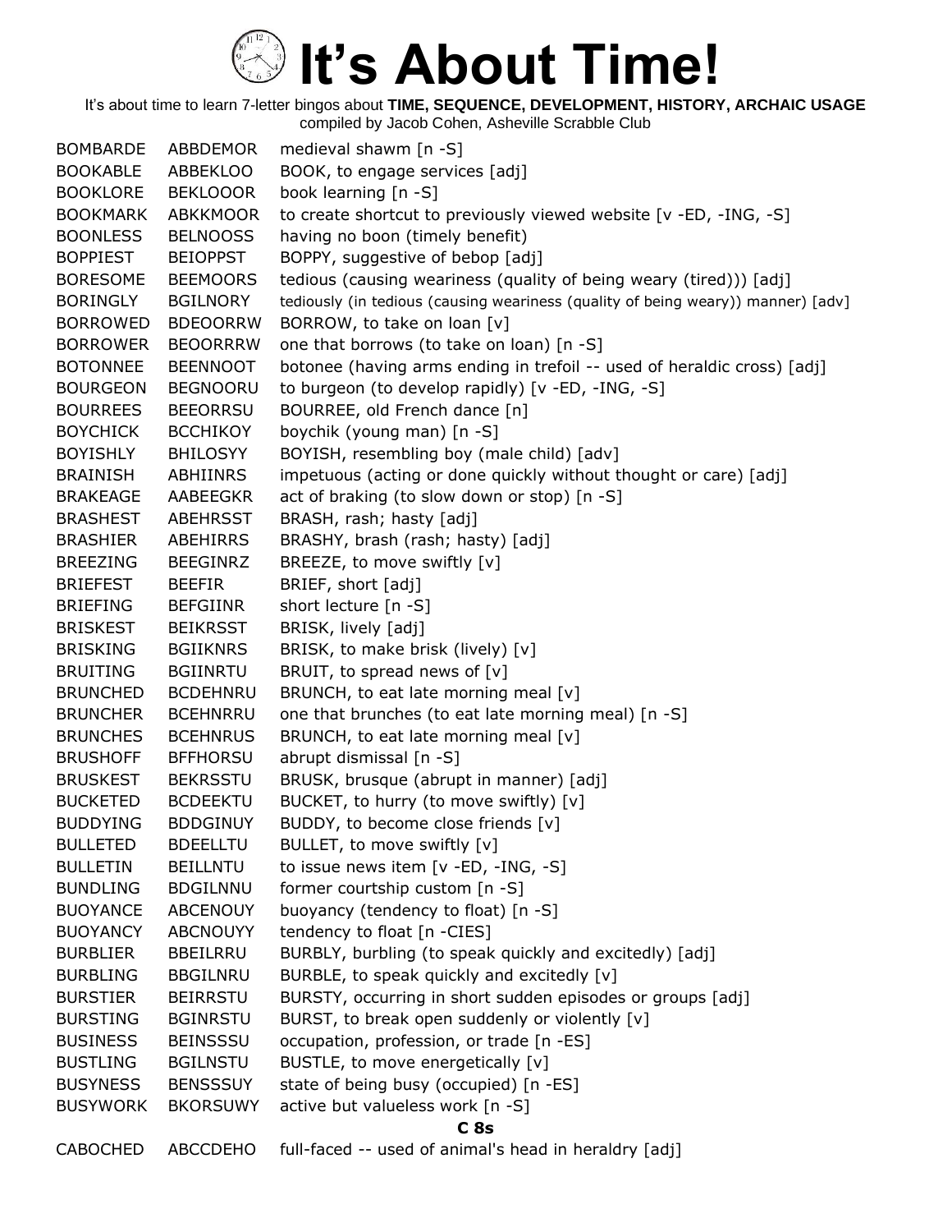# It's About Time!

It's about time to learn 7-letter bingos about **TIME, SEQUENCE, DEVELOPMENT, HISTORY, ARCHAIC USAGE**
compiled by Jacob Cohen, Asheville Scrabble Club

| | | |
|---|---|---|
| BOMBARDE | ABBDEMOR | medieval shawm [n -S] |
| BOOKABLE | ABBEKLOO | BOOK, to engage services [adj] |
| BOOKLORE | BEKLOOOR | book learning [n -S] |
| BOOKMARK | ABKKMOOR | to create shortcut to previously viewed website [v -ED, -ING, -S] |
| BOONLESS | BELNOOSS | having no boon (timely benefit) |
| BOPPIEST | BEIOPPST | BOPPY, suggestive of bebop [adj] |
| BORESOME | BEEMOORS | tedious (causing weariness (quality of being weary (tired))) [adj] |
| BORINGLY | BGILNORY | tediously (in tedious (causing weariness (quality of being weary)) manner) [adv] |
| BORROWED | BDEOORRW | BORROW, to take on loan [v] |
| BORROWER | BEOORRRW | one that borrows (to take on loan) [n -S] |
| BOTONNEE | BEENNOOT | botonee (having arms ending in trefoil -- used of heraldic cross) [adj] |
| BOURGEON | BEGNOORU | to burgeon (to develop rapidly) [v -ED, -ING, -S] |
| BOURREES | BEEORRSU | BOURREE, old French dance [n] |
| BOYCHICK | BCCHIKOY | boychik (young man) [n -S] |
| BOYISHLY | BHILOSYY | BOYISH, resembling boy (male child) [adv] |
| BRAINISH | ABHIINRS | impetuous (acting or done quickly without thought or care) [adj] |
| BRAKEAGE | AABEEGKR | act of braking (to slow down or stop) [n -S] |
| BRASHEST | ABEHRSST | BRASH, rash; hasty [adj] |
| BRASHIER | ABEHIRRS | BRASHY, brash (rash; hasty) [adj] |
| BREEZING | BEEGINRZ | BREEZE, to move swiftly [v] |
| BRIEFEST | BEEFIR | BRIEF, short [adj] |
| BRIEFING | BEFGIINR | short lecture [n -S] |
| BRISKEST | BEIKRSST | BRISK, lively [adj] |
| BRISKING | BGIIKNRS | BRISK, to make brisk (lively) [v] |
| BRUITING | BGIINRTU | BRUIT, to spread news of [v] |
| BRUNCHED | BCDEHNRU | BRUNCH, to eat late morning meal [v] |
| BRUNCHER | BCEHNRRU | one that brunches (to eat late morning meal) [n -S] |
| BRUNCHES | BCEHNRUS | BRUNCH, to eat late morning meal [v] |
| BRUSHOFF | BFFHORSU | abrupt dismissal [n -S] |
| BRUSKEST | BEKRSSTU | BRUSK, brusque (abrupt in manner) [adj] |
| BUCKETED | BCDEEKTU | BUCKET, to hurry (to move swiftly) [v] |
| BUDDYING | BDDGINUY | BUDDY, to become close friends [v] |
| BULLETED | BDEELLTU | BULLET, to move swiftly [v] |
| BULLETIN | BEILLNTU | to issue news item [v -ED, -ING, -S] |
| BUNDLING | BDGILNNU | former courtship custom [n -S] |
| BUOYANCE | ABCENOUY | buoyancy (tendency to float) [n -S] |
| BUOYANCY | ABCNOUYY | tendency to float [n -CIES] |
| BURBLIER | BBEILRRU | BURBLY, burbling (to speak quickly and excitedly) [adj] |
| BURBLING | BBGILNRU | BURBLE, to speak quickly and excitedly [v] |
| BURSTIER | BEIRRSTU | BURSTY, occurring in short sudden episodes or groups [adj] |
| BURSTING | BGINRSTU | BURST, to break open suddenly or violently [v] |
| BUSINESS | BEINSSSU | occupation, profession, or trade [n -ES] |
| BUSTLING | BGILNSTU | BUSTLE, to move energetically [v] |
| BUSYNESS | BENSSSUY | state of being busy (occupied) [n -ES] |
| BUSYWORK | BKORSUWY | active but valueless work [n -S] |

**C 8s**

| | | |
|---|---|---|
| CABOCHED | ABCCDEHO | full-faced -- used of animal's head in heraldry [adj] |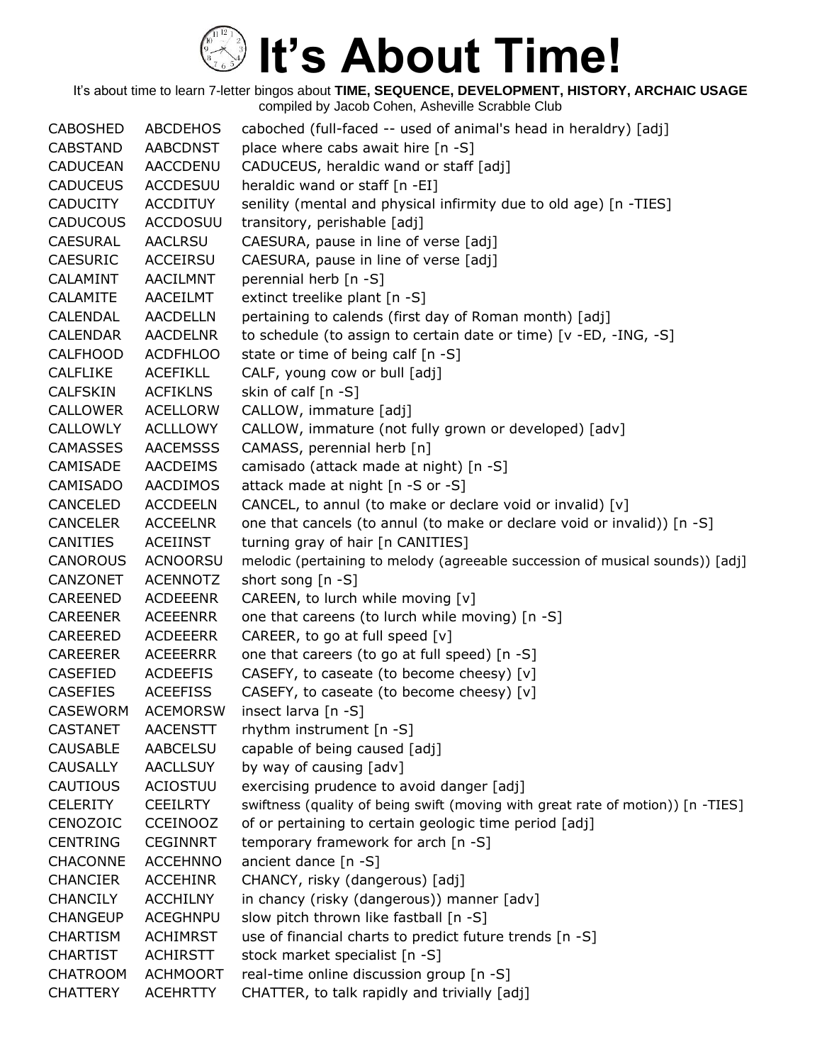# It's About Time!

It's about time to learn 7-letter bingos about **TIME, SEQUENCE, DEVELOPMENT, HISTORY, ARCHAIC USAGE**
compiled by Jacob Cohen, Asheville Scrabble Club

| | | |
|---|---|---|
| CABOSHED | ABCDEHOS | caboched (full-faced -- used of animal's head in heraldry) [adj] |
| CABSTAND | AABCDNST | place where cabs await hire [n -S] |
| CADUCEAN | AACCDENU | CADUCEUS, heraldic wand or staff [adj] |
| CADUCEUS | ACCDESUU | heraldic wand or staff [n -EI] |
| CADUCITY | ACCDITUY | senility (mental and physical infirmity due to old age) [n -TIES] |
| CADUCOUS | ACCDOSUU | transitory, perishable [adj] |
| CAESURAL | AACLRSU | CAESURA, pause in line of verse [adj] |
| CAESURIC | ACCEIRSU | CAESURA, pause in line of verse [adj] |
| CALAMINT | AACILMNT | perennial herb [n -S] |
| CALAMITE | AACEILMT | extinct treelike plant [n -S] |
| CALENDAL | AACDELLN | pertaining to calends (first day of Roman month) [adj] |
| CALENDAR | AACDELNR | to schedule (to assign to certain date or time) [v -ED, -ING, -S] |
| CALFHOOD | ACDFHLOO | state or time of being calf [n -S] |
| CALFLIKE | ACEFIKLL | CALF, young cow or bull [adj] |
| CALFSKIN | ACFIKLNS | skin of calf [n -S] |
| CALLOWER | ACELLORW | CALLOW, immature [adj] |
| CALLOWLY | ACLLLOWY | CALLOW, immature (not fully grown or developed) [adv] |
| CAMASSES | AACEMSSS | CAMASS, perennial herb [n] |
| CAMISADE | AACDEIMS | camisado (attack made at night) [n -S] |
| CAMISADO | AACDIMOS | attack made at night [n -S or -S] |
| CANCELED | ACCDEELN | CANCEL, to annul (to make or declare void or invalid) [v] |
| CANCELER | ACCEELNR | one that cancels (to annul (to make or declare void or invalid)) [n -S] |
| CANITIES | ACEIINST | turning gray of hair [n CANITIES] |
| CANOROUS | ACNOORSU | melodic (pertaining to melody (agreeable succession of musical sounds)) [adj] |
| CANZONET | ACENNOTZ | short song [n -S] |
| CAREENED | ACDEEENR | CAREEN, to lurch while moving [v] |
| CAREENER | ACEEENRR | one that careens (to lurch while moving) [n -S] |
| CAREERED | ACDEEERR | CAREER, to go at full speed [v] |
| CAREERER | ACEEERRR | one that careers (to go at full speed) [n -S] |
| CASEFIED | ACDEEFIS | CASEFY, to caseate (to become cheesy) [v] |
| CASEFIES | ACEEFISS | CASEFY, to caseate (to become cheesy) [v] |
| CASEWORM | ACEMORSW | insect larva [n -S] |
| CASTANET | AACENSTT | rhythm instrument [n -S] |
| CAUSABLE | AABCELSU | capable of being caused [adj] |
| CAUSALLY | AACLLSUY | by way of causing [adv] |
| CAUTIOUS | ACIOSTUU | exercising prudence to avoid danger [adj] |
| CELERITY | CEEILRTY | swiftness (quality of being swift (moving with great rate of motion)) [n -TIES] |
| CENOZOIC | CCEINOOZ | of or pertaining to certain geologic time period [adj] |
| CENTRING | CEGINNRT | temporary framework for arch [n -S] |
| CHACONNE | ACCEHNNO | ancient dance [n -S] |
| CHANCIER | ACCEHINR | CHANCY, risky (dangerous) [adj] |
| CHANCILY | ACCHILNY | in chancy (risky (dangerous)) manner [adv] |
| CHANGEUP | ACEGHNPU | slow pitch thrown like fastball [n -S] |
| CHARTISM | ACHIMRST | use of financial charts to predict future trends [n -S] |
| CHARTIST | ACHIRSTT | stock market specialist [n -S] |
| CHATROOM | ACHMOORT | real-time online discussion group [n -S] |
| CHATTERY | ACEHRTTY | CHATTER, to talk rapidly and trivially [adj] |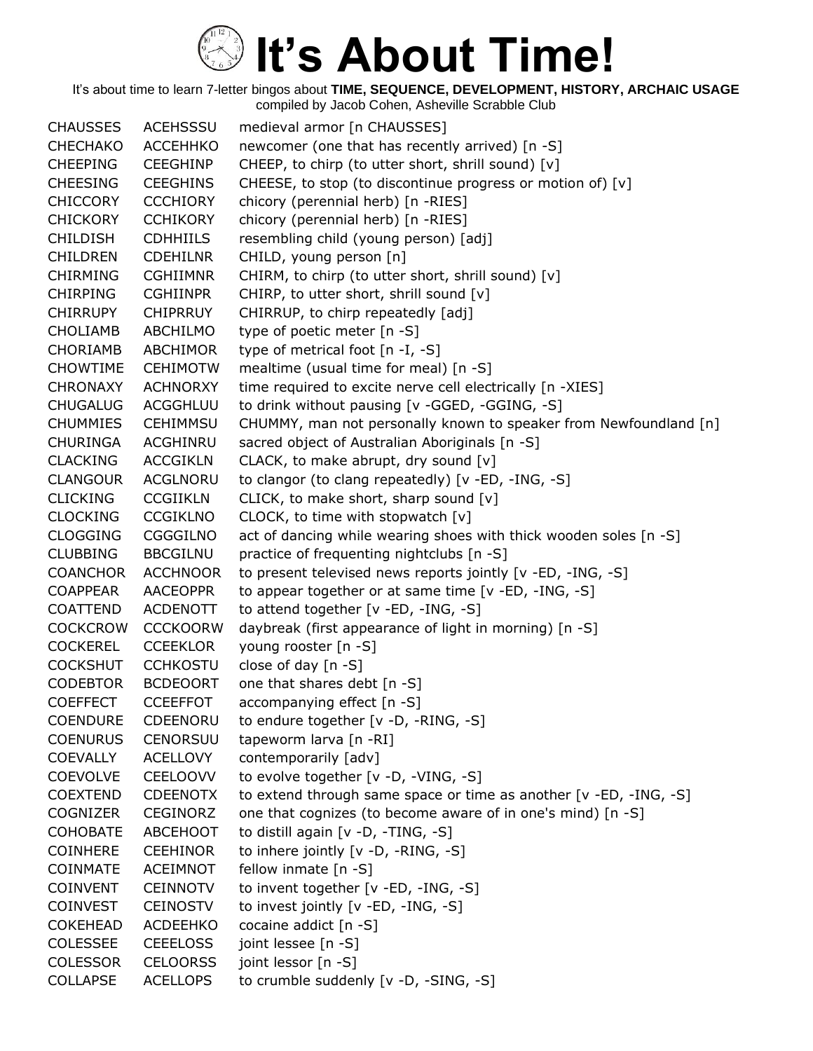# It's About Time!

It's about time to learn 7-letter bingos about **TIME, SEQUENCE, DEVELOPMENT, HISTORY, ARCHAIC USAGE**
compiled by Jacob Cohen, Asheville Scrabble Club

| | | |
|---|---|---|
| CHAUSSES | ACEHSSSU | medieval armor [n CHAUSSES] |
| CHECHAKO | ACCEHHKO | newcomer (one that has recently arrived) [n -S] |
| CHEEPING | CEEGHINP | CHEEP, to chirp (to utter short, shrill sound) [v] |
| CHEESING | CEEGHINS | CHEESE, to stop (to discontinue progress or motion of) [v] |
| CHICCORY | CCCHIORY | chicory (perennial herb) [n -RIES] |
| CHICKORY | CCHIKORY | chicory (perennial herb) [n -RIES] |
| CHILDISH | CDHHIILS | resembling child (young person) [adj] |
| CHILDREN | CDEHILNR | CHILD, young person [n] |
| CHIRMING | CGHIIMNR | CHIRM, to chirp (to utter short, shrill sound) [v] |
| CHIRPING | CGHIINPR | CHIRP, to utter short, shrill sound [v] |
| CHIRRUPY | CHIPRRUY | CHIRRUP, to chirp repeatedly [adj] |
| CHOLIAMB | ABCHILMO | type of poetic meter [n -S] |
| CHORIAMB | ABCHIMOR | type of metrical foot [n -I, -S] |
| CHOWTIME | CEHIMOTW | mealtime (usual time for meal) [n -S] |
| CHRONAXY | ACHNORXY | time required to excite nerve cell electrically [n -XIES] |
| CHUGALUG | ACGGHLUU | to drink without pausing [v -GGED, -GGING, -S] |
| CHUMMIES | CEHIMMSU | CHUMMY, man not personally known to speaker from Newfoundland [n] |
| CHURINGA | ACGHINRU | sacred object of Australian Aboriginals [n -S] |
| CLACKING | ACCGIKLN | CLACK, to make abrupt, dry sound [v] |
| CLANGOUR | ACGLNORU | to clangor (to clang repeatedly) [v -ED, -ING, -S] |
| CLICKING | CCGIIKLN | CLICK, to make short, sharp sound [v] |
| CLOCKING | CCGIKLNO | CLOCK, to time with stopwatch [v] |
| CLOGGING | CGGGILNO | act of dancing while wearing shoes with thick wooden soles [n -S] |
| CLUBBING | BBCGILNU | practice of frequenting nightclubs [n -S] |
| COANCHOR | ACCHNOOR | to present televised news reports jointly [v -ED, -ING, -S] |
| COAPPEAR | AACEOPPR | to appear together or at same time [v -ED, -ING, -S] |
| COATTEND | ACDENOTT | to attend together [v -ED, -ING, -S] |
| COCKCROW | CCCKOORW | daybreak (first appearance of light in morning) [n -S] |
| COCKEREL | CCEEKLOR | young rooster [n -S] |
| COCKSHUT | CCHKOSTU | close of day [n -S] |
| CODEBTOR | BCDEOORT | one that shares debt [n -S] |
| COEFFECT | CCEEFFOT | accompanying effect [n -S] |
| COENDURE | CDEENORU | to endure together [v -D, -RING, -S] |
| COENURUS | CENORSUU | tapeworm larva [n -RI] |
| COEVALLY | ACELLOVY | contemporarily [adv] |
| COEVOLVE | CEELOOVV | to evolve together [v -D, -VING, -S] |
| COEXTEND | CDEENOTX | to extend through same space or time as another [v -ED, -ING, -S] |
| COGNIZER | CEGINORZ | one that cognizes (to become aware of in one's mind) [n -S] |
| COHOBATE | ABCEHOOT | to distill again [v -D, -TING, -S] |
| COINHERE | CEEHINOR | to inhere jointly [v -D, -RING, -S] |
| COINMATE | ACEIMNOT | fellow inmate [n -S] |
| COINVENT | CEINNOTV | to invent together [v -ED, -ING, -S] |
| COINVEST | CEINOSTV | to invest jointly [v -ED, -ING, -S] |
| COKEHEAD | ACDEEHKO | cocaine addict [n -S] |
| COLESSEE | CEEELOSS | joint lessee [n -S] |
| COLESSOR | CELOORSS | joint lessor [n -S] |
| COLLAPSE | ACELLOPS | to crumble suddenly [v -D, -SING, -S] |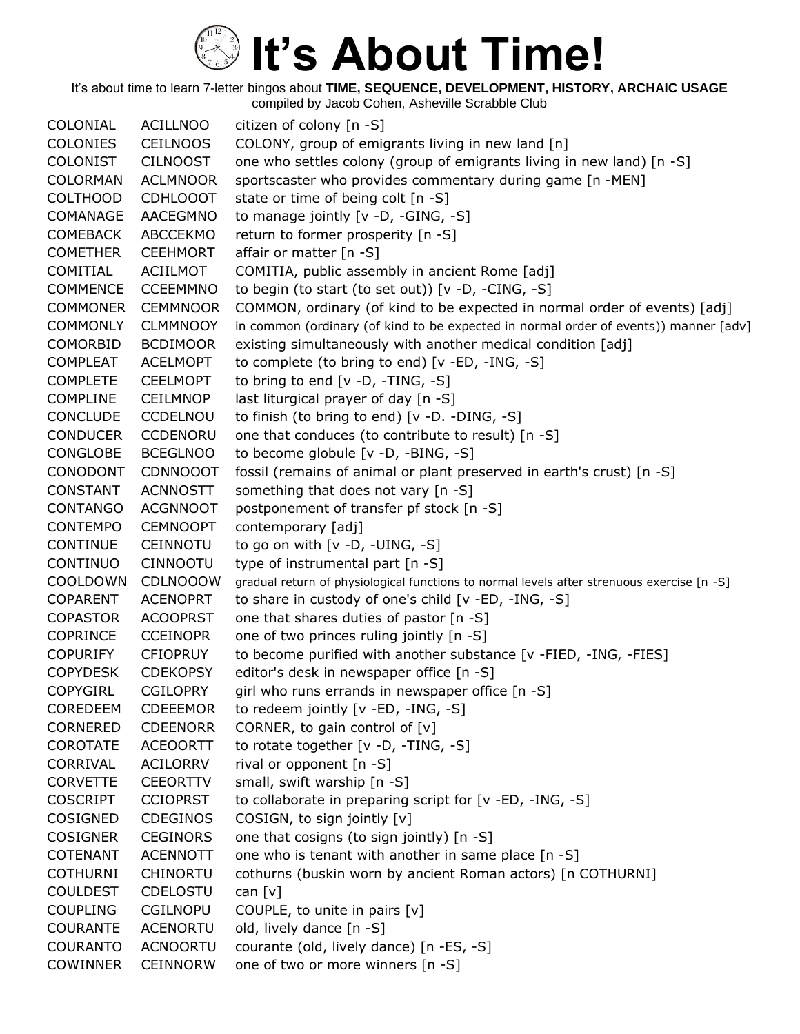# It's About Time!

It's about time to learn 7-letter bingos about **TIME, SEQUENCE, DEVELOPMENT, HISTORY, ARCHAIC USAGE**

compiled by Jacob Cohen, Asheville Scrabble Club

| | | |
|---|---|---|
| COLONIAL | ACILLNOO | citizen of colony [n -S] |
| COLONIES | CEILNOOS | COLONY, group of emigrants living in new land [n] |
| COLONIST | CILNOOST | one who settles colony (group of emigrants living in new land) [n -S] |
| COLORMAN | ACLMNOOR | sportscaster who provides commentary during game [n -MEN] |
| COLTHOOD | CDHLOOOT | state or time of being colt [n -S] |
| COMANAGE | AACEGMNO | to manage jointly [v -D, -GING, -S] |
| COMEBACK | ABCCEKMO | return to former prosperity [n -S] |
| COMETHER | CEEHMORT | affair or matter [n -S] |
| COMITIAL | ACIILMOT | COMITIA, public assembly in ancient Rome [adj] |
| COMMENCE | CCEEMMNO | to begin (to start (to set out)) [v -D, -CING, -S] |
| COMMONER | CEMMNOOR | COMMON, ordinary (of kind to be expected in normal order of events) [adj] |
| COMMONLY | CLMMNOOY | in common (ordinary (of kind to be expected in normal order of events)) manner [adv] |
| COMORBID | BCDIMOOR | existing simultaneously with another medical condition [adj] |
| COMPLEAT | ACELMOPT | to complete (to bring to end) [v -ED, -ING, -S] |
| COMPLETE | CEELMOPT | to bring to end [v -D, -TING, -S] |
| COMPLINE | CEILMNOP | last liturgical prayer of day [n -S] |
| CONCLUDE | CCDELNOU | to finish (to bring to end) [v -D. -DING, -S] |
| CONDUCER | CCDENORU | one that conduces (to contribute to result) [n -S] |
| CONGLOBE | BCEGLNOO | to become globule [v -D, -BING, -S] |
| CONODONT | CDNNOOOT | fossil (remains of animal or plant preserved in earth's crust) [n -S] |
| CONSTANT | ACNNOSTT | something that does not vary [n -S] |
| CONTANGO | ACGNNOOT | postponement of transfer pf stock [n -S] |
| CONTEMPO | CEMNOOPT | contemporary [adj] |
| CONTINUE | CEINNOTU | to go on with [v -D, -UING, -S] |
| CONTINUO | CINNOOTU | type of instrumental part [n -S] |
| COOLDOWN | CDLNOOOW | gradual return of physiological functions to normal levels after strenuous exercise [n -S] |
| COPARENT | ACENOPRT | to share in custody of one's child [v -ED, -ING, -S] |
| COPASTOR | ACOOPRST | one that shares duties of pastor [n -S] |
| COPRINCE | CCEINOPR | one of two princes ruling jointly [n -S] |
| COPURIFY | CFIOPRUY | to become purified with another substance [v -FIED, -ING, -FIES] |
| COPYDESK | CDEKOPSY | editor's desk in newspaper office [n -S] |
| COPYGIRL | CGILOPRY | girl who runs errands in newspaper office [n -S] |
| COREDEEM | CDEEEMOR | to redeem jointly [v -ED, -ING, -S] |
| CORNERED | CDEENORR | CORNER, to gain control of [v] |
| COROTATE | ACEOORTT | to rotate together [v -D, -TING, -S] |
| CORRIVAL | ACILORRV | rival or opponent [n -S] |
| CORVETTE | CEEORTTV | small, swift warship [n -S] |
| COSCRIPT | CCIOPRST | to collaborate in preparing script for [v -ED, -ING, -S] |
| COSIGNED | CDEGINOS | COSIGN, to sign jointly [v] |
| COSIGNER | CEGINORS | one that cosigns (to sign jointly) [n -S] |
| COTENANT | ACENNOTT | one who is tenant with another in same place [n -S] |
| COTHURNI | CHINORTU | cothurns (buskin worn by ancient Roman actors) [n COTHURNI] |
| COULDEST | CDELOSTU | can [v] |
| COUPLING | CGILNOPU | COUPLE, to unite in pairs [v] |
| COURANTE | ACENORTU | old, lively dance [n -S] |
| COURANTO | ACNOORTU | courante (old, lively dance) [n -ES, -S] |
| COWINNER | CEINNORW | one of two or more winners [n -S] |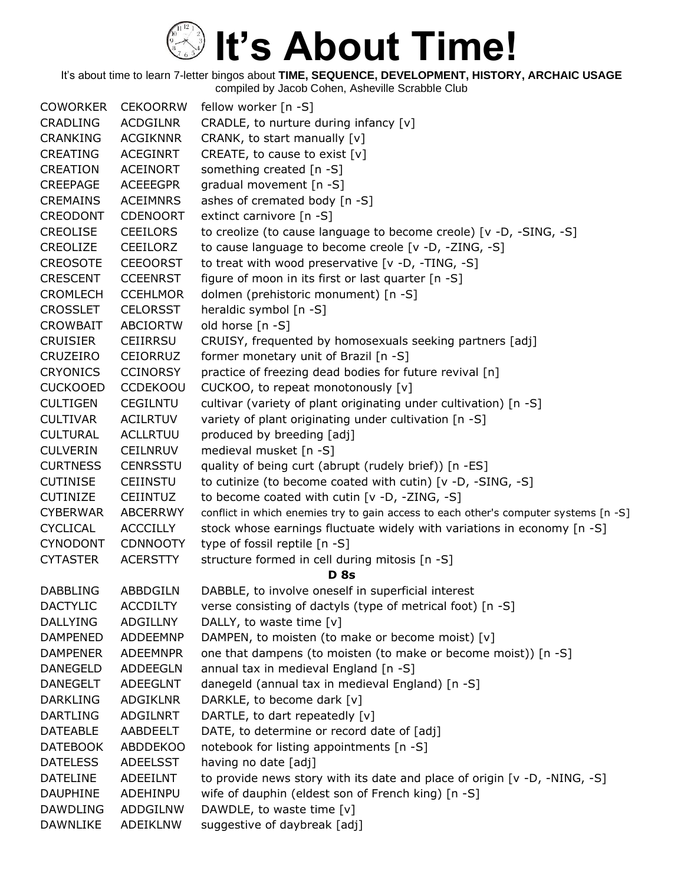# It's About Time!

It's about time to learn 7-letter bingos about **TIME, SEQUENCE, DEVELOPMENT, HISTORY, ARCHAIC USAGE**
compiled by Jacob Cohen, Asheville Scrabble Club

| | | |
|---|---|---|
| COWORKER | CEKOORRW | fellow worker [n -S] |
| CRADLING | ACDGILNR | CRADLE, to nurture during infancy [v] |
| CRANKING | ACGIKNNR | CRANK, to start manually [v] |
| CREATING | ACEGINRT | CREATE, to cause to exist [v] |
| CREATION | ACEINORT | something created [n -S] |
| CREEPAGE | ACEEEGPR | gradual movement [n -S] |
| CREMAINS | ACEIMNRS | ashes of cremated body [n -S] |
| CREODONT | CDENOORT | extinct carnivore [n -S] |
| CREOLISE | CEEILORS | to creolize (to cause language to become creole) [v -D, -SING, -S] |
| CREOLIZE | CEEILORZ | to cause language to become creole [v -D, -ZING, -S] |
| CREOSOTE | CEEOORST | to treat with wood preservative [v -D, -TING, -S] |
| CRESCENT | CCEENRST | figure of moon in its first or last quarter [n -S] |
| CROMLECH | CCEHLMOR | dolmen (prehistoric monument) [n -S] |
| CROSSLET | CELORSST | heraldic symbol [n -S] |
| CROWBAIT | ABCIORTW | old horse [n -S] |
| CRUISIER | CEIIRRSU | CRUISY, frequented by homosexuals seeking partners [adj] |
| CRUZEIRO | CEIORRUZ | former monetary unit of Brazil [n -S] |
| CRYONICS | CCINORSY | practice of freezing dead bodies for future revival [n] |
| CUCKOOED | CCDEKOOU | CUCKOO, to repeat monotonously [v] |
| CULTIGEN | CEGILNTU | cultivar (variety of plant originating under cultivation) [n -S] |
| CULTIVAR | ACILRTUV | variety of plant originating under cultivation [n -S] |
| CULTURAL | ACLLRTUU | produced by breeding [adj] |
| CULVERIN | CEILNRUV | medieval musket [n -S] |
| CURTNESS | CENRSSTU | quality of being curt (abrupt (rudely brief)) [n -ES] |
| CUTINISE | CEIINSTU | to cutinize (to become coated with cutin) [v -D, -SING, -S] |
| CUTINIZE | CEIINTUZ | to become coated with cutin [v -D, -ZING, -S] |
| CYBERWAR | ABCERRWY | conflict in which enemies try to gain access to each other's computer systems [n -S] |
| CYCLICAL | ACCCILLY | stock whose earnings fluctuate widely with variations in economy [n -S] |
| CYNODONT | CDNNOOTY | type of fossil reptile [n -S] |
| CYTASTER | ACERSTTY | structure formed in cell during mitosis [n -S] |
| | | **D 8s** |
| DABBLING | ABBDGILN | DABBLE, to involve oneself in superficial interest |
| DACTYLIC | ACCDILTY | verse consisting of dactyls (type of metrical foot) [n -S] |
| DALLYING | ADGILLNY | DALLY, to waste time [v] |
| DAMPENED | ADDEEMNP | DAMPEN, to moisten (to make or become moist) [v] |
| DAMPENER | ADEEMNPR | one that dampens (to moisten (to make or become moist)) [n -S] |
| DANEGELD | ADDEEGLN | annual tax in medieval England [n -S] |
| DANEGELT | ADEEGLNT | danegeld (annual tax in medieval England) [n -S] |
| DARKLING | ADGIKLNR | DARKLE, to become dark [v] |
| DARTLING | ADGILNRT | DARTLE, to dart repeatedly [v] |
| DATEABLE | AABDEELT | DATE, to determine or record date of [adj] |
| DATEBOOK | ABDDEKOO | notebook for listing appointments [n -S] |
| DATELESS | ADEELSST | having no date [adj] |
| DATELINE | ADEEILNT | to provide news story with its date and place of origin [v -D, -NING, -S] |
| DAUPHINE | ADEHINPU | wife of dauphin (eldest son of French king) [n -S] |
| DAWDLING | ADDGILNW | DAWDLE, to waste time [v] |
| DAWNLIKE | ADEIKLNW | suggestive of daybreak [adj] |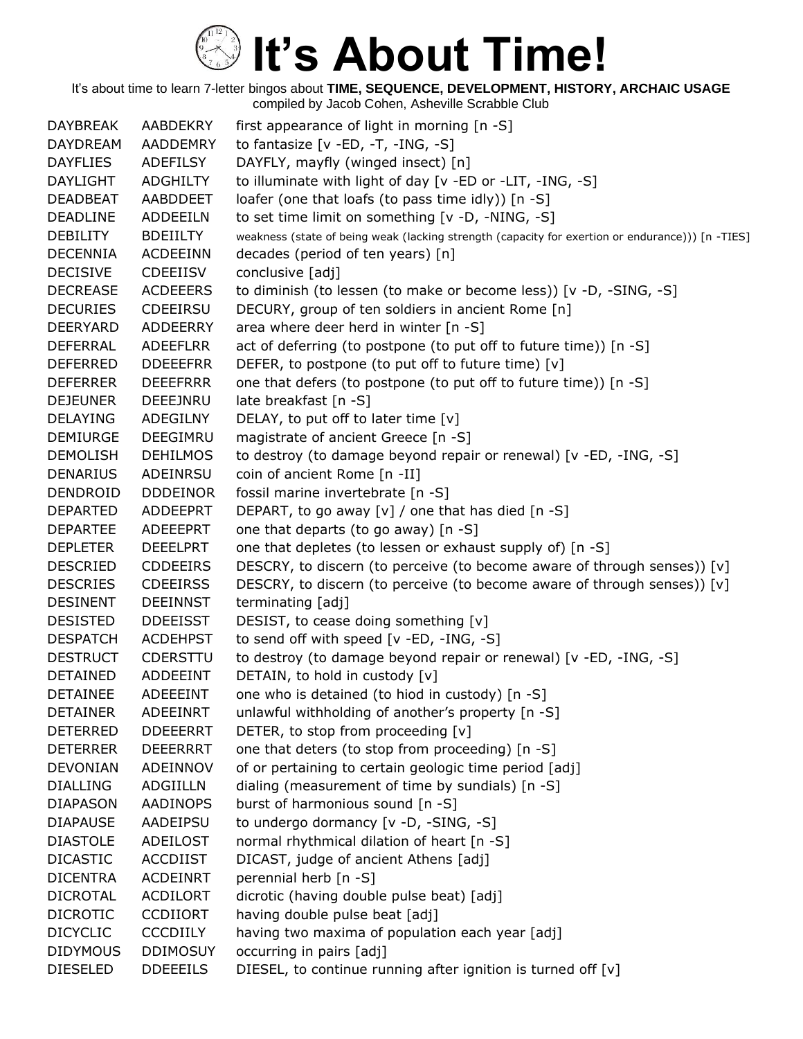# It's About Time!

It's about time to learn 7-letter bingos about **TIME, SEQUENCE, DEVELOPMENT, HISTORY, ARCHAIC USAGE**
compiled by Jacob Cohen, Asheville Scrabble Club

| | | |
|---|---|---|
| DAYBREAK | AABDEKRY | first appearance of light in morning [n -S] |
| DAYDREAM | AADDEMRY | to fantasize [v -ED, -T, -ING, -S] |
| DAYFLIES | ADEFILSY | DAYFLY, mayfly (winged insect) [n] |
| DAYLIGHT | ADGHILTY | to illuminate with light of day [v -ED or -LIT, -ING, -S] |
| DEADBEAT | AABDDEET | loafer (one that loafs (to pass time idly)) [n -S] |
| DEADLINE | ADDEEILN | to set time limit on something [v -D, -NING, -S] |
| DEBILITY | BDEIILTY | weakness (state of being weak (lacking strength (capacity for exertion or endurance))) [n -TIES] |
| DECENNIA | ACDEEINN | decades (period of ten years) [n] |
| DECISIVE | CDEEIISV | conclusive [adj] |
| DECREASE | ACDEEERS | to diminish (to lessen (to make or become less)) [v -D, -SING, -S] |
| DECURIES | CDEEIRSU | DECURY, group of ten soldiers in ancient Rome [n] |
| DEERYARD | ADDEERRY | area where deer herd in winter [n -S] |
| DEFERRAL | ADEEFLRR | act of deferring (to postpone (to put off to future time)) [n -S] |
| DEFERRED | DDEEEFRR | DEFER, to postpone (to put off to future time) [v] |
| DEFERRER | DEEEFRRR | one that defers (to postpone (to put off to future time)) [n -S] |
| DEJEUNER | DEEEJNRU | late breakfast [n -S] |
| DELAYING | ADEGILNY | DELAY, to put off to later time [v] |
| DEMIURGE | DEEGIMRU | magistrate of ancient Greece [n -S] |
| DEMOLISH | DEHILMOS | to destroy (to damage beyond repair or renewal) [v -ED, -ING, -S] |
| DENARIUS | ADEINRSU | coin of ancient Rome [n -II] |
| DENDROID | DDDEINOR | fossil marine invertebrate [n -S] |
| DEPARTED | ADDEEPRT | DEPART, to go away [v] / one that has died [n -S] |
| DEPARTEE | ADEEEPRT | one that departs (to go away) [n -S] |
| DEPLETER | DEEELPRT | one that depletes (to lessen or exhaust supply of) [n -S] |
| DESCRIED | CDDEEIRS | DESCRY, to discern (to perceive (to become aware of through senses)) [v] |
| DESCRIES | CDEEIRSS | DESCRY, to discern (to perceive (to become aware of through senses)) [v] |
| DESINENT | DEEINNST | terminating [adj] |
| DESISTED | DDEEISST | DESIST, to cease doing something [v] |
| DESPATCH | ACDEHPST | to send off with speed [v -ED, -ING, -S] |
| DESTRUCT | CDERSTTU | to destroy (to damage beyond repair or renewal) [v -ED, -ING, -S] |
| DETAINED | ADDEEINT | DETAIN, to hold in custody [v] |
| DETAINEE | ADEEEINT | one who is detained (to hiod in custody) [n -S] |
| DETAINER | ADEEINRT | unlawful withholding of another's property [n -S] |
| DETERRED | DDEEERRT | DETER, to stop from proceeding [v] |
| DETERRER | DEEERRRT | one that deters (to stop from proceeding) [n -S] |
| DEVONIAN | ADEINNOV | of or pertaining to certain geologic time period [adj] |
| DIALLING | ADGIILLN | dialing (measurement of time by sundials) [n -S] |
| DIAPASON | AADINOPS | burst of harmonious sound [n -S] |
| DIAPAUSE | AADEIPSU | to undergo dormancy [v -D, -SING, -S] |
| DIASTOLE | ADEILOST | normal rhythmical dilation of heart [n -S] |
| DICASTIC | ACCDIIST | DICAST, judge of ancient Athens [adj] |
| DICENTRA | ACDEINRT | perennial herb [n -S] |
| DICROTAL | ACDILORT | dicrotic (having double pulse beat) [adj] |
| DICROTIC | CCDIIORT | having double pulse beat [adj] |
| DICYCLIC | CCCDIILY | having two maxima of population each year [adj] |
| DIDYMOUS | DDIMOSUY | occurring in pairs [adj] |
| DIESELED | DDEEEILS | DIESEL, to continue running after ignition is turned off [v] |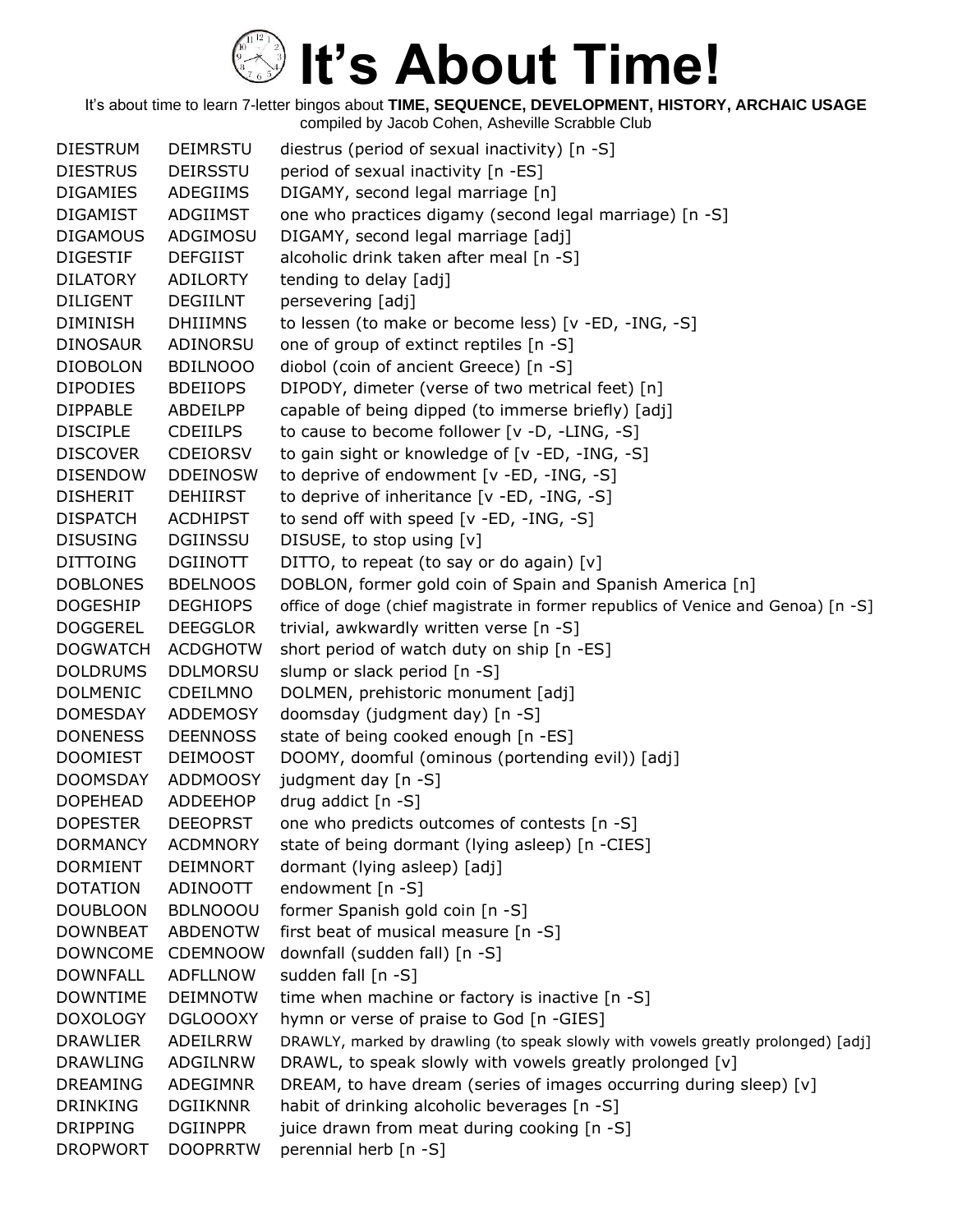# It's About Time!

It's about time to learn 7-letter bingos about **TIME, SEQUENCE, DEVELOPMENT, HISTORY, ARCHAIC USAGE**
compiled by Jacob Cohen, Asheville Scrabble Club

| | | |
|---|---|---|
| DIESTRUM | DEIMRSTU | diestrus (period of sexual inactivity) [n -S] |
| DIESTRUS | DEIRSSTU | period of sexual inactivity [n -ES] |
| DIGAMIES | ADEGIIMS | DIGAMY, second legal marriage [n] |
| DIGAMIST | ADGIIMST | one who practices digamy (second legal marriage) [n -S] |
| DIGAMOUS | ADGIMOSU | DIGAMY, second legal marriage [adj] |
| DIGESTIF | DEFGIIST | alcoholic drink taken after meal [n -S] |
| DILATORY | ADILORTY | tending to delay [adj] |
| DILIGENT | DEGIILNT | persevering [adj] |
| DIMINISH | DHIIIMNS | to lessen (to make or become less) [v -ED, -ING, -S] |
| DINOSAUR | ADINORSU | one of group of extinct reptiles [n -S] |
| DIOBOLON | BDILNOOO | diobol (coin of ancient Greece) [n -S] |
| DIPODIES | BDEIIOPS | DIPODY, dimeter (verse of two metrical feet) [n] |
| DIPPABLE | ABDEILPP | capable of being dipped (to immerse briefly) [adj] |
| DISCIPLE | CDEIILPS | to cause to become follower [v -D, -LING, -S] |
| DISCOVER | CDEIORSV | to gain sight or knowledge of [v -ED, -ING, -S] |
| DISENDOW | DDEINOSW | to deprive of endowment [v -ED, -ING, -S] |
| DISHERIT | DEHIIRST | to deprive of inheritance [v -ED, -ING, -S] |
| DISPATCH | ACDHIPST | to send off with speed [v -ED, -ING, -S] |
| DISUSING | DGIINSSU | DISUSE, to stop using [v] |
| DITTOING | DGIINOTT | DITTO, to repeat (to say or do again) [v] |
| DOBLONES | BDELNOOS | DOBLON, former gold coin of Spain and Spanish America [n] |
| DOGESHIP | DEGHIOPS | office of doge (chief magistrate in former republics of Venice and Genoa) [n -S] |
| DOGGEREL | DEEGGLOR | trivial, awkwardly written verse [n -S] |
| DOGWATCH | ACDGHOTW | short period of watch duty on ship [n -ES] |
| DOLDRUMS | DDLMORSU | slump or slack period [n -S] |
| DOLMENIC | CDEILMNO | DOLMEN, prehistoric monument [adj] |
| DOMESDAY | ADDEMOSY | doomsday (judgment day) [n -S] |
| DONENESS | DEENNOSS | state of being cooked enough [n -ES] |
| DOOMIEST | DEIMOOST | DOOMY, doomful (ominous (portending evil)) [adj] |
| DOOMSDAY | ADDMOOSY | judgment day [n -S] |
| DOPEHEAD | ADDEEHOP | drug addict [n -S] |
| DOPESTER | DEEOPRST | one who predicts outcomes of contests [n -S] |
| DORMANCY | ACDMNORY | state of being dormant (lying asleep) [n -CIES] |
| DORMIENT | DEIMNORT | dormant (lying asleep) [adj] |
| DOTATION | ADINOOTT | endowment [n -S] |
| DOUBLOON | BDLNOOOU | former Spanish gold coin [n -S] |
| DOWNBEAT | ABDENOTW | first beat of musical measure [n -S] |
| DOWNCOME | CDEMNOOW | downfall (sudden fall) [n -S] |
| DOWNFALL | ADFLLNOW | sudden fall [n -S] |
| DOWNTIME | DEIMNOTW | time when machine or factory is inactive [n -S] |
| DOXOLOGY | DGLOOOXY | hymn or verse of praise to God [n -GIES] |
| DRAWLIER | ADEILRRW | DRAWLY, marked by drawling (to speak slowly with vowels greatly prolonged) [adj] |
| DRAWLING | ADGILNRW | DRAWL, to speak slowly with vowels greatly prolonged [v] |
| DREAMING | ADEGIMNR | DREAM, to have dream (series of images occurring during sleep) [v] |
| DRINKING | DGIIKNNR | habit of drinking alcoholic beverages [n -S] |
| DRIPPING | DGIINPPR | juice drawn from meat during cooking [n -S] |
| DROPWORT | DOOPRRTW | perennial herb [n -S] |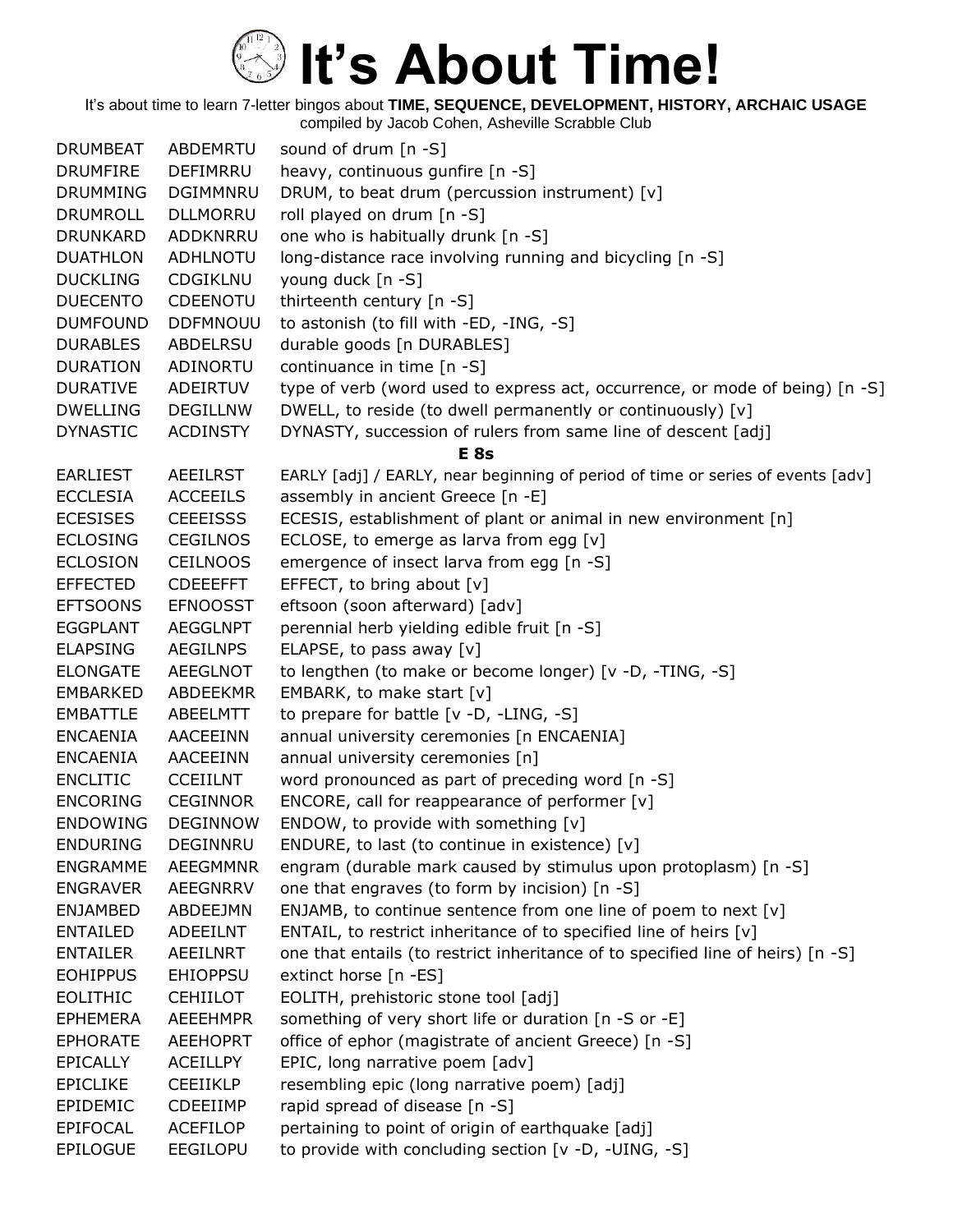# It's About Time!

It's about time to learn 7-letter bingos about **TIME, SEQUENCE, DEVELOPMENT, HISTORY, ARCHAIC USAGE**

compiled by Jacob Cohen, Asheville Scrabble Club

| | | |
|---|---|---|
| DRUMBEAT | ABDEMRTU | sound of drum [n -S] |
| DRUMFIRE | DEFIMRRU | heavy, continuous gunfire [n -S] |
| DRUMMING | DGIMMNRU | DRUM, to beat drum (percussion instrument) [v] |
| DRUMROLL | DLLMORRU | roll played on drum [n -S] |
| DRUNKARD | ADDKNRRU | one who is habitually drunk [n -S] |
| DUATHLON | ADHLNOTU | long-distance race involving running and bicycling [n -S] |
| DUCKLING | CDGIKLNU | young duck [n -S] |
| DUECENTO | CDEENOTU | thirteenth century [n -S] |
| DUMFOUND | DDFMNOUU | to astonish (to fill with -ED, -ING, -S] |
| DURABLES | ABDELRSU | durable goods [n DURABLES] |
| DURATION | ADINORTU | continuance in time [n -S] |
| DURATIVE | ADEIRTUV | type of verb (word used to express act, occurrence, or mode of being) [n -S] |
| DWELLING | DEGILLNW | DWELL, to reside (to dwell permanently or continuously) [v] |
| DYNASTIC | ACDINSTY | DYNASTY, succession of rulers from same line of descent [adj] |

**E 8s**

| | | |
|---|---|---|
| EARLIEST | AEEILRST | EARLY [adj] / EARLY, near beginning of period of time or series of events [adv] |
| ECCLESIA | ACCEEILS | assembly in ancient Greece [n -E] |
| ECESISES | CEEEISSS | ECESIS, establishment of plant or animal in new environment [n] |
| ECLOSING | CEGILNOS | ECLOSE, to emerge as larva from egg [v] |
| ECLOSION | CEILNOOS | emergence of insect larva from egg [n -S] |
| EFFECTED | CDEEEFFT | EFFECT, to bring about [v] |
| EFTSOONS | EFNOOSST | eftsoon (soon afterward) [adv] |
| EGGPLANT | AEGGLNPT | perennial herb yielding edible fruit [n -S] |
| ELAPSING | AEGILNPS | ELAPSE, to pass away [v] |
| ELONGATE | AEEGLNOT | to lengthen (to make or become longer) [v -D, -TING, -S] |
| EMBARKED | ABDEEKMR | EMBARK, to make start [v] |
| EMBATTLE | ABEELMTT | to prepare for battle [v -D, -LING, -S] |
| ENCAENIA | AACEEINN | annual university ceremonies [n ENCAENIA] |
| ENCAENIA | AACEEINN | annual university ceremonies [n] |
| ENCLITIC | CCEIILNT | word pronounced as part of preceding word [n -S] |
| ENCORING | CEGINNOR | ENCORE, call for reappearance of performer [v] |
| ENDOWING | DEGINNOW | ENDOW, to provide with something [v] |
| ENDURING | DEGINNRU | ENDURE, to last (to continue in existence) [v] |
| ENGRAMME | AEEGMMNR | engram (durable mark caused by stimulus upon protoplasm) [n -S] |
| ENGRAVER | AEEGNRRV | one that engraves (to form by incision) [n -S] |
| ENJAMBED | ABDEEJMN | ENJAMB, to continue sentence from one line of poem to next [v] |
| ENTAILED | ADEEILNT | ENTAIL, to restrict inheritance of to specified line of heirs [v] |
| ENTAILER | AEEILNRT | one that entails (to restrict inheritance of to specified line of heirs) [n -S] |
| EOHIPPUS | EHIOPPSU | extinct horse [n -ES] |
| EOLITHIC | CEHIILOT | EOLITH, prehistoric stone tool [adj] |
| EPHEMERA | AEEEHMPR | something of very short life or duration [n -S or -E] |
| EPHORATE | AEEHOPRT | office of ephor (magistrate of ancient Greece) [n -S] |
| EPICALLY | ACEILLPY | EPIC, long narrative poem [adv] |
| EPICLIKE | CEEIIKLP | resembling epic (long narrative poem) [adj] |
| EPIDEMIC | CDEEIIMP | rapid spread of disease [n -S] |
| EPIFOCAL | ACEFILOP | pertaining to point of origin of earthquake [adj] |
| EPILOGUE | EEGILOPU | to provide with concluding section [v -D, -UING, -S] |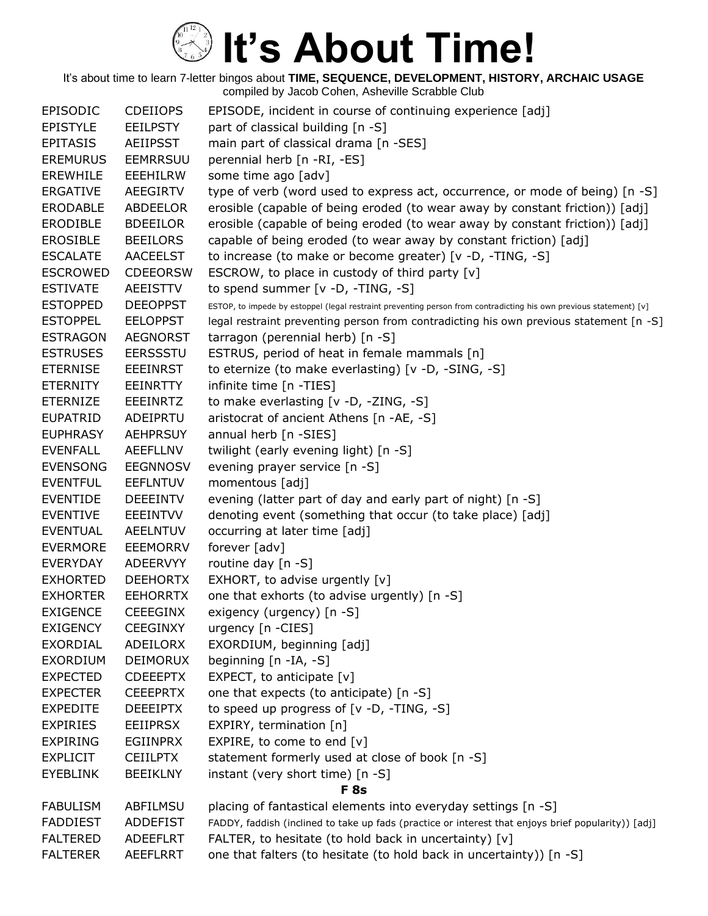# It's About Time!

It's about time to learn 7-letter bingos about **TIME, SEQUENCE, DEVELOPMENT, HISTORY, ARCHAIC USAGE**
compiled by Jacob Cohen, Asheville Scrabble Club

| | | |
|---|---|---|
| EPISODIC | CDEIIOPS | EPISODE, incident in course of continuing experience [adj] |
| EPISTYLE | EEILPSTY | part of classical building [n -S] |
| EPITASIS | AEIIPSST | main part of classical drama [n -SES] |
| EREMURUS | EEMRRSUU | perennial herb [n -RI, -ES] |
| EREWHILE | EEEHILRW | some time ago [adv] |
| ERGATIVE | AEEGIRTV | type of verb (word used to express act, occurrence, or mode of being) [n -S] |
| ERODABLE | ABDEELOR | erosible (capable of being eroded (to wear away by constant friction)) [adj] |
| ERODIBLE | BDEEILOR | erosible (capable of being eroded (to wear away by constant friction)) [adj] |
| EROSIBLE | BEEILORS | capable of being eroded (to wear away by constant friction) [adj] |
| ESCALATE | AACEELST | to increase (to make or become greater) [v -D, -TING, -S] |
| ESCROWED | CDEEORSW | ESCROW, to place in custody of third party [v] |
| ESTIVATE | AEEISTTV | to spend summer [v -D, -TING, -S] |
| ESTOPPED | DEEOPPST | ESTOP, to impede by estoppel (legal restraint preventing person from contradicting his own previous statement) [v] |
| ESTOPPEL | EELOPPST | legal restraint preventing person from contradicting his own previous statement [n -S] |
| ESTRAGON | AEGNORST | tarragon (perennial herb) [n -S] |
| ESTRUSES | EERSSSTU | ESTRUS, period of heat in female mammals [n] |
| ETERNISE | EEEINRST | to eternize (to make everlasting) [v -D, -SING, -S] |
| ETERNITY | EEINRTTY | infinite time [n -TIES] |
| ETERNIZE | EEEINRTZ | to make everlasting [v -D, -ZING, -S] |
| EUPATRID | ADEIPRTU | aristocrat of ancient Athens [n -AE, -S] |
| EUPHRASY | AEHPRSUY | annual herb [n -SIES] |
| EVENFALL | AEEFLLNV | twilight (early evening light) [n -S] |
| EVENSONG | EEGNNOSV | evening prayer service [n -S] |
| EVENTFUL | EEFLNTUV | momentous [adj] |
| EVENTIDE | DEEEINTV | evening (latter part of day and early part of night) [n -S] |
| EVENTIVE | EEEINTVV | denoting event (something that occur (to take place) [adj] |
| EVENTUAL | AEELNTUV | occurring at later time [adj] |
| EVERMORE | EEEMORRV | forever [adv] |
| EVERYDAY | ADEERVYY | routine day [n -S] |
| EXHORTED | DEEHORTX | EXHORT, to advise urgently [v] |
| EXHORTER | EEHORRTX | one that exhorts (to advise urgently) [n -S] |
| EXIGENCE | CEEEGINX | exigency (urgency) [n -S] |
| EXIGENCY | CEEGINXY | urgency [n -CIES] |
| EXORDIAL | ADEILORX | EXORDIUM, beginning [adj] |
| EXORDIUM | DEIMORUX | beginning [n -IA, -S] |
| EXPECTED | CDEEEPTX | EXPECT, to anticipate [v] |
| EXPECTER | CEEEPRTX | one that expects (to anticipate) [n -S] |
| EXPEDITE | DEEEIPTX | to speed up progress of [v -D, -TING, -S] |
| EXPIRIES | EEIIPRSX | EXPIRY, termination [n] |
| EXPIRING | EGIINPRX | EXPIRE, to come to end [v] |
| EXPLICIT | CEIILPTX | statement formerly used at close of book [n -S] |
| EYEBLINK | BEEIKLNY | instant (very short time) [n -S] |

**F 8s**

| | | |
|---|---|---|
| FABULISM | ABFILMSU | placing of fantastical elements into everyday settings [n -S] |
| FADDIEST | ADDEFIST | FADDY, faddish (inclined to take up fads (practice or interest that enjoys brief popularity)) [adj] |
| FALTERED | ADEEFLRT | FALTER, to hesitate (to hold back in uncertainty) [v] |
| FALTERER | AEEFLRRT | one that falters (to hesitate (to hold back in uncertainty)) [n -S] |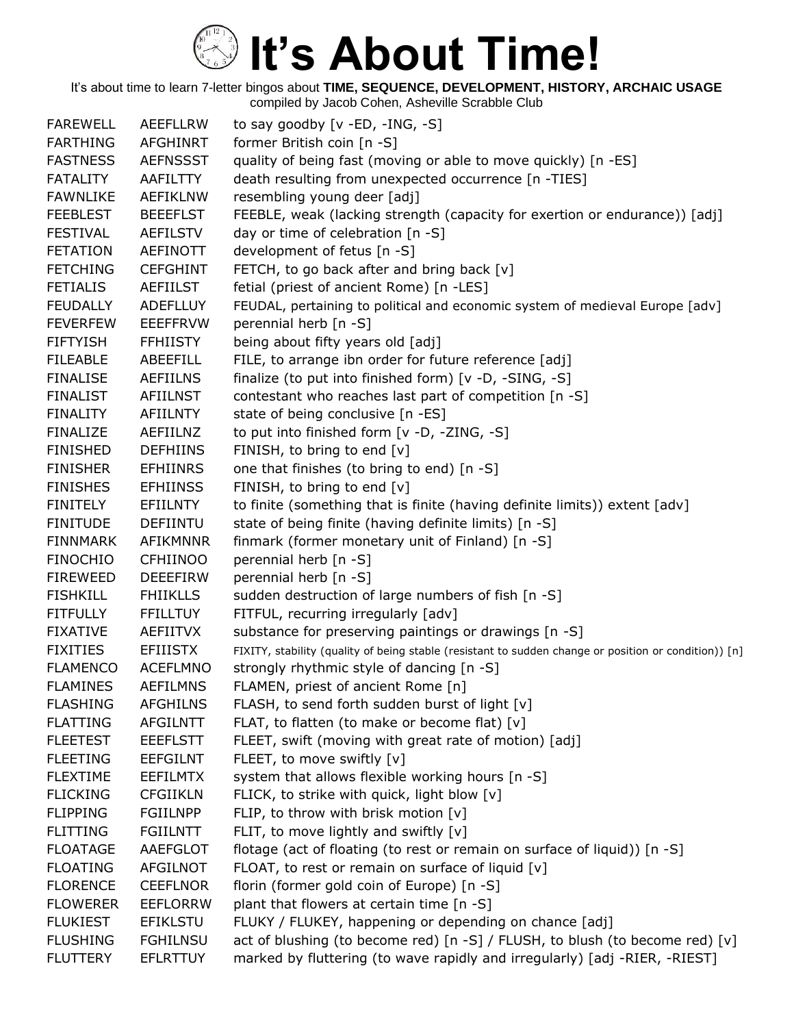# It's About Time!

It's about time to learn 7-letter bingos about **TIME, SEQUENCE, DEVELOPMENT, HISTORY, ARCHAIC USAGE**
compiled by Jacob Cohen, Asheville Scrabble Club

| | | |
|---|---|---|
| FAREWELL | AEEFLLRW | to say goodby [v -ED, -ING, -S] |
| FARTHING | AFGHINRT | former British coin [n -S] |
| FASTNESS | AEFNSSST | quality of being fast (moving or able to move quickly) [n -ES] |
| FATALITY | AAFILTTY | death resulting from unexpected occurrence [n -TIES] |
| FAWNLIKE | AEFIKLNW | resembling young deer [adj] |
| FEEBLEST | BEEEFLST | FEEBLE, weak (lacking strength (capacity for exertion or endurance)) [adj] |
| FESTIVAL | AEFILSTV | day or time of celebration [n -S] |
| FETATION | AEFINOTT | development of fetus [n -S] |
| FETCHING | CEFGHINT | FETCH, to go back after and bring back [v] |
| FETIALIS | AEFIILST | fetial (priest of ancient Rome) [n -LES] |
| FEUDALLY | ADEFLLUY | FEUDAL, pertaining to political and economic system of medieval Europe [adv] |
| FEVERFEW | EEEFFRVW | perennial herb [n -S] |
| FIFTYISH | FFHIISTY | being about fifty years old [adj] |
| FILEABLE | ABEEFILL | FILE, to arrange ibn order for future reference [adj] |
| FINALISE | AEFIILNS | finalize (to put into finished form) [v -D, -SING, -S] |
| FINALIST | AFIILNST | contestant who reaches last part of competition [n -S] |
| FINALITY | AFIILNTY | state of being conclusive [n -ES] |
| FINALIZE | AEFIILNZ | to put into finished form [v -D, -ZING, -S] |
| FINISHED | DEFHIINS | FINISH, to bring to end [v] |
| FINISHER | EFHIINRS | one that finishes (to bring to end) [n -S] |
| FINISHES | EFHIINSS | FINISH, to bring to end [v] |
| FINITELY | EFIILNTY | to finite (something that is finite (having definite limits)) extent [adv] |
| FINITUDE | DEFIINTU | state of being finite (having definite limits) [n -S] |
| FINNMARK | AFIKMNNR | finmark (former monetary unit of Finland) [n -S] |
| FINOCHIO | CFHIINOO | perennial herb [n -S] |
| FIREWEED | DEEEFIRW | perennial herb [n -S] |
| FISHKILL | FHIIKLLS | sudden destruction of large numbers of fish [n -S] |
| FITFULLY | FFILLTUY | FITFUL, recurring irregularly [adv] |
| FIXATIVE | AEFIITVX | substance for preserving paintings or drawings [n -S] |
| FIXITIES | EFIIISTX | FIXITY, stability (quality of being stable (resistant to sudden change or position or condition)) [n] |
| FLAMENCO | ACEFLMNO | strongly rhythmic style of dancing [n -S] |
| FLAMINES | AEFILMNS | FLAMEN, priest of ancient Rome [n] |
| FLASHING | AFGHILNS | FLASH, to send forth sudden burst of light [v] |
| FLATTING | AFGILNTT | FLAT, to flatten (to make or become flat) [v] |
| FLEETEST | EEEFLSTT | FLEET, swift (moving with great rate of motion) [adj] |
| FLEETING | EEFGILNT | FLEET, to move swiftly [v] |
| FLEXTIME | EEFILMTX | system that allows flexible working hours [n -S] |
| FLICKING | CFGIIKLN | FLICK, to strike with quick, light blow [v] |
| FLIPPING | FGIILNPP | FLIP, to throw with brisk motion [v] |
| FLITTING | FGIILNTT | FLIT, to move lightly and swiftly [v] |
| FLOATAGE | AAEFGLOT | flotage (act of floating (to rest or remain on surface of liquid)) [n -S] |
| FLOATING | AFGILNOT | FLOAT, to rest or remain on surface of liquid [v] |
| FLORENCE | CEEFLNOR | florin (former gold coin of Europe) [n -S] |
| FLOWERER | EEFLORRW | plant that flowers at certain time [n -S] |
| FLUKIEST | EFIKLSTU | FLUKY / FLUKEY, happening or depending on chance [adj] |
| FLUSHING | FGHILNSU | act of blushing (to become red) [n -S] / FLUSH, to blush (to become red) [v] |
| FLUTTERY | EFLRTTUY | marked by fluttering (to wave rapidly and irregularly) [adj -RIER, -RIEST] |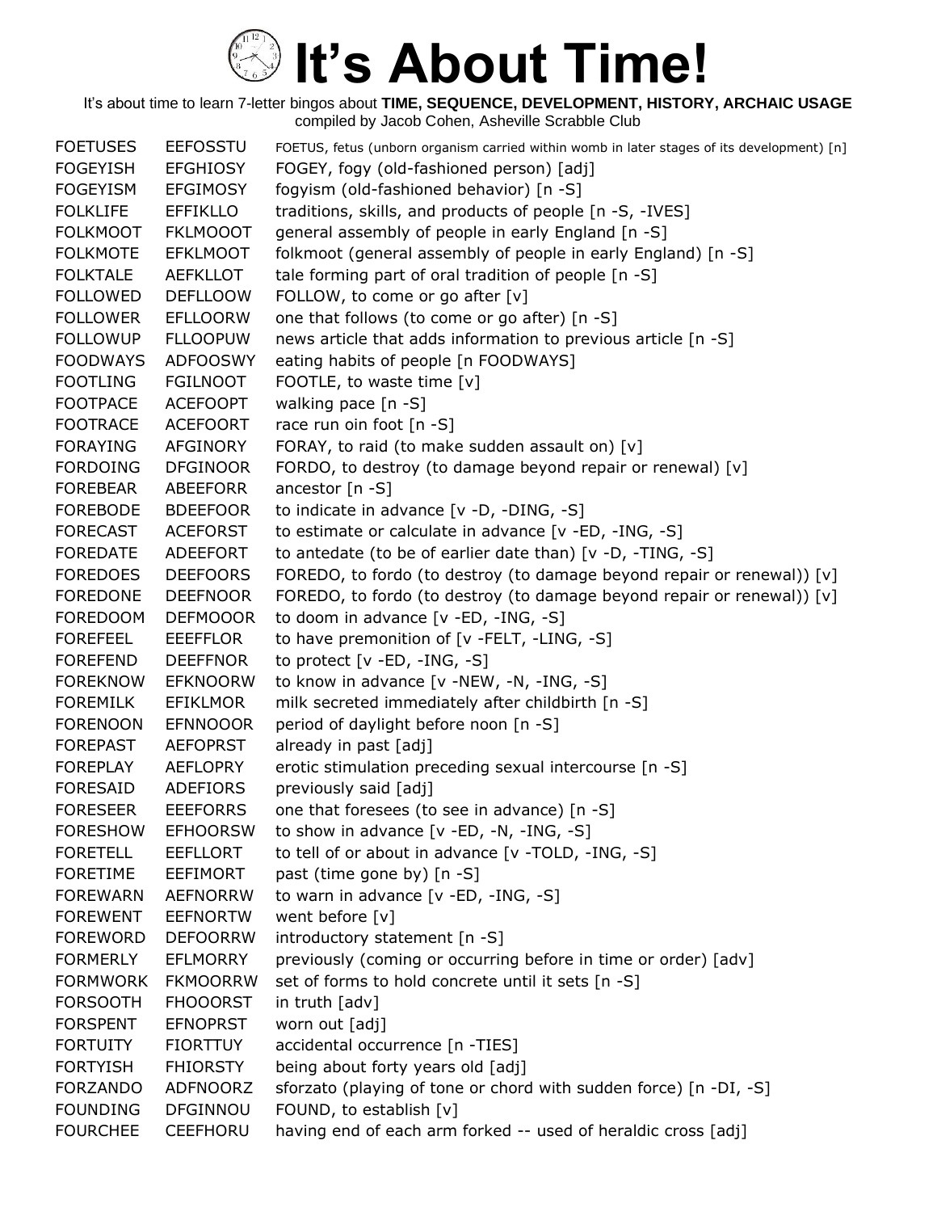# It's About Time!

It's about time to learn 7-letter bingos about **TIME, SEQUENCE, DEVELOPMENT, HISTORY, ARCHAIC USAGE**
compiled by Jacob Cohen, Asheville Scrabble Club

| | | |
|---|---|---|
| FOETUSES | EEFOSSTU | FOETUS, fetus (unborn organism carried within womb in later stages of its development) [n] |
| FOGEYISH | EFGHIOSY | FOGEY, fogy (old-fashioned person) [adj] |
| FOGEYISM | EFGIMOSY | fogyism (old-fashioned behavior) [n -S] |
| FOLKLIFE | EFFIKLLO | traditions, skills, and products of people [n -S, -IVES] |
| FOLKMOOT | FKLMOOOT | general assembly of people in early England [n -S] |
| FOLKMOTE | EFKLMOOT | folkmoot (general assembly of people in early England) [n -S] |
| FOLKTALE | AEFKLLOT | tale forming part of oral tradition of people [n -S] |
| FOLLOWED | DEFLLOOW | FOLLOW, to come or go after [v] |
| FOLLOWER | EFLLOORW | one that follows (to come or go after) [n -S] |
| FOLLOWUP | FLLOOPUW | news article that adds information to previous article [n -S] |
| FOODWAYS | ADFOOSWY | eating habits of people [n FOODWAYS] |
| FOOTLING | FGILNOOT | FOOTLE, to waste time [v] |
| FOOTPACE | ACEFOOPT | walking pace [n -S] |
| FOOTRACE | ACEFOORT | race run oin foot [n -S] |
| FORAYING | AFGINORY | FORAY, to raid (to make sudden assault on) [v] |
| FORDOING | DFGINOOR | FORDO, to destroy (to damage beyond repair or renewal) [v] |
| FOREBEAR | ABEEFORR | ancestor [n -S] |
| FOREBODE | BDEEFOOR | to indicate in advance [v -D, -DING, -S] |
| FORECAST | ACEFORST | to estimate or calculate in advance [v -ED, -ING, -S] |
| FOREDATE | ADEEFORT | to antedate (to be of earlier date than) [v -D, -TING, -S] |
| FOREDOES | DEEFOORS | FOREDO, to fordo (to destroy (to damage beyond repair or renewal)) [v] |
| FOREDONE | DEEFNOOR | FOREDO, to fordo (to destroy (to damage beyond repair or renewal)) [v] |
| FOREDOOM | DEFMOOOR | to doom in advance [v -ED, -ING, -S] |
| FOREFEEL | EEEFFLOR | to have premonition of [v -FELT, -LING, -S] |
| FOREFEND | DEEFFNOR | to protect [v -ED, -ING, -S] |
| FOREKNOW | EFKNOORW | to know in advance [v -NEW, -N, -ING, -S] |
| FOREMILK | EFIKLMOR | milk secreted immediately after childbirth [n -S] |
| FORENOON | EFNNOOOR | period of daylight before noon [n -S] |
| FOREPAST | AEFOPRST | already in past [adj] |
| FOREPLAY | AEFLOPRY | erotic stimulation preceding sexual intercourse [n -S] |
| FORESAID | ADEFIORS | previously said [adj] |
| FORESEER | EEEFORRS | one that foresees (to see in advance) [n -S] |
| FORESHOW | EFHOORSW | to show in advance [v -ED, -N, -ING, -S] |
| FORETELL | EEFLLORT | to tell of or about in advance [v -TOLD, -ING, -S] |
| FORETIME | EEFIMORT | past (time gone by) [n -S] |
| FOREWARN | AEFNORRW | to warn in advance [v -ED, -ING, -S] |
| FOREWENT | EEFNORTW | went before [v] |
| FOREWORD | DEFOORRW | introductory statement [n -S] |
| FORMERLY | EFLMORRY | previously (coming or occurring before in time or order) [adv] |
| FORMWORK | FKMOORRW | set of forms to hold concrete until it sets [n -S] |
| FORSOOTH | FHOOORST | in truth [adv] |
| FORSPENT | EFNOPRST | worn out [adj] |
| FORTUITY | FIORTTUY | accidental occurrence [n -TIES] |
| FORTYISH | FHIORSTY | being about forty years old [adj] |
| FORZANDO | ADFNOORZ | sforzato (playing of tone or chord with sudden force) [n -DI, -S] |
| FOUNDING | DFGINNOU | FOUND, to establish [v] |
| FOURCHEE | CEEFHORU | having end of each arm forked -- used of heraldic cross [adj] |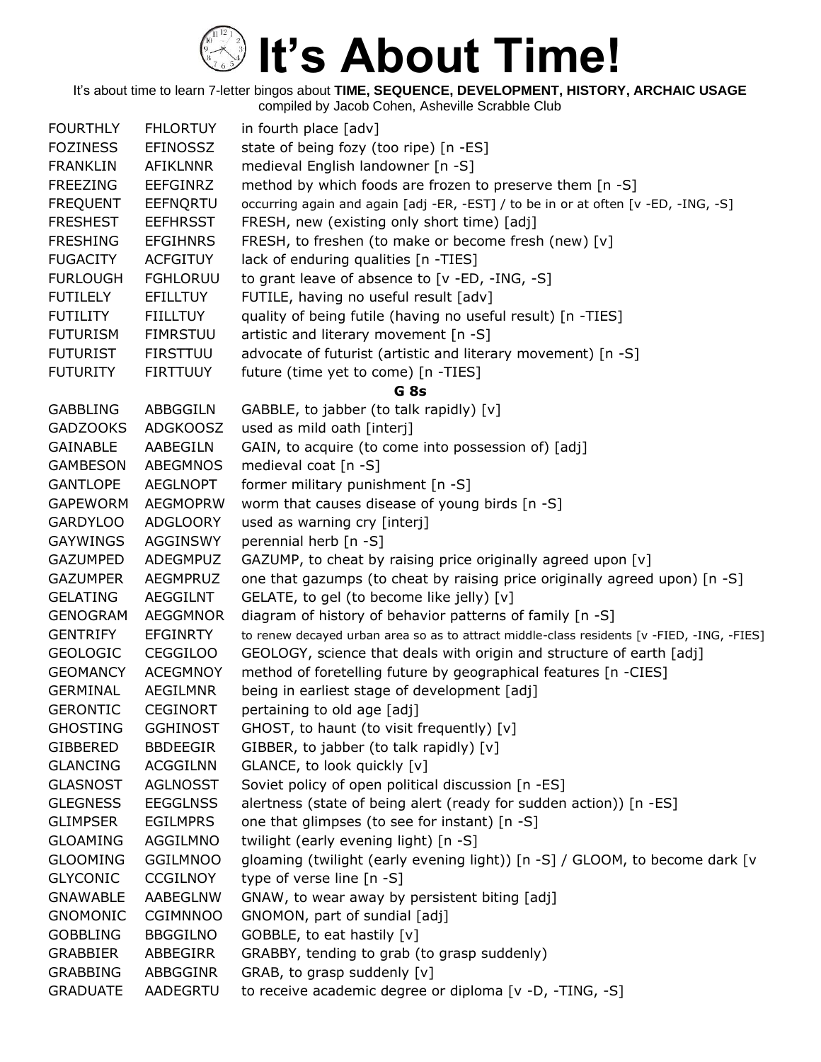# It's About Time!

It's about time to learn 7-letter bingos about **TIME, SEQUENCE, DEVELOPMENT, HISTORY, ARCHAIC USAGE**
compiled by Jacob Cohen, Asheville Scrabble Club

| | | |
|---|---|---|
| FOURTHLY | FHLORTUY | in fourth place [adv] |
| FOZINESS | EFINOSSZ | state of being fozy (too ripe) [n -ES] |
| FRANKLIN | AFIKLNNR | medieval English landowner [n -S] |
| FREEZING | EEFGINRZ | method by which foods are frozen to preserve them [n -S] |
| FREQUENT | EEFNQRTU | occurring again and again [adj -ER, -EST] / to be in or at often [v -ED, -ING, -S] |
| FRESHEST | EEFHRSST | FRESH, new (existing only short time) [adj] |
| FRESHING | EFGIHNRS | FRESH, to freshen (to make or become fresh (new) [v] |
| FUGACITY | ACFGITUY | lack of enduring qualities [n -TIES] |
| FURLOUGH | FGHLORUU | to grant leave of absence to [v -ED, -ING, -S] |
| FUTILELY | EFILLTUY | FUTILE, having no useful result [adv] |
| FUTILITY | FIILLTUY | quality of being futile (having no useful result) [n -TIES] |
| FUTURISM | FIMRSTUU | artistic and literary movement [n -S] |
| FUTURIST | FIRSTTUU | advocate of futurist (artistic and literary movement) [n -S] |
| FUTURITY | FIRTTUUY | future (time yet to come) [n -TIES] |
| | | **G 8s** |
| GABBLING | ABBGGILN | GABBLE, to jabber (to talk rapidly) [v] |
| GADZOOKS | ADGKOOSZ | used as mild oath [interj] |
| GAINABLE | AABEGILN | GAIN, to acquire (to come into possession of) [adj] |
| GAMBESON | ABEGMNOS | medieval coat [n -S] |
| GANTLOPE | AEGLNOPT | former military punishment [n -S] |
| GAPEWORM | AEGMOPRW | worm that causes disease of young birds [n -S] |
| GARDYLOO | ADGLOORY | used as warning cry [interj] |
| GAYWINGS | AGGINSWY | perennial herb [n -S] |
| GAZUMPED | ADEGMPUZ | GAZUMP, to cheat by raising price originally agreed upon [v] |
| GAZUMPER | AEGMPRUZ | one that gazumps (to cheat by raising price originally agreed upon) [n -S] |
| GELATING | AEGGILNT | GELATE, to gel (to become like jelly) [v] |
| GENOGRAM | AEGGMNOR | diagram of history of behavior patterns of family [n -S] |
| GENTRIFY | EFGINRTY | to renew decayed urban area so as to attract middle-class residents [v -FIED, -ING, -FIES] |
| GEOLOGIC | CEGGILOO | GEOLOGY, science that deals with origin and structure of earth [adj] |
| GEOMANCY | ACEGMNOY | method of foretelling future by geographical features [n -CIES] |
| GERMINAL | AEGILMNR | being in earliest stage of development [adj] |
| GERONTIC | CEGINORT | pertaining to old age [adj] |
| GHOSTING | GGHINOST | GHOST, to haunt (to visit frequently) [v] |
| GIBBERED | BBDEEGIR | GIBBER, to jabber (to talk rapidly) [v] |
| GLANCING | ACGGILNN | GLANCE, to look quickly [v] |
| GLASNOST | AGLNOSST | Soviet policy of open political discussion [n -ES] |
| GLEGNESS | EEGGLNSS | alertness (state of being alert (ready for sudden action)) [n -ES] |
| GLIMPSER | EGILMPRS | one that glimpses (to see for instant) [n -S] |
| GLOAMING | AGGILMNO | twilight (early evening light) [n -S] |
| GLOOMING | GGILMNOO | gloaming (twilight (early evening light)) [n -S] / GLOOM, to become dark [v |
| GLYCONIC | CCGILNOY | type of verse line [n -S] |
| GNAWABLE | AABEGLNW | GNAW, to wear away by persistent biting [adj] |
| GNOMONIC | CGIMNNOO | GNOMON, part of sundial [adj] |
| GOBBLING | BBGGILNO | GOBBLE, to eat hastily [v] |
| GRABBIER | ABBEGIRR | GRABBY, tending to grab (to grasp suddenly) |
| GRABBING | ABBGGINR | GRAB, to grasp suddenly [v] |
| GRADUATE | AADEGRTU | to receive academic degree or diploma [v -D, -TING, -S] |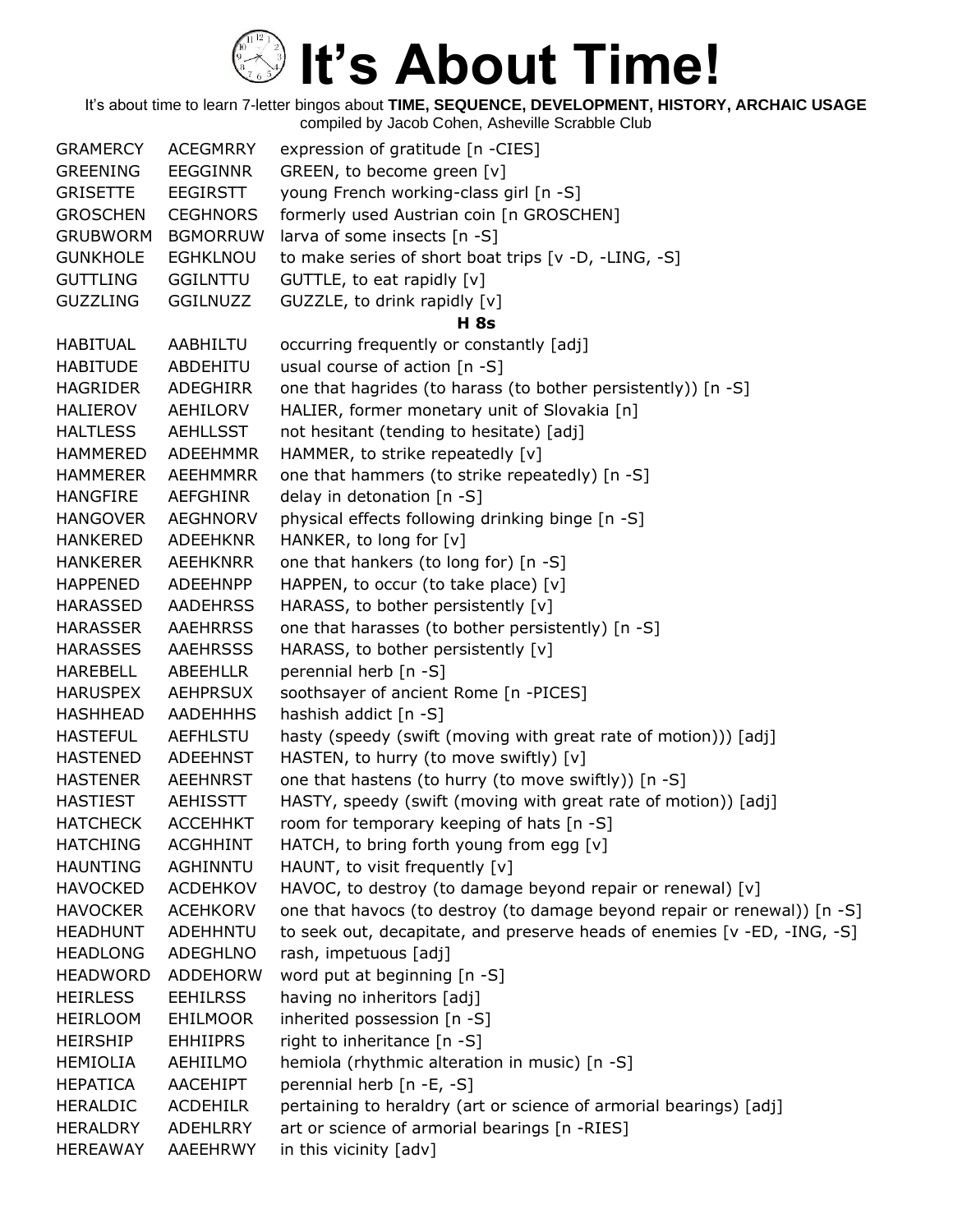# It's About Time!

It's about time to learn 7-letter bingos about **TIME, SEQUENCE, DEVELOPMENT, HISTORY, ARCHAIC USAGE**
compiled by Jacob Cohen, Asheville Scrabble Club

| | | |
|---|---|---|
| GRAMERCY | ACEGMRRY | expression of gratitude [n -CIES] |
| GREENING | EEGGINNR | GREEN, to become green [v] |
| GRISETTE | EEGIRSTT | young French working-class girl [n -S] |
| GROSCHEN | CEGHNORS | formerly used Austrian coin [n GROSCHEN] |
| GRUBWORM | BGMORRUW | larva of some insects [n -S] |
| GUNKHOLE | EGHKLNOU | to make series of short boat trips [v -D, -LING, -S] |
| GUTTLING | GGILNTTU | GUTTLE, to eat rapidly [v] |
| GUZZLING | GGILNUZZ | GUZZLE, to drink rapidly [v] |

**H 8s**

| | | |
|---|---|---|
| HABITUAL | AABHILTU | occurring frequently or constantly [adj] |
| HABITUDE | ABDEHITU | usual course of action [n -S] |
| HAGRIDER | ADEGHIRR | one that hagrides (to harass (to bother persistently)) [n -S] |
| HALIEROV | AEHILORV | HALIER, former monetary unit of Slovakia [n] |
| HALTLESS | AEHLLSST | not hesitant (tending to hesitate) [adj] |
| HAMMERED | ADEEHMMR | HAMMER, to strike repeatedly [v] |
| HAMMERER | AEEHMMRR | one that hammers (to strike repeatedly) [n -S] |
| HANGFIRE | AEFGHINR | delay in detonation [n -S] |
| HANGOVER | AEGHNORV | physical effects following drinking binge [n -S] |
| HANKERED | ADEEHKNR | HANKER, to long for [v] |
| HANKERER | AEEHKNRR | one that hankers (to long for) [n -S] |
| HAPPENED | ADEEHNPP | HAPPEN, to occur (to take place) [v] |
| HARASSED | AADEHRSS | HARASS, to bother persistently [v] |
| HARASSER | AAEHRRSS | one that harasses (to bother persistently) [n -S] |
| HARASSES | AAEHRSSS | HARASS, to bother persistently [v] |
| HAREBELL | ABEEHLLR | perennial herb [n -S] |
| HARUSPEX | AEHPRSUX | soothsayer of ancient Rome [n -PICES] |
| HASHHEAD | AADEHHHS | hashish addict [n -S] |
| HASTEFUL | AEFHLSTU | hasty (speedy (swift (moving with great rate of motion))) [adj] |
| HASTENED | ADEEHNST | HASTEN, to hurry (to move swiftly) [v] |
| HASTENER | AEEHNRST | one that hastens (to hurry (to move swiftly)) [n -S] |
| HASTIEST | AEHISSTT | HASTY, speedy (swift (moving with great rate of motion)) [adj] |
| HATCHECK | ACCEHHKT | room for temporary keeping of hats [n -S] |
| HATCHING | ACGHHINT | HATCH, to bring forth young from egg [v] |
| HAUNTING | AGHINNTU | HAUNT, to visit frequently [v] |
| HAVOCKED | ACDEHKOV | HAVOC, to destroy (to damage beyond repair or renewal) [v] |
| HAVOCKER | ACEHKORV | one that havocs (to destroy (to damage beyond repair or renewal)) [n -S] |
| HEADHUNT | ADEHHNTU | to seek out, decapitate, and preserve heads of enemies [v -ED, -ING, -S] |
| HEADLONG | ADEGHLNO | rash, impetuous [adj] |
| HEADWORD | ADDEHORW | word put at beginning [n -S] |
| HEIRLESS | EEHILRSS | having no inheritors [adj] |
| HEIRLOOM | EHILMOOR | inherited possession [n -S] |
| HEIRSHIP | EHHIIPRS | right to inheritance [n -S] |
| HEMIOLIA | AEHIILMO | hemiola (rhythmic alteration in music) [n -S] |
| HEPATICA | AACEHIPT | perennial herb [n -E, -S] |
| HERALDIC | ACDEHILR | pertaining to heraldry (art or science of armorial bearings) [adj] |
| HERALDRY | ADEHLRRY | art or science of armorial bearings [n -RIES] |
| HEREAWAY | AAEEHRWY | in this vicinity [adv] |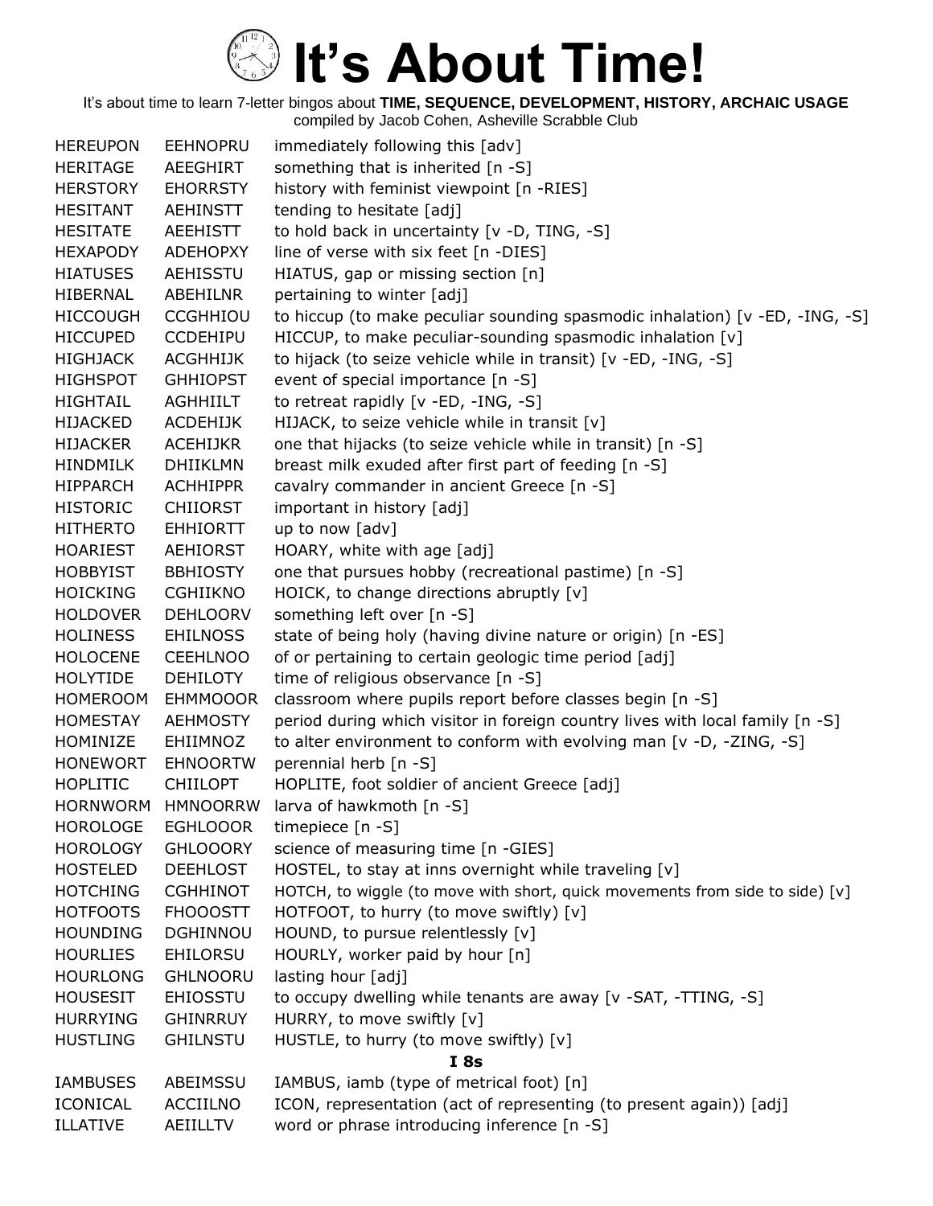# It's About Time!

It's about time to learn 7-letter bingos about **TIME, SEQUENCE, DEVELOPMENT, HISTORY, ARCHAIC USAGE**

compiled by Jacob Cohen, Asheville Scrabble Club

| | | |
|---|---|---|
| HEREUPON | EEHNOPRU | immediately following this [adv] |
| HERITAGE | AEEGHIRT | something that is inherited [n -S] |
| HERSTORY | EHORRSTY | history with feminist viewpoint [n -RIES] |
| HESITANT | AEHINSTT | tending to hesitate [adj] |
| HESITATE | AEEHISTT | to hold back in uncertainty [v -D, TING, -S] |
| HEXAPODY | ADEHOPXY | line of verse with six feet [n -DIES] |
| HIATUSES | AEHISSTU | HIATUS, gap or missing section [n] |
| HIBERNAL | ABEHILNR | pertaining to winter [adj] |
| HICCOUGH | CCGHHIOU | to hiccup (to make peculiar sounding spasmodic inhalation) [v -ED, -ING, -S] |
| HICCUPED | CCDEHIPU | HICCUP, to make peculiar-sounding spasmodic inhalation [v] |
| HIGHJACK | ACGHHIJK | to hijack (to seize vehicle while in transit) [v -ED, -ING, -S] |
| HIGHSPOT | GHHIOPST | event of special importance [n -S] |
| HIGHTAIL | AGHHIILT | to retreat rapidly [v -ED, -ING, -S] |
| HIJACKED | ACDEHIJK | HIJACK, to seize vehicle while in transit [v] |
| HIJACKER | ACEHIJKR | one that hijacks (to seize vehicle while in transit) [n -S] |
| HINDMILK | DHIIKLMN | breast milk exuded after first part of feeding [n -S] |
| HIPPARCH | ACHHIPPR | cavalry commander in ancient Greece [n -S] |
| HISTORIC | CHIIORST | important in history [adj] |
| HITHERTO | EHHIORTT | up to now [adv] |
| HOARIEST | AEHIORST | HOARY, white with age [adj] |
| HOBBYIST | BBHIOSTY | one that pursues hobby (recreational pastime) [n -S] |
| HOICKING | CGHIIKNO | HOICK, to change directions abruptly [v] |
| HOLDOVER | DEHLOORV | something left over [n -S] |
| HOLINESS | EHILNOSS | state of being holy (having divine nature or origin) [n -ES] |
| HOLOCENE | CEEHLNOO | of or pertaining to certain geologic time period [adj] |
| HOLYTIDE | DEHILOTY | time of religious observance [n -S] |
| HOMEROOM | EHMMOOOR | classroom where pupils report before classes begin [n -S] |
| HOMESTAY | AEHMOSTY | period during which visitor in foreign country lives with local family [n -S] |
| HOMINIZE | EHIIMNOZ | to alter environment to conform with evolving man [v -D, -ZING, -S] |
| HONEWORT | EHNOORTW | perennial herb [n -S] |
| HOPLITIC | CHIILOPT | HOPLITE, foot soldier of ancient Greece [adj] |
| HORNWORM | HMNOORRW | larva of hawkmoth [n -S] |
| HOROLOGE | EGHLOOOR | timepiece [n -S] |
| HOROLOGY | GHLOOORY | science of measuring time [n -GIES] |
| HOSTELED | DEEHLOST | HOSTEL, to stay at inns overnight while traveling [v] |
| HOTCHING | CGHHINOT | HOTCH, to wiggle (to move with short, quick movements from side to side) [v] |
| HOTFOOTS | FHOOOSTT | HOTFOOT, to hurry (to move swiftly) [v] |
| HOUNDING | DGHINNOU | HOUND, to pursue relentlessly [v] |
| HOURLIES | EHILORSU | HOURLY, worker paid by hour [n] |
| HOURLONG | GHLNOORU | lasting hour [adj] |
| HOUSESIT | EHIOSSTU | to occupy dwelling while tenants are away [v -SAT, -TTING, -S] |
| HURRYING | GHINRRUY | HURRY, to move swiftly [v] |
| HUSTLING | GHILNSTU | HUSTLE, to hurry (to move swiftly) [v] |
| | | **I 8s** |
| IAMBUSES | ABEIMSSU | IAMBUS, iamb (type of metrical foot) [n] |
| ICONICAL | ACCIILNO | ICON, representation (act of representing (to present again)) [adj] |
| ILLATIVE | AEIILLTV | word or phrase introducing inference [n -S] |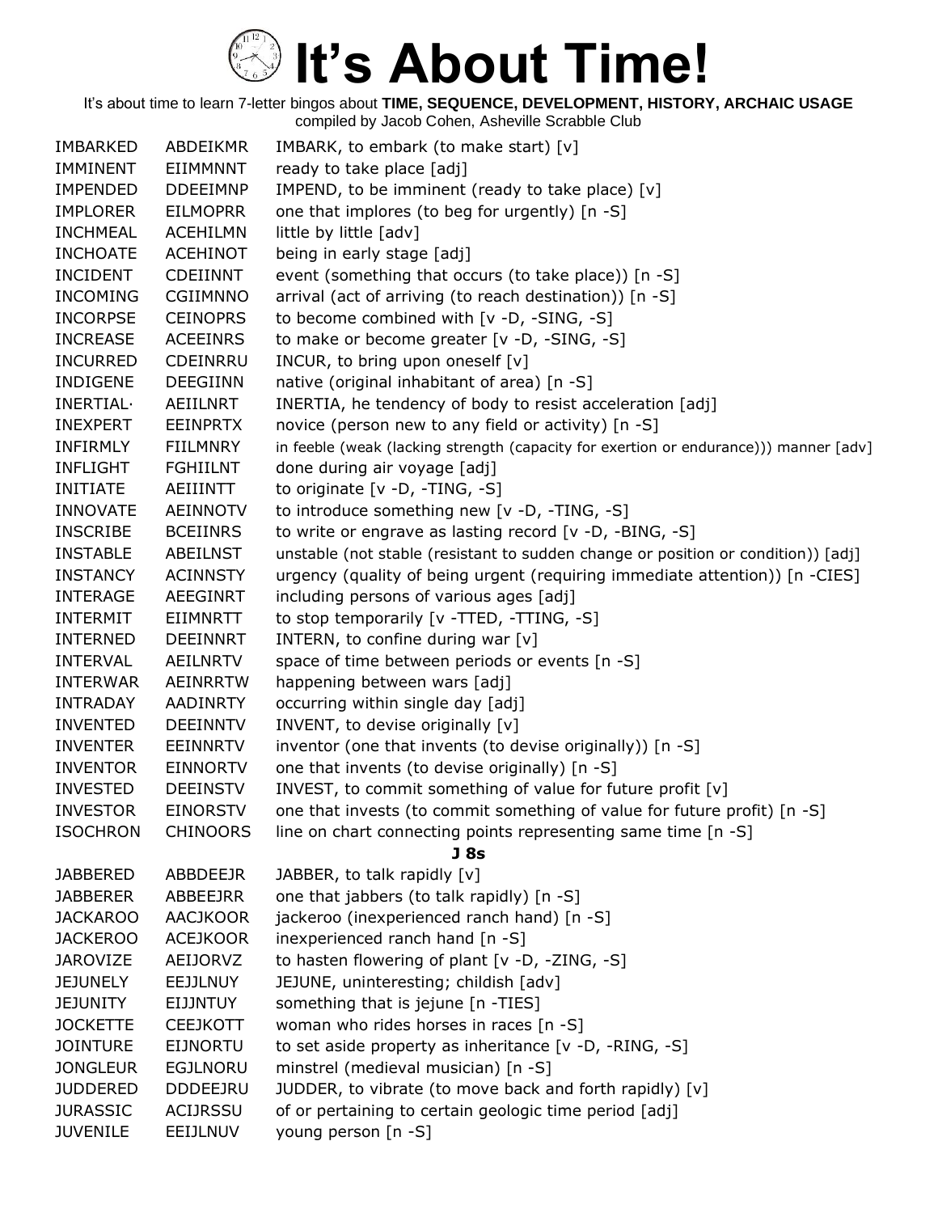# It's About Time!

It's about time to learn 7-letter bingos about **TIME, SEQUENCE, DEVELOPMENT, HISTORY, ARCHAIC USAGE**
compiled by Jacob Cohen, Asheville Scrabble Club

| | | |
|---|---|---|
| IMBARKED | ABDEIKMR | IMBARK, to embark (to make start) [v] |
| IMMINENT | EIIMMNNT | ready to take place [adj] |
| IMPENDED | DDEEIMNP | IMPEND, to be imminent (ready to take place) [v] |
| IMPLORER | EILMOPRR | one that implores (to beg for urgently) [n -S] |
| INCHMEAL | ACEHILMN | little by little [adv] |
| INCHOATE | ACEHINOT | being in early stage [adj] |
| INCIDENT | CDEIINNT | event (something that occurs (to take place)) [n -S] |
| INCOMING | CGIIMNNO | arrival (act of arriving (to reach destination)) [n -S] |
| INCORPSE | CEINOPRS | to become combined with [v -D, -SING, -S] |
| INCREASE | ACEEINRS | to make or become greater [v -D, -SING, -S] |
| INCURRED | CDEINRRU | INCUR, to bring upon oneself [v] |
| INDIGENE | DEEGIINN | native (original inhabitant of area) [n -S] |
| INERTIAL· | AEIILNRT | INERTIA, he tendency of body to resist acceleration [adj] |
| INEXPERT | EEINPRTX | novice (person new to any field or activity) [n -S] |
| INFIRMLY | FIILMNRY | in feeble (weak (lacking strength (capacity for exertion or endurance))) manner [adv] |
| INFLIGHT | FGHIILNT | done during air voyage [adj] |
| INITIATE | AEIIINTT | to originate [v -D, -TING, -S] |
| INNOVATE | AEINNOTV | to introduce something new [v -D, -TING, -S] |
| INSCRIBE | BCEIINRS | to write or engrave as lasting record [v -D, -BING, -S] |
| INSTABLE | ABEILNST | unstable (not stable (resistant to sudden change or position or condition)) [adj] |
| INSTANCY | ACINNSTY | urgency (quality of being urgent (requiring immediate attention)) [n -CIES] |
| INTERAGE | AEEGINRT | including persons of various ages [adj] |
| INTERMIT | EIIMNRTT | to stop temporarily [v -TTED, -TTING, -S] |
| INTERNED | DEEINNRT | INTERN, to confine during war [v] |
| INTERVAL | AEILNRTV | space of time between periods or events [n -S] |
| INTERWAR | AEINRRTW | happening between wars [adj] |
| INTRADAY | AADINRTY | occurring within single day [adj] |
| INVENTED | DEEINNTV | INVENT, to devise originally [v] |
| INVENTER | EEINNRTV | inventor (one that invents (to devise originally)) [n -S] |
| INVENTOR | EINNORTV | one that invents (to devise originally) [n -S] |
| INVESTED | DEEINSTV | INVEST, to commit something of value for future profit [v] |
| INVESTOR | EINORSTV | one that invests (to commit something of value for future profit) [n -S] |
| ISOCHRON | CHINOORS | line on chart connecting points representing same time [n -S] |

**J 8s**

| | | |
|---|---|---|
| JABBERED | ABBDEEJR | JABBER, to talk rapidly [v] |
| JABBERER | ABBEEJRR | one that jabbers (to talk rapidly) [n -S] |
| JACKAROO | AACJKOOR | jackeroo (inexperienced ranch hand) [n -S] |
| JACKEROO | ACEJKOOR | inexperienced ranch hand [n -S] |
| JAROVIZE | AEIJORVZ | to hasten flowering of plant [v -D, -ZING, -S] |
| JEJUNELY | EEJJLNUY | JEJUNE, uninteresting; childish [adv] |
| JEJUNITY | EIJJNTUY | something that is jejune [n -TIES] |
| JOCKETTE | CEEJKOTT | woman who rides horses in races [n -S] |
| JOINTURE | EIJNORTU | to set aside property as inheritance [v -D, -RING, -S] |
| JONGLEUR | EGJLNORU | minstrel (medieval musician) [n -S] |
| JUDDERED | DDDEEJRU | JUDDER, to vibrate (to move back and forth rapidly) [v] |
| JURASSIC | ACIJRSSU | of or pertaining to certain geologic time period [adj] |
| JUVENILE | EEIJLNUV | young person [n -S] |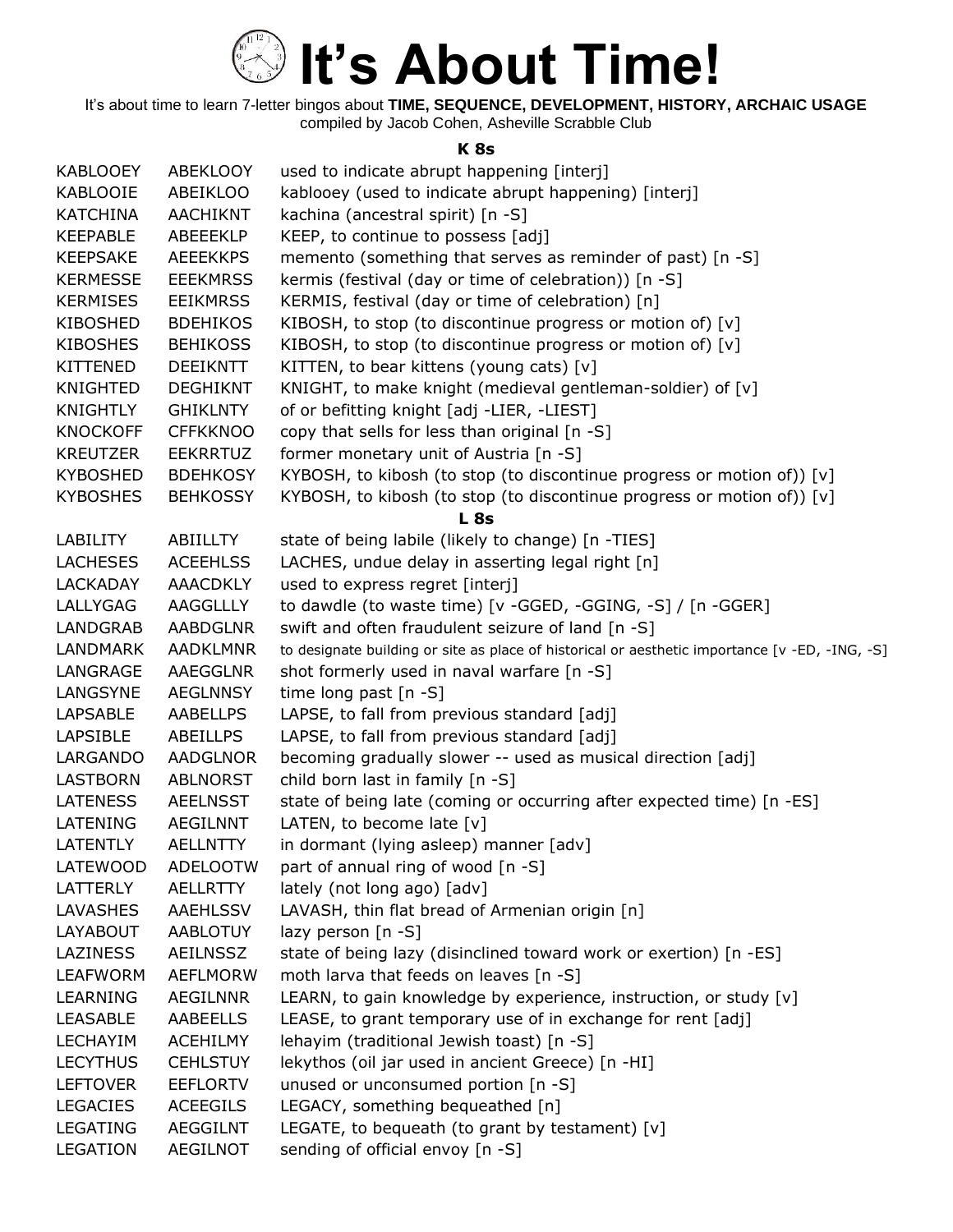# It's About Time!

It's about time to learn 7-letter bingos about **TIME, SEQUENCE, DEVELOPMENT, HISTORY, ARCHAIC USAGE**
compiled by Jacob Cohen, Asheville Scrabble Club

### K 8s

| | | |
|---|---|---|
| KABLOOEY | ABEKLOOY | used to indicate abrupt happening [interj] |
| KABLOOIE | ABEIKLOO | kablooey (used to indicate abrupt happening) [interj] |
| KATCHINA | AACHIKNT | kachina (ancestral spirit) [n -S] |
| KEEPABLE | ABEEEKLP | KEEP, to continue to possess [adj] |
| KEEPSAKE | AEEEKKPS | memento (something that serves as reminder of past) [n -S] |
| KERMESSE | EEEKMRSS | kermis (festival (day or time of celebration)) [n -S] |
| KERMISES | EEIKMRSS | KERMIS, festival (day or time of celebration) [n] |
| KIBOSHED | BDEHIKOS | KIBOSH, to stop (to discontinue progress or motion of) [v] |
| KIBOSHES | BEHIKOSS | KIBOSH, to stop (to discontinue progress or motion of) [v] |
| KITTENED | DEEIKNTT | KITTEN, to bear kittens (young cats) [v] |
| KNIGHTED | DEGHIKNT | KNIGHT, to make knight (medieval gentleman-soldier) of [v] |
| KNIGHTLY | GHIKLNTY | of or befitting knight [adj -LIER, -LIEST] |
| KNOCKOFF | CFFKKNOO | copy that sells for less than original [n -S] |
| KREUTZER | EEKRRTUZ | former monetary unit of Austria [n -S] |
| KYBOSHED | BDEHKOSY | KYBOSH, to kibosh (to stop (to discontinue progress or motion of)) [v] |
| KYBOSHES | BEHKOSSY | KYBOSH, to kibosh (to stop (to discontinue progress or motion of)) [v] |

### L 8s

| | | |
|---|---|---|
| LABILITY | ABIILLTY | state of being labile (likely to change) [n -TIES] |
| LACHESES | ACEEHLSS | LACHES, undue delay in asserting legal right [n] |
| LACKADAY | AAACDKLY | used to express regret [interj] |
| LALLYGAG | AAGGLLLY | to dawdle (to waste time) [v -GGED, -GGING, -S] / [n -GGER] |
| LANDGRAB | AABDGLNR | swift and often fraudulent seizure of land [n -S] |
| LANDMARK | AADKLMNR | to designate building or site as place of historical or aesthetic importance [v -ED, -ING, -S] |
| LANGRAGE | AAEGGLNR | shot formerly used in naval warfare [n -S] |
| LANGSYNE | AEGLNNSY | time long past [n -S] |
| LAPSABLE | AABELLPS | LAPSE, to fall from previous standard [adj] |
| LAPSIBLE | ABEILLPS | LAPSE, to fall from previous standard [adj] |
| LARGANDO | AADGLNOR | becoming gradually slower -- used as musical direction [adj] |
| LASTBORN | ABLNORST | child born last in family [n -S] |
| LATENESS | AEELNSST | state of being late (coming or occurring after expected time) [n -ES] |
| LATENING | AEGILNNT | LATEN, to become late [v] |
| LATENTLY | AELLNTTY | in dormant (lying asleep) manner [adv] |
| LATEWOOD | ADELOOTW | part of annual ring of wood [n -S] |
| LATTERLY | AELLRTTY | lately (not long ago) [adv] |
| LAVASHES | AAEHLSSV | LAVASH, thin flat bread of Armenian origin [n] |
| LAYABOUT | AABLOTUY | lazy person [n -S] |
| LAZINESS | AEILNSSZ | state of being lazy (disinclined toward work or exertion) [n -ES] |
| LEAFWORM | AEFLMORW | moth larva that feeds on leaves [n -S] |
| LEARNING | AEGILNNR | LEARN, to gain knowledge by experience, instruction, or study [v] |
| LEASABLE | AABEELLS | LEASE, to grant temporary use of in exchange for rent [adj] |
| LECHAYIM | ACEHILMY | lehayim (traditional Jewish toast) [n -S] |
| LECYTHUS | CEHLSTUY | lekythos (oil jar used in ancient Greece) [n -HI] |
| LEFTOVER | EEFLORTV | unused or unconsumed portion [n -S] |
| LEGACIES | ACEEGILS | LEGACY, something bequeathed [n] |
| LEGATING | AEGGILNT | LEGATE, to bequeath (to grant by testament) [v] |
| LEGATION | AEGILNOT | sending of official envoy [n -S] |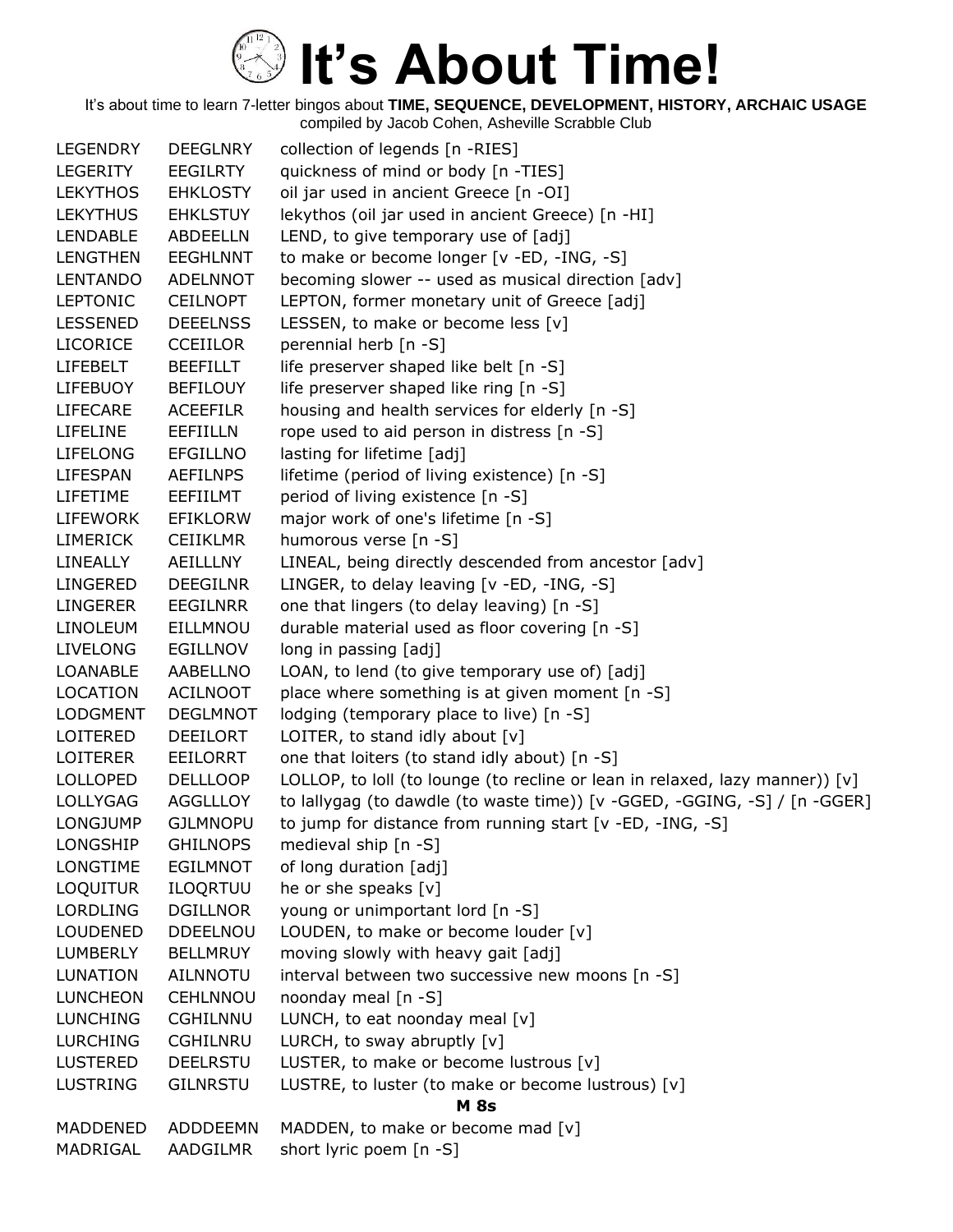# It's About Time!

It's about time to learn 7-letter bingos about **TIME, SEQUENCE, DEVELOPMENT, HISTORY, ARCHAIC USAGE**
compiled by Jacob Cohen, Asheville Scrabble Club

| | | |
|---|---|---|
| LEGENDRY | DEEGLNRY | collection of legends [n -RIES] |
| LEGERITY | EEGILRTY | quickness of mind or body [n -TIES] |
| LEKYTHOS | EHKLOSTY | oil jar used in ancient Greece [n -OI] |
| LEKYTHUS | EHKLSTUY | lekythos (oil jar used in ancient Greece) [n -HI] |
| LENDABLE | ABDEELLN | LEND, to give temporary use of [adj] |
| LENGTHEN | EEGHLNNT | to make or become longer [v -ED, -ING, -S] |
| LENTANDO | ADELNNOT | becoming slower -- used as musical direction [adv] |
| LEPTONIC | CEILNOPT | LEPTON, former monetary unit of Greece [adj] |
| LESSENED | DEEELNSS | LESSEN, to make or become less [v] |
| LICORICE | CCEIILOR | perennial herb [n -S] |
| LIFEBELT | BEEFILLT | life preserver shaped like belt [n -S] |
| LIFEBUOY | BEFILOUY | life preserver shaped like ring [n -S] |
| LIFECARE | ACEEFILR | housing and health services for elderly [n -S] |
| LIFELINE | EEFIILLN | rope used to aid person in distress [n -S] |
| LIFELONG | EFGILLNO | lasting for lifetime [adj] |
| LIFESPAN | AEFILNPS | lifetime (period of living existence) [n -S] |
| LIFETIME | EEFIILMT | period of living existence [n -S] |
| LIFEWORK | EFIKLORW | major work of one's lifetime [n -S] |
| LIMERICK | CEIIKLMR | humorous verse [n -S] |
| LINEALLY | AEILLLNY | LINEAL, being directly descended from ancestor [adv] |
| LINGERED | DEEGILNR | LINGER, to delay leaving [v -ED, -ING, -S] |
| LINGERER | EEGILNRR | one that lingers (to delay leaving) [n -S] |
| LINOLEUM | EILLMNOU | durable material used as floor covering [n -S] |
| LIVELONG | EGILLNOV | long in passing [adj] |
| LOANABLE | AABELLNO | LOAN, to lend (to give temporary use of) [adj] |
| LOCATION | ACILNOOT | place where something is at given moment [n -S] |
| LODGMENT | DEGLMNOT | lodging (temporary place to live) [n -S] |
| LOITERED | DEEILORT | LOITER, to stand idly about [v] |
| LOITERER | EEILORRT | one that loiters (to stand idly about) [n -S] |
| LOLLOPED | DELLLOOP | LOLLOP, to loll (to lounge (to recline or lean in relaxed, lazy manner)) [v] |
| LOLLYGAG | AGGLLLOY | to lallygag (to dawdle (to waste time)) [v -GGED, -GGING, -S] / [n -GGER] |
| LONGJUMP | GJLMNOPU | to jump for distance from running start [v -ED, -ING, -S] |
| LONGSHIP | GHILNOPS | medieval ship [n -S] |
| LONGTIME | EGILMNOT | of long duration [adj] |
| LOQUITUR | ILOQRTUU | he or she speaks [v] |
| LORDLING | DGILLNOR | young or unimportant lord [n -S] |
| LOUDENED | DDEELNOU | LOUDEN, to make or become louder [v] |
| LUMBERLY | BELLMRUY | moving slowly with heavy gait [adj] |
| LUNATION | AILNNOTU | interval between two successive new moons [n -S] |
| LUNCHEON | CEHLNNOU | noonday meal [n -S] |
| LUNCHING | CGHILNNU | LUNCH, to eat noonday meal [v] |
| LURCHING | CGHILNRU | LURCH, to sway abruptly [v] |
| LUSTERED | DEELRSTU | LUSTER, to make or become lustrous [v] |
| LUSTRING | GILNRSTU | LUSTRE, to luster (to make or become lustrous) [v] |

**M 8s**

| | | |
|---|---|---|
| MADDENED | ADDDEEMN | MADDEN, to make or become mad [v] |
| MADRIGAL | AADGILMR | short lyric poem [n -S] |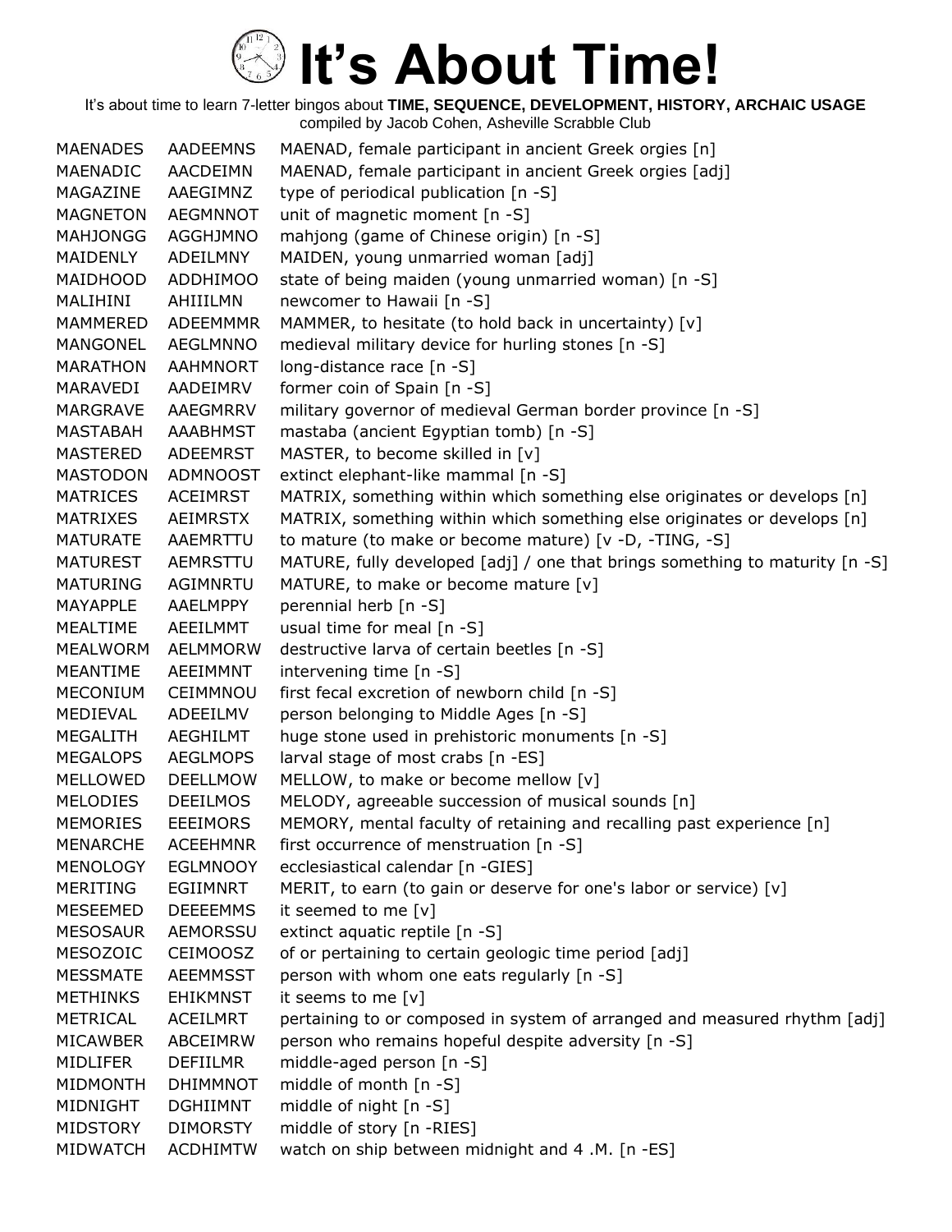# It's About Time!

It's about time to learn 7-letter bingos about **TIME, SEQUENCE, DEVELOPMENT, HISTORY, ARCHAIC USAGE**
compiled by Jacob Cohen, Asheville Scrabble Club

| | | |
|---|---|---|
| MAENADES | AADEEMNS | MAENAD, female participant in ancient Greek orgies [n] |
| MAENADIC | AACDEIMN | MAENAD, female participant in ancient Greek orgies [adj] |
| MAGAZINE | AAEGIMNZ | type of periodical publication [n -S] |
| MAGNETON | AEGMNNOT | unit of magnetic moment [n -S] |
| MAHJONGG | AGGHJMNO | mahjong (game of Chinese origin) [n -S] |
| MAIDENLY | ADEILMNY | MAIDEN, young unmarried woman [adj] |
| MAIDHOOD | ADDHIMOO | state of being maiden (young unmarried woman) [n -S] |
| MALIHINI | AHIIILMN | newcomer to Hawaii [n -S] |
| MAMMERED | ADEEMMMR | MAMMER, to hesitate (to hold back in uncertainty) [v] |
| MANGONEL | AEGLMNNO | medieval military device for hurling stones [n -S] |
| MARATHON | AAHMNORT | long-distance race [n -S] |
| MARAVEDI | AADEIMRV | former coin of Spain [n -S] |
| MARGRAVE | AAEGMRRV | military governor of medieval German border province [n -S] |
| MASTABAH | AAABHMST | mastaba (ancient Egyptian tomb) [n -S] |
| MASTERED | ADEEMRST | MASTER, to become skilled in [v] |
| MASTODON | ADMNOOST | extinct elephant-like mammal [n -S] |
| MATRICES | ACEIMRST | MATRIX, something within which something else originates or develops [n] |
| MATRIXES | AEIMRSTX | MATRIX, something within which something else originates or develops [n] |
| MATURATE | AAEMRTTU | to mature (to make or become mature) [v -D, -TING, -S] |
| MATUREST | AEMRSTTU | MATURE, fully developed [adj] / one that brings something to maturity [n -S] |
| MATURING | AGIMNRTU | MATURE, to make or become mature [v] |
| MAYAPPLE | AAELMPPY | perennial herb [n -S] |
| MEALTIME | AEEILMMT | usual time for meal [n -S] |
| MEALWORM | AELMMORW | destructive larva of certain beetles [n -S] |
| MEANTIME | AEEIMMNT | intervening time [n -S] |
| MECONIUM | CEIMMNOU | first fecal excretion of newborn child [n -S] |
| MEDIEVAL | ADEEILMV | person belonging to Middle Ages [n -S] |
| MEGALITH | AEGHILMT | huge stone used in prehistoric monuments [n -S] |
| MEGALOPS | AEGLMOPS | larval stage of most crabs [n -ES] |
| MELLOWED | DEELLMOW | MELLOW, to make or become mellow [v] |
| MELODIES | DEEILMOS | MELODY, agreeable succession of musical sounds [n] |
| MEMORIES | EEEIMORS | MEMORY, mental faculty of retaining and recalling past experience [n] |
| MENARCHE | ACEEHMNR | first occurrence of menstruation [n -S] |
| MENOLOGY | EGLMNOOY | ecclesiastical calendar [n -GIES] |
| MERITING | EGIIMNRT | MERIT, to earn (to gain or deserve for one's labor or service) [v] |
| MESEEMED | DEEEEMMS | it seemed to me [v] |
| MESOSAUR | AEMORSSU | extinct aquatic reptile [n -S] |
| MESOZOIC | CEIMOOSZ | of or pertaining to certain geologic time period [adj] |
| MESSMATE | AEEMMSST | person with whom one eats regularly [n -S] |
| METHINKS | EHIKMNST | it seems to me [v] |
| METRICAL | ACEILMRT | pertaining to or composed in system of arranged and measured rhythm [adj] |
| MICAWBER | ABCEIMRW | person who remains hopeful despite adversity [n -S] |
| MIDLIFER | DEFIILMR | middle-aged person [n -S] |
| MIDMONTH | DHIMMNOT | middle of month [n -S] |
| MIDNIGHT | DGHIIMNT | middle of night [n -S] |
| MIDSTORY | DIMORSTY | middle of story [n -RIES] |
| MIDWATCH | ACDHIMTW | watch on ship between midnight and 4 .M. [n -ES] |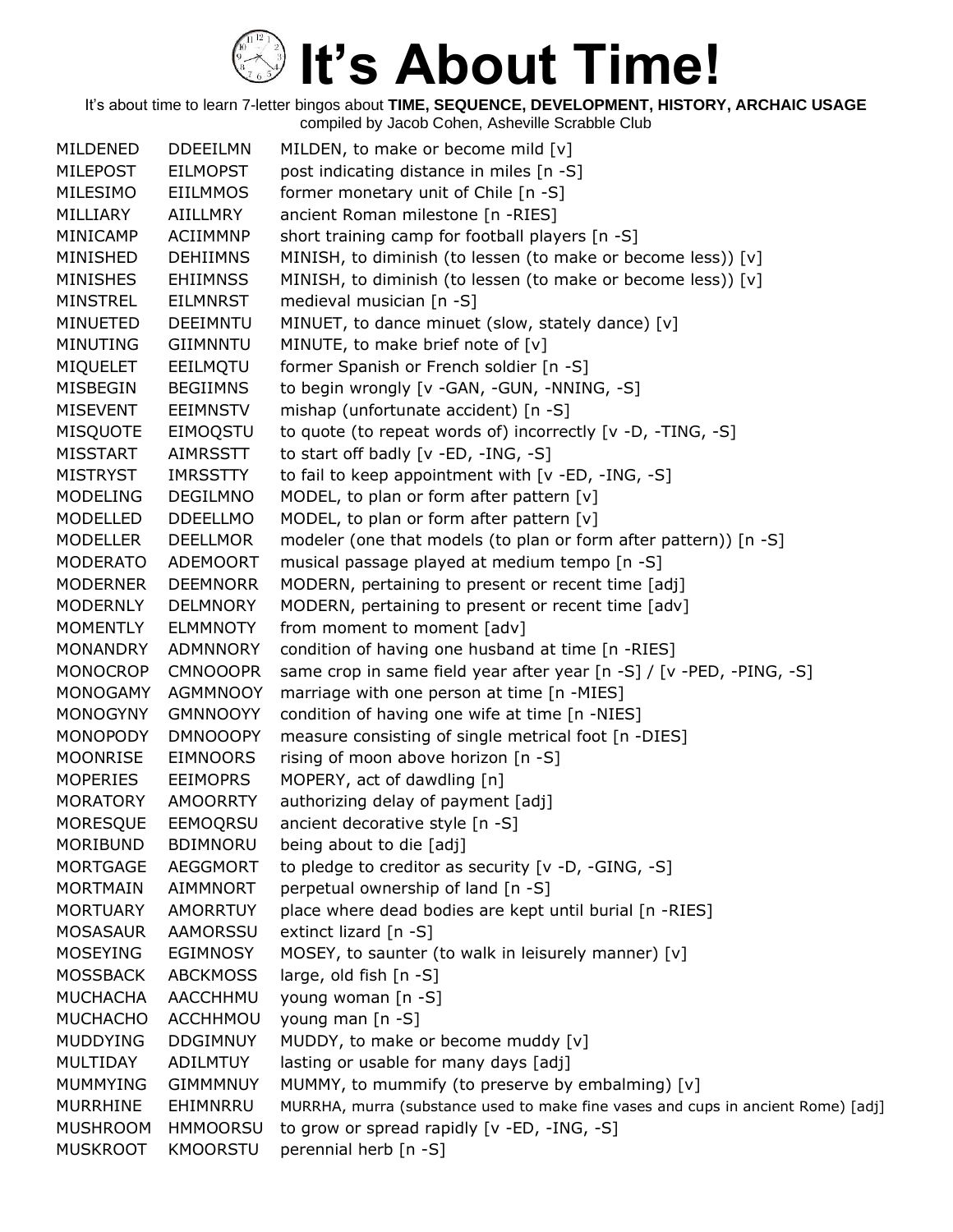# It's About Time!

It's about time to learn 7-letter bingos about **TIME, SEQUENCE, DEVELOPMENT, HISTORY, ARCHAIC USAGE**
compiled by Jacob Cohen, Asheville Scrabble Club

| | | |
|---|---|---|
| MILDENED | DDEEILMN | MILDEN, to make or become mild [v] |
| MILEPOST | EILMOPST | post indicating distance in miles [n -S] |
| MILESIMO | EIILMMOS | former monetary unit of Chile [n -S] |
| MILLIARY | AIILLMRY | ancient Roman milestone [n -RIES] |
| MINICAMP | ACIIMMNP | short training camp for football players [n -S] |
| MINISHED | DEHIIMNS | MINISH, to diminish (to lessen (to make or become less)) [v] |
| MINISHES | EHIIMNSS | MINISH, to diminish (to lessen (to make or become less)) [v] |
| MINSTREL | EILMNRST | medieval musician [n -S] |
| MINUETED | DEEIMNTU | MINUET, to dance minuet (slow, stately dance) [v] |
| MINUTING | GIIMNNTU | MINUTE, to make brief note of [v] |
| MIQUELET | EEILMQTU | former Spanish or French soldier [n -S] |
| MISBEGIN | BEGIIMNS | to begin wrongly [v -GAN, -GUN, -NNING, -S] |
| MISEVENT | EEIMNSTV | mishap (unfortunate accident) [n -S] |
| MISQUOTE | EIMOQSTU | to quote (to repeat words of) incorrectly [v -D, -TING, -S] |
| MISSTART | AIMRSSTT | to start off badly [v -ED, -ING, -S] |
| MISTRYST | IMRSSTTY | to fail to keep appointment with [v -ED, -ING, -S] |
| MODELING | DEGILMNO | MODEL, to plan or form after pattern [v] |
| MODELLED | DDEELLMO | MODEL, to plan or form after pattern [v] |
| MODELLER | DEELLMOR | modeler (one that models (to plan or form after pattern)) [n -S] |
| MODERATO | ADEMOORT | musical passage played at medium tempo [n -S] |
| MODERNER | DEEMNORR | MODERN, pertaining to present or recent time [adj] |
| MODERNLY | DELMNORY | MODERN, pertaining to present or recent time [adv] |
| MOMENTLY | ELMMNOTY | from moment to moment [adv] |
| MONANDRY | ADMNNORY | condition of having one husband at time [n -RIES] |
| MONOCROP | CMNOOOPR | same crop in same field year after year [n -S] / [v -PED, -PING, -S] |
| MONOGAMY | AGMMNOOY | marriage with one person at time [n -MIES] |
| MONOGYNY | GMNNOOYY | condition of having one wife at time [n -NIES] |
| MONOPODY | DMNOOOPY | measure consisting of single metrical foot [n -DIES] |
| MOONRISE | EIMNOORS | rising of moon above horizon [n -S] |
| MOPERIES | EEIMOPRS | MOPERY, act of dawdling [n] |
| MORATORY | AMOORRTY | authorizing delay of payment [adj] |
| MORESQUE | EEMOQRSU | ancient decorative style [n -S] |
| MORIBUND | BDIMNORU | being about to die [adj] |
| MORTGAGE | AEGGMORT | to pledge to creditor as security [v -D, -GING, -S] |
| MORTMAIN | AIMMNORT | perpetual ownership of land [n -S] |
| MORTUARY | AMORRTUY | place where dead bodies are kept until burial [n -RIES] |
| MOSASAUR | AAMORSSU | extinct lizard [n -S] |
| MOSEYING | EGIMNOSY | MOSEY, to saunter (to walk in leisurely manner) [v] |
| MOSSBACK | ABCKMOSS | large, old fish [n -S] |
| MUCHACHA | AACCHHMU | young woman [n -S] |
| MUCHACHO | ACCHHMOU | young man [n -S] |
| MUDDYING | DDGIMNUY | MUDDY, to make or become muddy [v] |
| MULTIDAY | ADILMTUY | lasting or usable for many days [adj] |
| MUMMYING | GIMMMNUY | MUMMY, to mummify (to preserve by embalming) [v] |
| MURRHINE | EHIMNRRU | MURRHA, murra (substance used to make fine vases and cups in ancient Rome) [adj] |
| MUSHROOM | HMMOORSU | to grow or spread rapidly [v -ED, -ING, -S] |
| MUSKROOT | KMOORSTU | perennial herb [n -S] |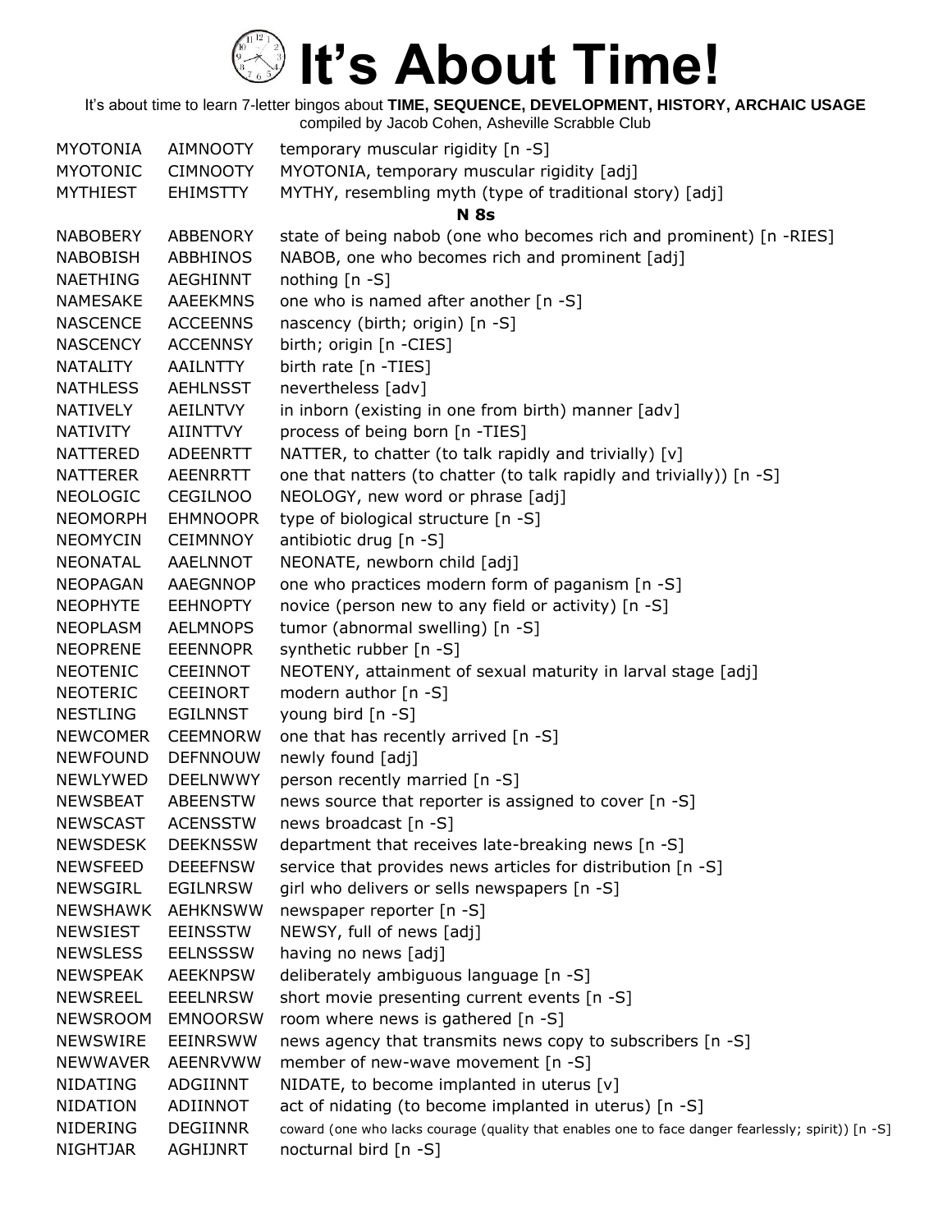# It's About Time!

It's about time to learn 7-letter bingos about **TIME, SEQUENCE, DEVELOPMENT, HISTORY, ARCHAIC USAGE**
compiled by Jacob Cohen, Asheville Scrabble Club

| | | |
|---|---|---|
| MYOTONIA | AIMNOOTY | temporary muscular rigidity [n -S] |
| MYOTONIC | CIMNOOTY | MYOTONIA, temporary muscular rigidity [adj] |
| MYTHIEST | EHIMSTTY | MYTHY, resembling myth (type of traditional story) [adj] |
| | | **N 8s** |
| NABOBERY | ABBENORY | state of being nabob (one who becomes rich and prominent) [n -RIES] |
| NABOBISH | ABBHINOS | NABOB, one who becomes rich and prominent [adj] |
| NAETHING | AEGHINNT | nothing [n -S] |
| NAMESAKE | AAEEKMNS | one who is named after another [n -S] |
| NASCENCE | ACCEENNS | nascency (birth; origin) [n -S] |
| NASCENCY | ACCENNSY | birth; origin [n -CIES] |
| NATALITY | AAILNTTY | birth rate [n -TIES] |
| NATHLESS | AEHLNSST | nevertheless [adv] |
| NATIVELY | AEILNTVY | in inborn (existing in one from birth) manner [adv] |
| NATIVITY | AIINTTVY | process of being born [n -TIES] |
| NATTERED | ADEENRTT | NATTER, to chatter (to talk rapidly and trivially) [v] |
| NATTERER | AEENRRTT | one that natters (to chatter (to talk rapidly and trivially)) [n -S] |
| NEOLOGIC | CEGILNOO | NEOLOGY, new word or phrase [adj] |
| NEOMORPH | EHMNOOPR | type of biological structure [n -S] |
| NEOMYCIN | CEIMNNOY | antibiotic drug [n -S] |
| NEONATAL | AAELNNOT | NEONATE, newborn child [adj] |
| NEOPAGAN | AAEGNNOP | one who practices modern form of paganism [n -S] |
| NEOPHYTE | EEHNOPTY | novice (person new to any field or activity) [n -S] |
| NEOPLASM | AELMNOPS | tumor (abnormal swelling) [n -S] |
| NEOPRENE | EEENNOPR | synthetic rubber [n -S] |
| NEOTENIC | CEEINNOT | NEOTENY, attainment of sexual maturity in larval stage [adj] |
| NEOTERIC | CEEINORT | modern author [n -S] |
| NESTLING | EGILNNST | young bird [n -S] |
| NEWCOMER | CEEMNORW | one that has recently arrived [n -S] |
| NEWFOUND | DEFNNOUW | newly found [adj] |
| NEWLYWED | DEELNWWY | person recently married [n -S] |
| NEWSBEAT | ABEENSTW | news source that reporter is assigned to cover [n -S] |
| NEWSCAST | ACENSSTW | news broadcast [n -S] |
| NEWSDESK | DEEKNSSW | department that receives late-breaking news [n -S] |
| NEWSFEED | DEEEFNSW | service that provides news articles for distribution [n -S] |
| NEWSGIRL | EGILNRSW | girl who delivers or sells newspapers [n -S] |
| NEWSHAWK | AEHKNSWW | newspaper reporter [n -S] |
| NEWSIEST | EEINSSTW | NEWSY, full of news [adj] |
| NEWSLESS | EELNSSSW | having no news [adj] |
| NEWSPEAK | AEEKNPSW | deliberately ambiguous language [n -S] |
| NEWSREEL | EEELNRSW | short movie presenting current events [n -S] |
| NEWSROOM | EMNOORSW | room where news is gathered [n -S] |
| NEWSWIRE | EEINRSWW | news agency that transmits news copy to subscribers [n -S] |
| NEWWAVER | AEENRVWW | member of new-wave movement [n -S] |
| NIDATING | ADGIINNT | NIDATE, to become implanted in uterus [v] |
| NIDATION | ADIINNOT | act of nidating (to become implanted in uterus) [n -S] |
| NIDERING | DEGIINNR | coward (one who lacks courage (quality that enables one to face danger fearlessly; spirit)) [n -S] |
| NIGHTJAR | AGHIJNRT | nocturnal bird [n -S] |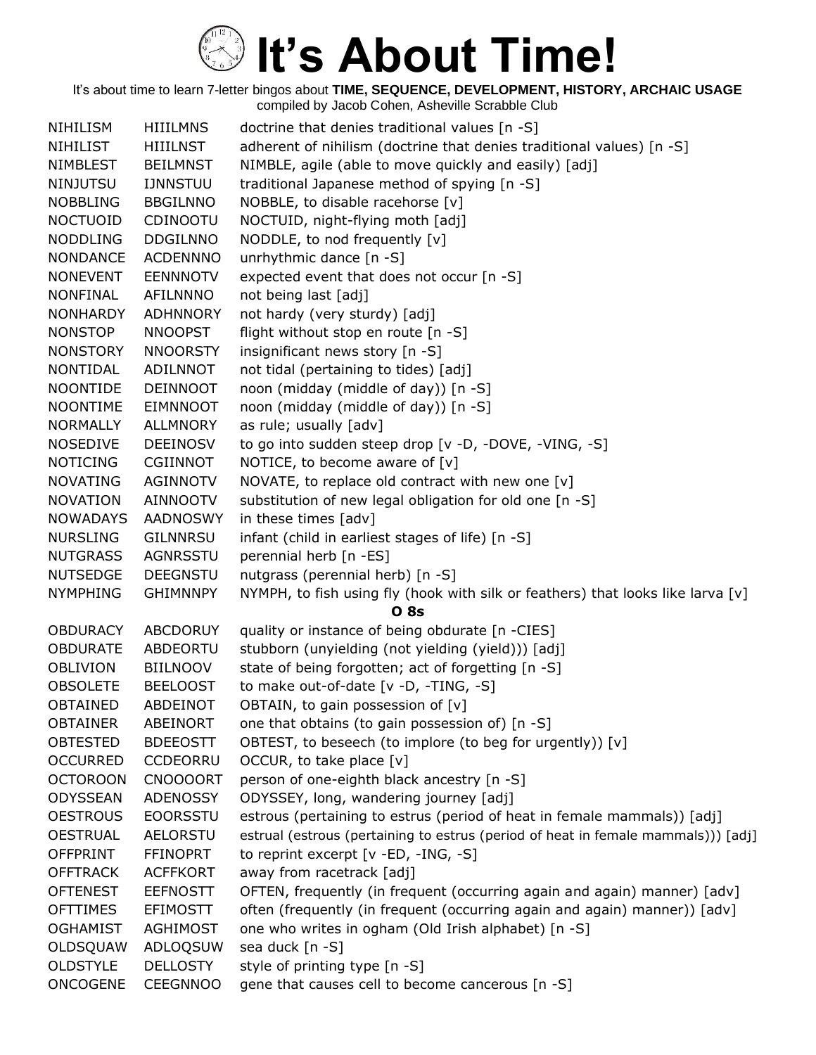# It's About Time!

It's about time to learn 7-letter bingos about **TIME, SEQUENCE, DEVELOPMENT, HISTORY, ARCHAIC USAGE**
compiled by Jacob Cohen, Asheville Scrabble Club

| | | |
|---|---|---|
| NIHILISM | HIIILMNS | doctrine that denies traditional values [n -S] |
| NIHILIST | HIIILNST | adherent of nihilism (doctrine that denies traditional values) [n -S] |
| NIMBLEST | BEILMNST | NIMBLE, agile (able to move quickly and easily) [adj] |
| NINJUTSU | IJNNSTUU | traditional Japanese method of spying [n -S] |
| NOBBLING | BBGILNNO | NOBBLE, to disable racehorse [v] |
| NOCTUOID | CDINOOTU | NOCTUID, night-flying moth [adj] |
| NODDLING | DDGILNNO | NODDLE, to nod frequently [v] |
| NONDANCE | ACDENNNO | unrhythmic dance [n -S] |
| NONEVENT | EENNNOTV | expected event that does not occur [n -S] |
| NONFINAL | AFILNNNO | not being last [adj] |
| NONHARDY | ADHNNORY | not hardy (very sturdy) [adj] |
| NONSTOP | NNOOPST | flight without stop en route [n -S] |
| NONSTORY | NNOORSTY | insignificant news story [n -S] |
| NONTIDAL | ADILNNOT | not tidal (pertaining to tides) [adj] |
| NOONTIDE | DEINNOOT | noon (midday (middle of day)) [n -S] |
| NOONTIME | EIMNNOOT | noon (midday (middle of day)) [n -S] |
| NORMALLY | ALLMNORY | as rule; usually [adv] |
| NOSEDIVE | DEEINOSV | to go into sudden steep drop [v -D, -DOVE, -VING, -S] |
| NOTICING | CGIINNOT | NOTICE, to become aware of [v] |
| NOVATING | AGINNOTV | NOVATE, to replace old contract with new one [v] |
| NOVATION | AINNOOTV | substitution of new legal obligation for old one [n -S] |
| NOWADAYS | AADNOSWY | in these times [adv] |
| NURSLING | GILNNRSU | infant (child in earliest stages of life) [n -S] |
| NUTGRASS | AGNRSSTU | perennial herb [n -ES] |
| NUTSEDGE | DEEGNSTU | nutgrass (perennial herb) [n -S] |
| NYMPHING | GHIMNNPY | NYMPH, to fish using fly (hook with silk or feathers) that looks like larva [v] |
| | | **O 8s** |
| OBDURACY | ABCDORUY | quality or instance of being obdurate [n -CIES] |
| OBDURATE | ABDEORTU | stubborn (unyielding (not yielding (yield))) [adj] |
| OBLIVION | BIILNOOV | state of being forgotten; act of forgetting [n -S] |
| OBSOLETE | BEELOOST | to make out-of-date [v -D, -TING, -S] |
| OBTAINED | ABDEINOT | OBTAIN, to gain possession of [v] |
| OBTAINER | ABEINORT | one that obtains (to gain possession of) [n -S] |
| OBTESTED | BDEEOSTT | OBTEST, to beseech (to implore (to beg for urgently)) [v] |
| OCCURRED | CCDEORRU | OCCUR, to take place [v] |
| OCTOROON | CNOOOORT | person of one-eighth black ancestry [n -S] |
| ODYSSEAN | ADENOSSY | ODYSSEY, long, wandering journey [adj] |
| OESTROUS | EOORSSTU | estrous (pertaining to estrus (period of heat in female mammals)) [adj] |
| OESTRUAL | AELORSTU | estrual (estrous (pertaining to estrus (period of heat in female mammals))) [adj] |
| OFFPRINT | FFINOPRT | to reprint excerpt [v -ED, -ING, -S] |
| OFFTRACK | ACFFKORT | away from racetrack [adj] |
| OFTENEST | EEFNOSTT | OFTEN, frequently (in frequent (occurring again and again) manner) [adv] |
| OFTTIMES | EFIMOSTT | often (frequently (in frequent (occurring again and again) manner)) [adv] |
| OGHAMIST | AGHIMOST | one who writes in ogham (Old Irish alphabet) [n -S] |
| OLDSQUAW | ADLOQSUW | sea duck [n -S] |
| OLDSTYLE | DELLOSTY | style of printing type [n -S] |
| ONCOGENE | CEEGNNOO | gene that causes cell to become cancerous [n -S] |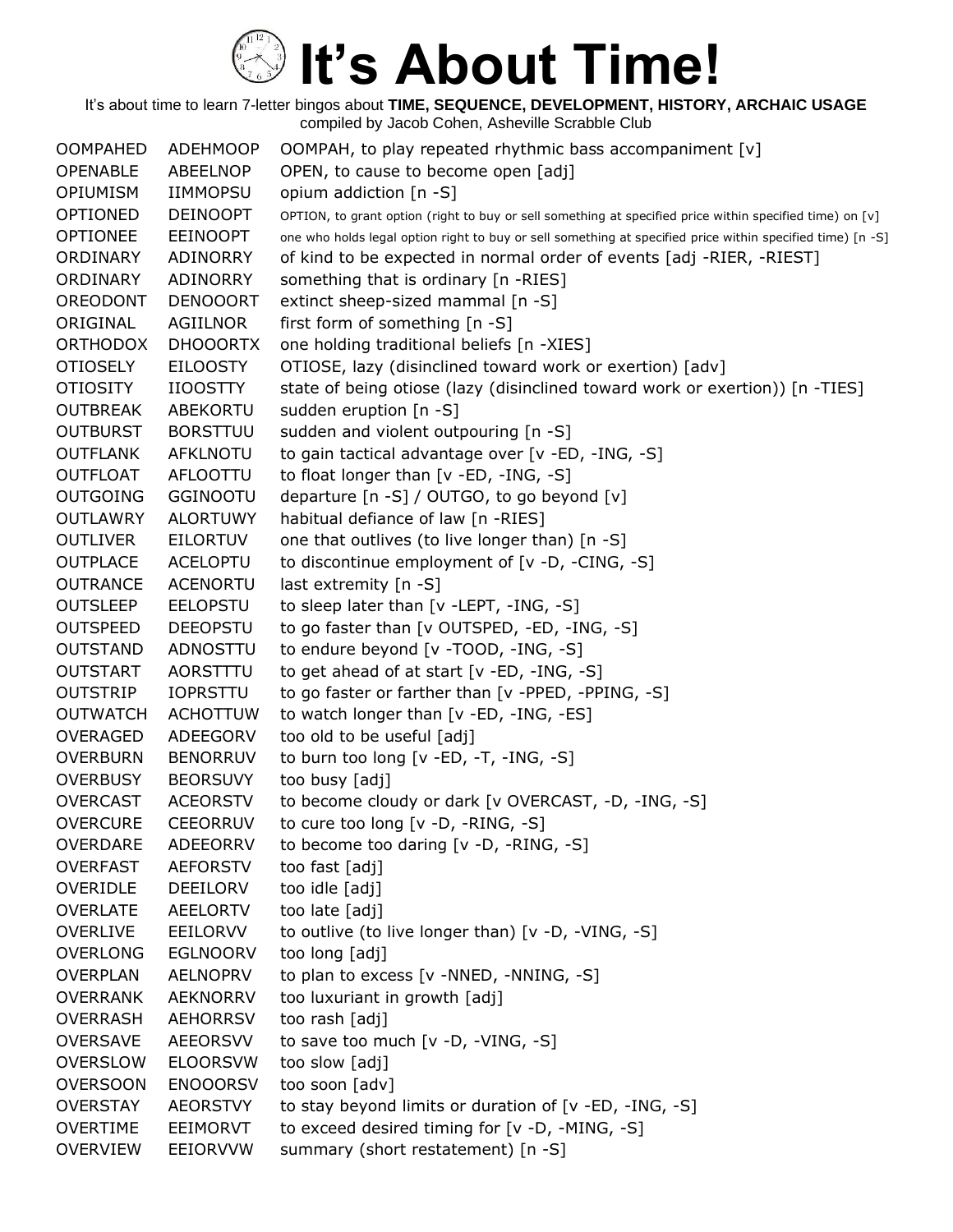# It's About Time!

It's about time to learn 7-letter bingos about **TIME, SEQUENCE, DEVELOPMENT, HISTORY, ARCHAIC USAGE**
compiled by Jacob Cohen, Asheville Scrabble Club

| | | |
|---|---|---|
| OOMPAHED | ADEHMOOP | OOMPAH, to play repeated rhythmic bass accompaniment [v] |
| OPENABLE | ABEELNOP | OPEN, to cause to become open [adj] |
| OPIUMISM | IIMMOPSU | opium addiction [n -S] |
| OPTIONED | DEINOOPT | OPTION, to grant option (right to buy or sell something at specified price within specified time) on [v] |
| OPTIONEE | EEINOOPT | one who holds legal option right to buy or sell something at specified price within specified time) [n -S] |
| ORDINARY | ADINORRY | of kind to be expected in normal order of events [adj -RIER, -RIEST] |
| ORDINARY | ADINORRY | something that is ordinary [n -RIES] |
| OREODONT | DENOOORT | extinct sheep-sized mammal [n -S] |
| ORIGINAL | AGIILNOR | first form of something [n -S] |
| ORTHODOX | DHOOORTX | one holding traditional beliefs [n -XIES] |
| OTIOSELY | EILOOSTY | OTIOSE, lazy (disinclined toward work or exertion) [adv] |
| OTIOSITY | IIOOSTTY | state of being otiose (lazy (disinclined toward work or exertion)) [n -TIES] |
| OUTBREAK | ABEKORTU | sudden eruption [n -S] |
| OUTBURST | BORSTTUU | sudden and violent outpouring [n -S] |
| OUTFLANK | AFKLNOTU | to gain tactical advantage over [v -ED, -ING, -S] |
| OUTFLOAT | AFLOOTTU | to float longer than [v -ED, -ING, -S] |
| OUTGOING | GGINOOTU | departure [n -S] / OUTGO, to go beyond [v] |
| OUTLAWRY | ALORTUWY | habitual defiance of law [n -RIES] |
| OUTLIVER | EILORTUV | one that outlives (to live longer than) [n -S] |
| OUTPLACE | ACELOPTU | to discontinue employment of [v -D, -CING, -S] |
| OUTRANCE | ACENORTU | last extremity [n -S] |
| OUTSLEEP | EELOPSTU | to sleep later than [v -LEPT, -ING, -S] |
| OUTSPEED | DEEOPSTU | to go faster than [v OUTSPED, -ED, -ING, -S] |
| OUTSTAND | ADNOSTTU | to endure beyond [v -TOOD, -ING, -S] |
| OUTSTART | AORSTTTU | to get ahead of at start [v -ED, -ING, -S] |
| OUTSTRIP | IOPRSTTU | to go faster or farther than [v -PPED, -PPING, -S] |
| OUTWATCH | ACHOTTUW | to watch longer than [v -ED, -ING, -ES] |
| OVERAGED | ADEEGORV | too old to be useful [adj] |
| OVERBURN | BENORRUV | to burn too long [v -ED, -T, -ING, -S] |
| OVERBUSY | BEORSUVY | too busy [adj] |
| OVERCAST | ACEORSTV | to become cloudy or dark [v OVERCAST, -D, -ING, -S] |
| OVERCURE | CEEORRUV | to cure too long [v -D, -RING, -S] |
| OVERDARE | ADEEORRV | to become too daring [v -D, -RING, -S] |
| OVERFAST | AEFORSTV | too fast [adj] |
| OVERIDLE | DEEILORV | too idle [adj] |
| OVERLATE | AEELORTV | too late [adj] |
| OVERLIVE | EEILORVV | to outlive (to live longer than) [v -D, -VING, -S] |
| OVERLONG | EGLNOORV | too long [adj] |
| OVERPLAN | AELNOPRV | to plan to excess [v -NNED, -NNING, -S] |
| OVERRANK | AEKNORRV | too luxuriant in growth [adj] |
| OVERRASH | AEHORRSV | too rash [adj] |
| OVERSAVE | AEEORSVV | to save too much [v -D, -VING, -S] |
| OVERSLOW | ELOORSVW | too slow [adj] |
| OVERSOON | ENOOORSV | too soon [adv] |
| OVERSTAY | AEORSTVY | to stay beyond limits or duration of [v -ED, -ING, -S] |
| OVERTIME | EEIMORVT | to exceed desired timing for [v -D, -MING, -S] |
| OVERVIEW | EEIORVVW | summary (short restatement) [n -S] |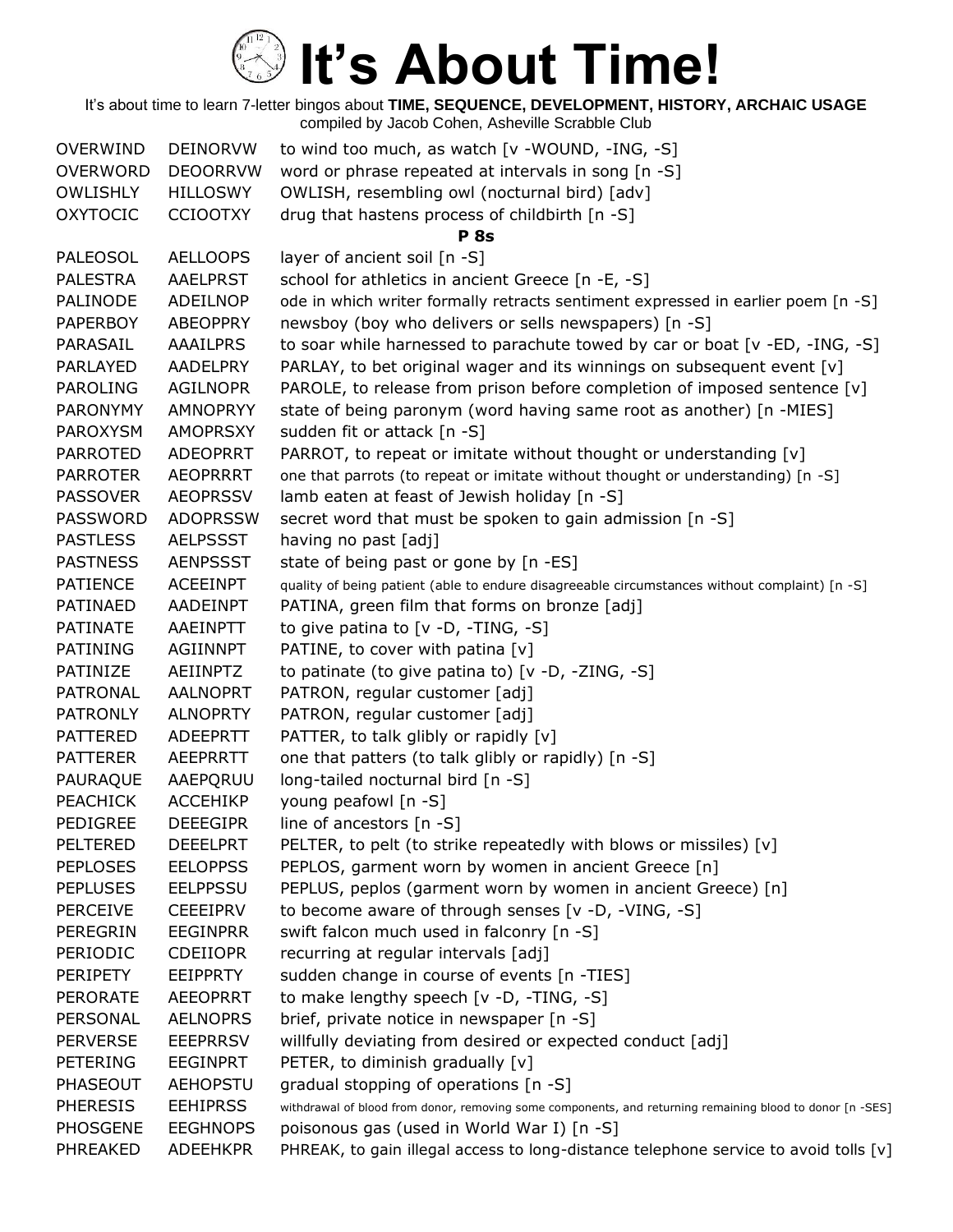# It's About Time!

It's about time to learn 7-letter bingos about **TIME, SEQUENCE, DEVELOPMENT, HISTORY, ARCHAIC USAGE**
compiled by Jacob Cohen, Asheville Scrabble Club

| | | |
|---|---|---|
| OVERWIND | DEINORVW | to wind too much, as watch [v -WOUND, -ING, -S] |
| OVERWORD | DEOORRVW | word or phrase repeated at intervals in song [n -S] |
| OWLISHLY | HILLOSWY | OWLISH, resembling owl (nocturnal bird) [adv] |
| OXYTOCIC | CCIOOTXY | drug that hastens process of childbirth [n -S] |
| | | **P 8s** |
| PALEOSOL | AELLOOPS | layer of ancient soil [n -S] |
| PALESTRA | AAELPRST | school for athletics in ancient Greece [n -E, -S] |
| PALINODE | ADEILNOP | ode in which writer formally retracts sentiment expressed in earlier poem [n -S] |
| PAPERBOY | ABEOPPRY | newsboy (boy who delivers or sells newspapers) [n -S] |
| PARASAIL | AAAILPRS | to soar while harnessed to parachute towed by car or boat [v -ED, -ING, -S] |
| PARLAYED | AADELPRY | PARLAY, to bet original wager and its winnings on subsequent event [v] |
| PAROLING | AGILNOPR | PAROLE, to release from prison before completion of imposed sentence [v] |
| PARONYMY | AMNOPRYY | state of being paronym (word having same root as another) [n -MIES] |
| PAROXYSM | AMOPRSXY | sudden fit or attack [n -S] |
| PARROTED | ADEOPRRT | PARROT, to repeat or imitate without thought or understanding [v] |
| PARROTER | AEOPRRRT | one that parrots (to repeat or imitate without thought or understanding) [n -S] |
| PASSOVER | AEOPRSSV | lamb eaten at feast of Jewish holiday [n -S] |
| PASSWORD | ADOPRSSW | secret word that must be spoken to gain admission [n -S] |
| PASTLESS | AELPSSST | having no past [adj] |
| PASTNESS | AENPSSST | state of being past or gone by [n -ES] |
| PATIENCE | ACEEINPT | quality of being patient (able to endure disagreeable circumstances without complaint) [n -S] |
| PATINAED | AADEINPT | PATINA, green film that forms on bronze [adj] |
| PATINATE | AAEINPTT | to give patina to [v -D, -TING, -S] |
| PATINING | AGIINNPT | PATINE, to cover with patina [v] |
| PATINIZE | AEIINPTZ | to patinate (to give patina to) [v -D, -ZING, -S] |
| PATRONAL | AALNOPRT | PATRON, regular customer [adj] |
| PATRONLY | ALNOPRTY | PATRON, regular customer [adj] |
| PATTERED | ADEEPRTT | PATTER, to talk glibly or rapidly [v] |
| PATTERER | AEEPRRTT | one that patters (to talk glibly or rapidly) [n -S] |
| PAURAQUE | AAEPQRUU | long-tailed nocturnal bird [n -S] |
| PEACHICK | ACCEHIKP | young peafowl [n -S] |
| PEDIGREE | DEEEGIPR | line of ancestors [n -S] |
| PELTERED | DEEELPRT | PELTER, to pelt (to strike repeatedly with blows or missiles) [v] |
| PEPLOSES | EELOPPSS | PEPLOS, garment worn by women in ancient Greece [n] |
| PEPLUSES | EELPPSSU | PEPLUS, peplos (garment worn by women in ancient Greece) [n] |
| PERCEIVE | CEEEIPRV | to become aware of through senses [v -D, -VING, -S] |
| PEREGRIN | EEGINPRR | swift falcon much used in falconry [n -S] |
| PERIODIC | CDEIIOPR | recurring at regular intervals [adj] |
| PERIPETY | EEIPPRTY | sudden change in course of events [n -TIES] |
| PERORATE | AEEOPRRT | to make lengthy speech [v -D, -TING, -S] |
| PERSONAL | AELNOPRS | brief, private notice in newspaper [n -S] |
| PERVERSE | EEEPRRSV | willfully deviating from desired or expected conduct [adj] |
| PETERING | EEGINPRT | PETER, to diminish gradually [v] |
| PHASEOUT | AEHOPSTU | gradual stopping of operations [n -S] |
| PHERESIS | EEHIPRSS | withdrawal of blood from donor, removing some components, and returning remaining blood to donor [n -SES] |
| PHOSGENE | EEGHNOPS | poisonous gas (used in World War I) [n -S] |
| PHREAKED | ADEEHKPR | PHREAK, to gain illegal access to long-distance telephone service to avoid tolls [v] |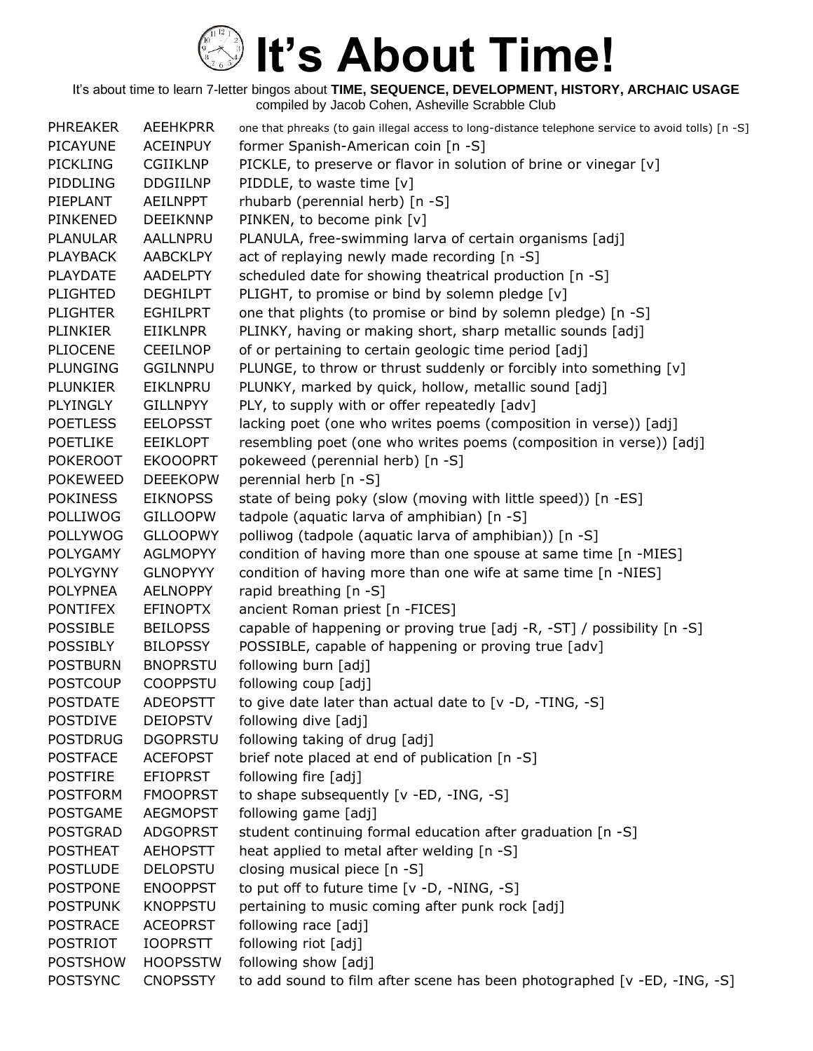# It's About Time!

It's about time to learn 7-letter bingos about **TIME, SEQUENCE, DEVELOPMENT, HISTORY, ARCHAIC USAGE**
compiled by Jacob Cohen, Asheville Scrabble Club

| | | |
|---|---|---|
| PHREAKER | AEEHKPRR | one that phreaks (to gain illegal access to long-distance telephone service to avoid tolls) [n -S] |
| PICAYUNE | ACEINPUY | former Spanish-American coin [n -S] |
| PICKLING | CGIIKLNP | PICKLE, to preserve or flavor in solution of brine or vinegar [v] |
| PIDDLING | DDGIILNP | PIDDLE, to waste time [v] |
| PIEPLANT | AEILNPPT | rhubarb (perennial herb) [n -S] |
| PINKENED | DEEIKNNP | PINKEN, to become pink [v] |
| PLANULAR | AALLNPRU | PLANULA, free-swimming larva of certain organisms [adj] |
| PLAYBACK | AABCKLPY | act of replaying newly made recording [n -S] |
| PLAYDATE | AADELPTY | scheduled date for showing theatrical production [n -S] |
| PLIGHTED | DEGHILPT | PLIGHT, to promise or bind by solemn pledge [v] |
| PLIGHTER | EGHILPRT | one that plights (to promise or bind by solemn pledge) [n -S] |
| PLINKIER | EIIKLNPR | PLINKY, having or making short, sharp metallic sounds [adj] |
| PLIOCENE | CEEILNOP | of or pertaining to certain geologic time period [adj] |
| PLUNGING | GGILNNPU | PLUNGE, to throw or thrust suddenly or forcibly into something [v] |
| PLUNKIER | EIKLNPRU | PLUNKY, marked by quick, hollow, metallic sound [adj] |
| PLYINGLY | GILLNPYY | PLY, to supply with or offer repeatedly [adv] |
| POETLESS | EELOPSST | lacking poet (one who writes poems (composition in verse)) [adj] |
| POETLIKE | EEIKLOPT | resembling poet (one who writes poems (composition in verse)) [adj] |
| POKEROOT | EKOOOPRT | pokeweed (perennial herb) [n -S] |
| POKEWEED | DEEEKOPW | perennial herb [n -S] |
| POKINESS | EIKNOPSS | state of being poky (slow (moving with little speed)) [n -ES] |
| POLLIWOG | GILLOOPW | tadpole (aquatic larva of amphibian) [n -S] |
| POLLYWOG | GLLOOPWY | polliwog (tadpole (aquatic larva of amphibian)) [n -S] |
| POLYGAMY | AGLMOPYY | condition of having more than one spouse at same time [n -MIES] |
| POLYGYNY | GLNOPYYY | condition of having more than one wife at same time [n -NIES] |
| POLYPNEA | AELNOPPY | rapid breathing [n -S] |
| PONTIFEX | EFINOPTX | ancient Roman priest [n -FICES] |
| POSSIBLE | BEILOPSS | capable of happening or proving true [adj -R, -ST] / possibility [n -S] |
| POSSIBLY | BILOPSSY | POSSIBLE, capable of happening or proving true [adv] |
| POSTBURN | BNOPRSTU | following burn [adj] |
| POSTCOUP | COOPPSTU | following coup [adj] |
| POSTDATE | ADEOPSTT | to give date later than actual date to [v -D, -TING, -S] |
| POSTDIVE | DEIOPSTV | following dive [adj] |
| POSTDRUG | DGOPRSTU | following taking of drug [adj] |
| POSTFACE | ACEFOPST | brief note placed at end of publication [n -S] |
| POSTFIRE | EFIOPRST | following fire [adj] |
| POSTFORM | FMOOPRST | to shape subsequently [v -ED, -ING, -S] |
| POSTGAME | AEGMOPST | following game [adj] |
| POSTGRAD | ADGOPRST | student continuing formal education after graduation [n -S] |
| POSTHEAT | AEHOPSTT | heat applied to metal after welding [n -S] |
| POSTLUDE | DELOPSTU | closing musical piece [n -S] |
| POSTPONE | ENOOPPST | to put off to future time [v -D, -NING, -S] |
| POSTPUNK | KNOPPSTU | pertaining to music coming after punk rock [adj] |
| POSTRACE | ACEOPRST | following race [adj] |
| POSTRIOT | IOOPRSTT | following riot [adj] |
| POSTSHOW | HOOPSSTW | following show [adj] |
| POSTSYNC | CNOPSSTY | to add sound to film after scene has been photographed [v -ED, -ING, -S] |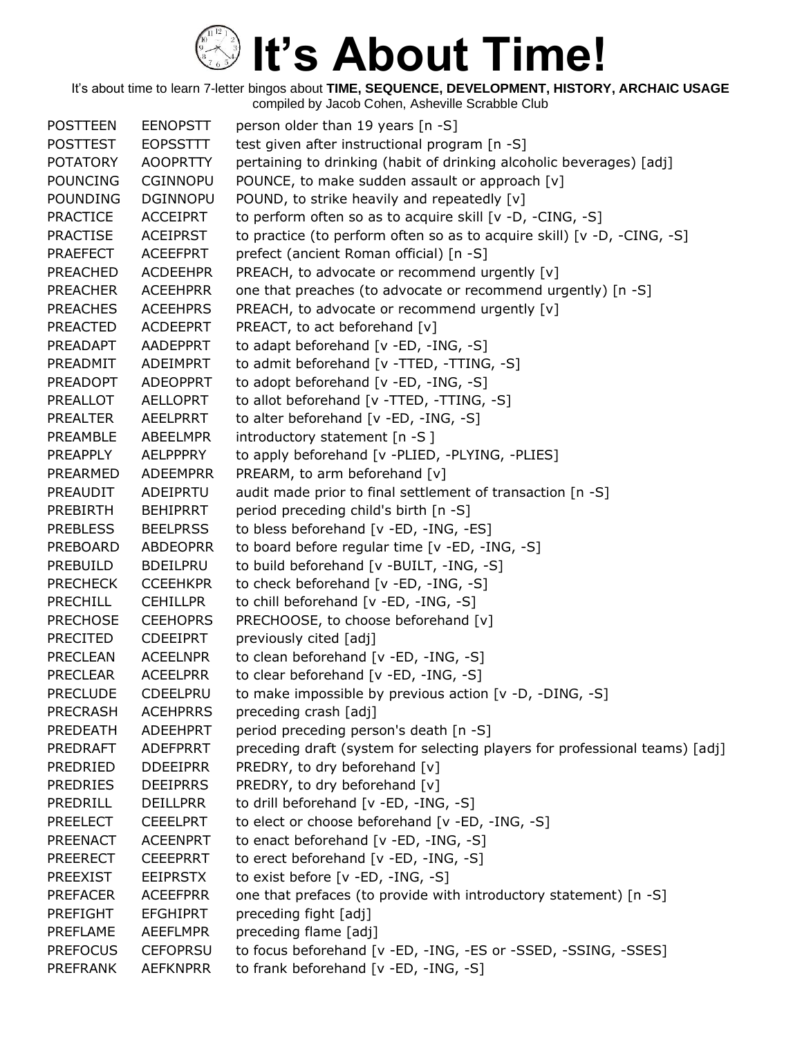# It's About Time!

It's about time to learn 7-letter bingos about **TIME, SEQUENCE, DEVELOPMENT, HISTORY, ARCHAIC USAGE**
compiled by Jacob Cohen, Asheville Scrabble Club

| | | |
|---|---|---|
| POSTTEEN | EENOPSTT | person older than 19 years [n -S] |
| POSTTEST | EOPSSTTT | test given after instructional program [n -S] |
| POTATORY | AOOPRTTY | pertaining to drinking (habit of drinking alcoholic beverages) [adj] |
| POUNCING | CGINNOPU | POUNCE, to make sudden assault or approach [v] |
| POUNDING | DGINNOPU | POUND, to strike heavily and repeatedly [v] |
| PRACTICE | ACCEIPRT | to perform often so as to acquire skill [v -D, -CING, -S] |
| PRACTISE | ACEIPRST | to practice (to perform often so as to acquire skill) [v -D, -CING, -S] |
| PRAEFECT | ACEEFPRT | prefect (ancient Roman official) [n -S] |
| PREACHED | ACDEEHPR | PREACH, to advocate or recommend urgently [v] |
| PREACHER | ACEEHPRR | one that preaches (to advocate or recommend urgently) [n -S] |
| PREACHES | ACEEHPRS | PREACH, to advocate or recommend urgently [v] |
| PREACTED | ACDEEPRT | PREACT, to act beforehand [v] |
| PREADAPT | AADEPPRT | to adapt beforehand [v -ED, -ING, -S] |
| PREADMIT | ADEIMPRT | to admit beforehand [v -TTED, -TTING, -S] |
| PREADOPT | ADEOPPRT | to adopt beforehand [v -ED, -ING, -S] |
| PREALLOT | AELLOPRT | to allot beforehand [v -TTED, -TTING, -S] |
| PREALTER | AEELPRRT | to alter beforehand [v -ED, -ING, -S] |
| PREAMBLE | ABEELMPR | introductory statement [n -S ] |
| PREAPPLY | AELPPPRY | to apply beforehand [v -PLIED, -PLYING, -PLIES] |
| PREARMED | ADEEMPRR | PREARM, to arm beforehand [v] |
| PREAUDIT | ADEIPRTU | audit made prior to final settlement of transaction [n -S] |
| PREBIRTH | BEHIPRRT | period preceding child's birth [n -S] |
| PREBLESS | BEELPRSS | to bless beforehand [v -ED, -ING, -ES] |
| PREBOARD | ABDEOPRR | to board before regular time [v -ED, -ING, -S] |
| PREBUILD | BDEILPRU | to build beforehand [v -BUILT, -ING, -S] |
| PRECHECK | CCEEHKPR | to check beforehand [v -ED, -ING, -S] |
| PRECHILL | CEHILLPR | to chill beforehand [v -ED, -ING, -S] |
| PRECHOSE | CEEHOPRS | PRECHOOSE, to choose beforehand [v] |
| PRECITED | CDEEIPRT | previously cited [adj] |
| PRECLEAN | ACEELNPR | to clean beforehand [v -ED, -ING, -S] |
| PRECLEAR | ACEELPRR | to clear beforehand [v -ED, -ING, -S] |
| PRECLUDE | CDEELPRU | to make impossible by previous action [v -D, -DING, -S] |
| PRECRASH | ACEHPRRS | preceding crash [adj] |
| PREDEATH | ADEEHPRT | period preceding person's death [n -S] |
| PREDRAFT | ADEFPRRT | preceding draft (system for selecting players for professional teams) [adj] |
| PREDRIED | DDEEIPRR | PREDRY, to dry beforehand [v] |
| PREDRIES | DEEIPRRS | PREDRY, to dry beforehand [v] |
| PREDRILL | DEILLPRR | to drill beforehand [v -ED, -ING, -S] |
| PREELECT | CEEELPRT | to elect or choose beforehand [v -ED, -ING, -S] |
| PREENACT | ACEENPRT | to enact beforehand [v -ED, -ING, -S] |
| PREERECT | CEEEPRRT | to erect beforehand [v -ED, -ING, -S] |
| PREEXIST | EEIPRSTX | to exist before [v -ED, -ING, -S] |
| PREFACER | ACEEFPRR | one that prefaces (to provide with introductory statement) [n -S] |
| PREFIGHT | EFGHIPRT | preceding fight [adj] |
| PREFLAME | AEEFLMPR | preceding flame [adj] |
| PREFOCUS | CEFOPRSU | to focus beforehand [v -ED, -ING, -ES or -SSED, -SSING, -SSES] |
| PREFRANK | AEFKNPRR | to frank beforehand [v -ED, -ING, -S] |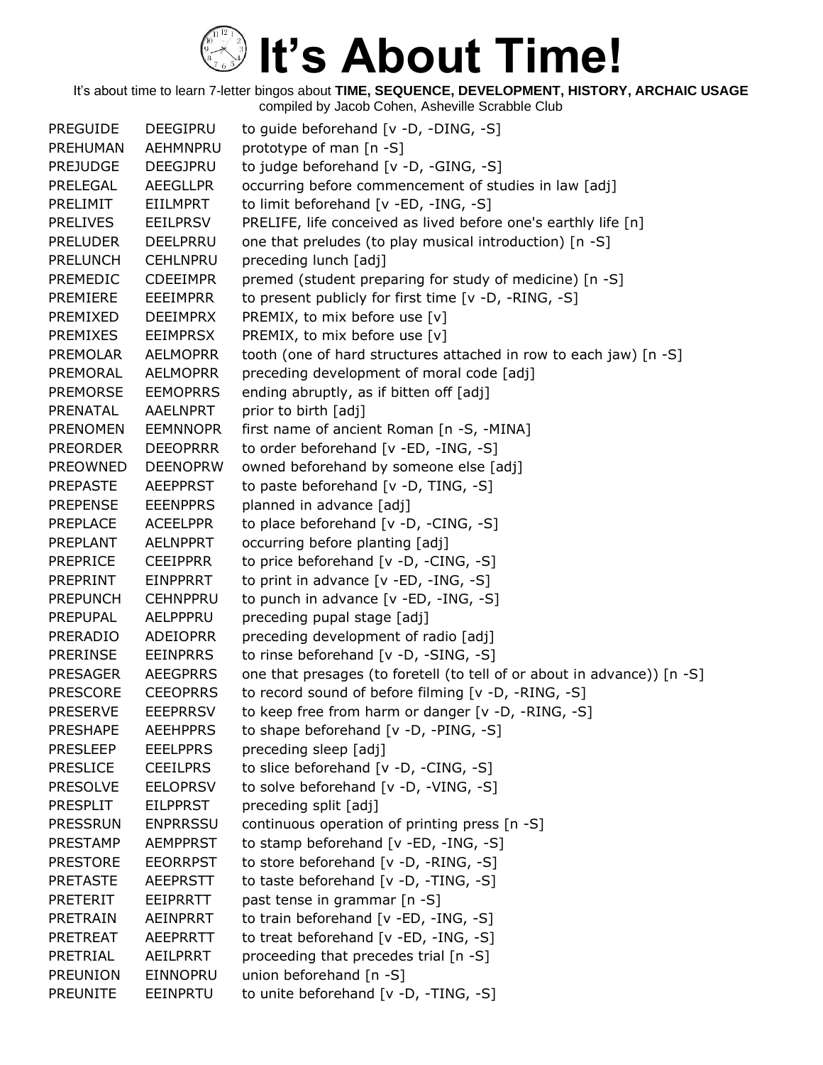# It's About Time!

It's about time to learn 7-letter bingos about **TIME, SEQUENCE, DEVELOPMENT, HISTORY, ARCHAIC USAGE**
compiled by Jacob Cohen, Asheville Scrabble Club

| | | |
|---|---|---|
| PREGUIDE | DEEGIPRU | to guide beforehand [v -D, -DING, -S] |
| PREHUMAN | AEHMNPRU | prototype of man [n -S] |
| PREJUDGE | DEEGJPRU | to judge beforehand [v -D, -GING, -S] |
| PRELEGAL | AEEGLLPR | occurring before commencement of studies in law [adj] |
| PRELIMIT | EIILMPRT | to limit beforehand [v -ED, -ING, -S] |
| PRELIVES | EEILPRSV | PRELIFE, life conceived as lived before one's earthly life [n] |
| PRELUDER | DEELPRRU | one that preludes (to play musical introduction) [n -S] |
| PRELUNCH | CEHLNPRU | preceding lunch [adj] |
| PREMEDIC | CDEEIMPR | premed (student preparing for study of medicine) [n -S] |
| PREMIERE | EEEIMPRR | to present publicly for first time [v -D, -RING, -S] |
| PREMIXED | DEEIMPRX | PREMIX, to mix before use [v] |
| PREMIXES | EEIMPRSX | PREMIX, to mix before use [v] |
| PREMOLAR | AELMOPRR | tooth (one of hard structures attached in row to each jaw) [n -S] |
| PREMORAL | AELMOPRR | preceding development of moral code [adj] |
| PREMORSE | EEMOPRRS | ending abruptly, as if bitten off [adj] |
| PRENATAL | AAELNPRT | prior to birth [adj] |
| PRENOMEN | EEMNNOPR | first name of ancient Roman [n -S, -MINA] |
| PREORDER | DEEOPRRR | to order beforehand [v -ED, -ING, -S] |
| PREOWNED | DEENOPRW | owned beforehand by someone else [adj] |
| PREPASTE | AEEPPRST | to paste beforehand [v -D, TING, -S] |
| PREPENSE | EEENPPRS | planned in advance [adj] |
| PREPLACE | ACEELPPR | to place beforehand [v -D, -CING, -S] |
| PREPLANT | AELNPPRT | occurring before planting [adj] |
| PREPRICE | CEEIPPRR | to price beforehand [v -D, -CING, -S] |
| PREPRINT | EINPPRRT | to print in advance [v -ED, -ING, -S] |
| PREPUNCH | CEHNPPRU | to punch in advance [v -ED, -ING, -S] |
| PREPUPAL | AELPPPRU | preceding pupal stage [adj] |
| PRERADIO | ADEIOPRR | preceding development of radio [adj] |
| PRERINSE | EEINPRRS | to rinse beforehand [v -D, -SING, -S] |
| PRESAGER | AEEGPRRS | one that presages (to foretell (to tell of or about in advance)) [n -S] |
| PRESCORE | CEEOPRRS | to record sound of before filming [v -D, -RING, -S] |
| PRESERVE | EEEPRRSV | to keep free from harm or danger [v -D, -RING, -S] |
| PRESHAPE | AEEHPPRS | to shape beforehand [v -D, -PING, -S] |
| PRESLEEP | EEELPPRS | preceding sleep [adj] |
| PRESLICE | CEEILPRS | to slice beforehand [v -D, -CING, -S] |
| PRESOLVE | EELOPRSV | to solve beforehand [v -D, -VING, -S] |
| PRESPLIT | EILPPRST | preceding split [adj] |
| PRESSRUN | ENPRRSSU | continuous operation of printing press [n -S] |
| PRESTAMP | AEMPPRST | to stamp beforehand [v -ED, -ING, -S] |
| PRESTORE | EEORRPST | to store beforehand [v -D, -RING, -S] |
| PRETASTE | AEEPRSTT | to taste beforehand [v -D, -TING, -S] |
| PRETERIT | EEIPRRTT | past tense in grammar [n -S] |
| PRETRAIN | AEINPRRT | to train beforehand [v -ED, -ING, -S] |
| PRETREAT | AEEPRRTT | to treat beforehand [v -ED, -ING, -S] |
| PRETRIAL | AEILPRRT | proceeding that precedes trial [n -S] |
| PREUNION | EINNOPRU | union beforehand [n -S] |
| PREUNITE | EEINPRTU | to unite beforehand [v -D, -TING, -S] |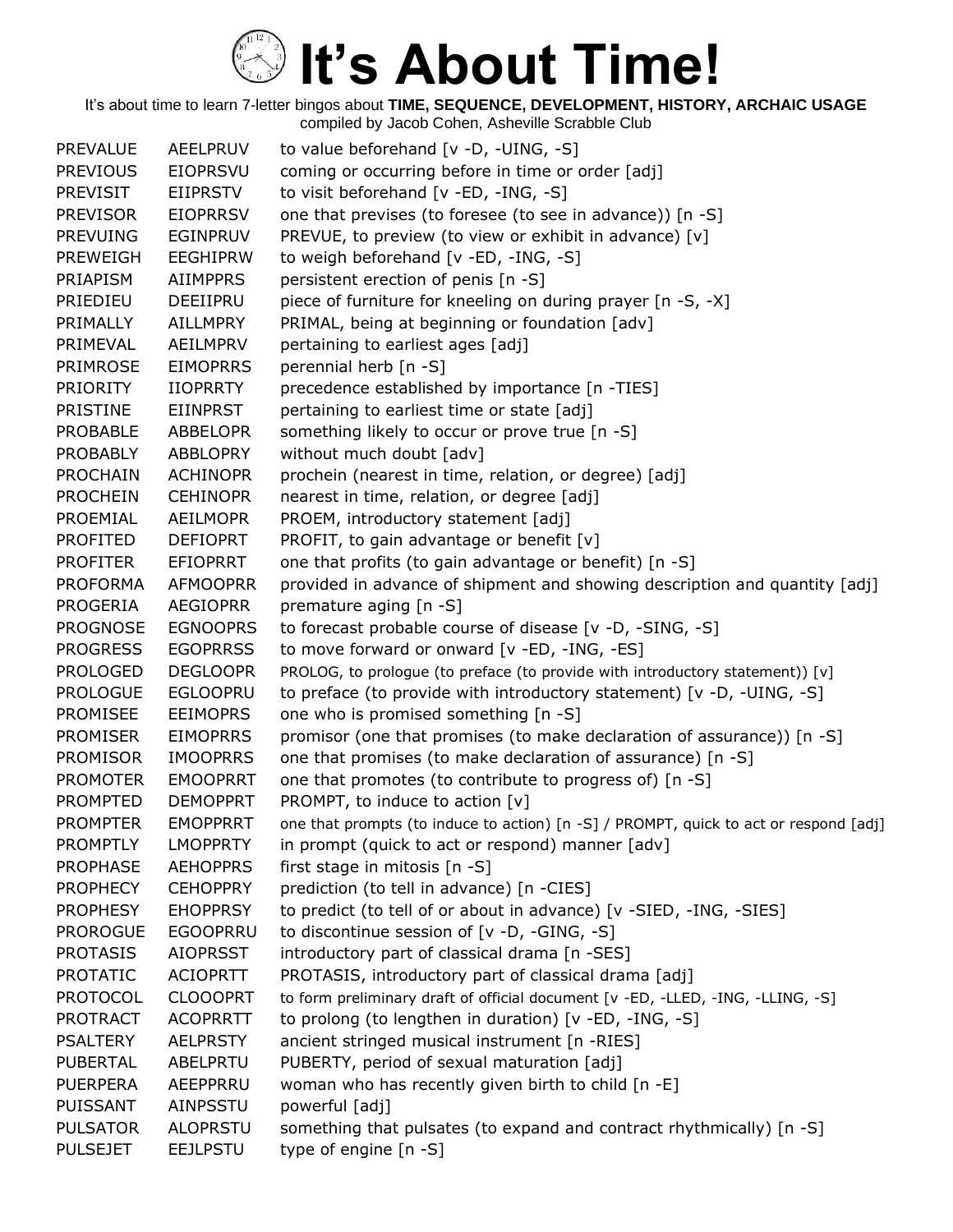# It's About Time!

It's about time to learn 7-letter bingos about **TIME, SEQUENCE, DEVELOPMENT, HISTORY, ARCHAIC USAGE**
compiled by Jacob Cohen, Asheville Scrabble Club

| | | |
|---|---|---|
| PREVALUE | AEELPRUV | to value beforehand [v -D, -UING, -S] |
| PREVIOUS | EIOPRSVU | coming or occurring before in time or order [adj] |
| PREVISIT | EIIPRSTV | to visit beforehand [v -ED, -ING, -S] |
| PREVISOR | EIOPRRSV | one that previses (to foresee (to see in advance)) [n -S] |
| PREVUING | EGINPRUV | PREVUE, to preview (to view or exhibit in advance) [v] |
| PREWEIGH | EEGHIPRW | to weigh beforehand [v -ED, -ING, -S] |
| PRIAPISM | AIIMPPRS | persistent erection of penis [n -S] |
| PRIEDIEU | DEEIIPRU | piece of furniture for kneeling on during prayer [n -S, -X] |
| PRIMALLY | AILLMPRY | PRIMAL, being at beginning or foundation [adv] |
| PRIMEVAL | AEILMPRV | pertaining to earliest ages [adj] |
| PRIMROSE | EIMOPRRS | perennial herb [n -S] |
| PRIORITY | IIOPRRTY | precedence established by importance [n -TIES] |
| PRISTINE | EIINPRST | pertaining to earliest time or state [adj] |
| PROBABLE | ABBELOPR | something likely to occur or prove true [n -S] |
| PROBABLY | ABBLOPRY | without much doubt [adv] |
| PROCHAIN | ACHINOPR | prochein (nearest in time, relation, or degree) [adj] |
| PROCHEIN | CEHINOPR | nearest in time, relation, or degree [adj] |
| PROEMIAL | AEILMOPR | PROEM, introductory statement [adj] |
| PROFITED | DEFIOPRT | PROFIT, to gain advantage or benefit [v] |
| PROFITER | EFIOPRRT | one that profits (to gain advantage or benefit) [n -S] |
| PROFORMA | AFMOOPRR | provided in advance of shipment and showing description and quantity [adj] |
| PROGERIA | AEGIOPRR | premature aging [n -S] |
| PROGNOSE | EGNOOPRS | to forecast probable course of disease [v -D, -SING, -S] |
| PROGRESS | EGOPRRSS | to move forward or onward [v -ED, -ING, -ES] |
| PROLOGED | DEGLOOPR | PROLOG, to prologue (to preface (to provide with introductory statement)) [v] |
| PROLOGUE | EGLOOPRU | to preface (to provide with introductory statement) [v -D, -UING, -S] |
| PROMISEE | EEIMOPRS | one who is promised something [n -S] |
| PROMISER | EIMOPRRS | promisor (one that promises (to make declaration of assurance)) [n -S] |
| PROMISOR | IMOOPRRS | one that promises (to make declaration of assurance) [n -S] |
| PROMOTER | EMOOPRRT | one that promotes (to contribute to progress of) [n -S] |
| PROMPTED | DEMOPPRT | PROMPT, to induce to action [v] |
| PROMPTER | EMOPPRRT | one that prompts (to induce to action) [n -S] / PROMPT, quick to act or respond [adj] |
| PROMPTLY | LMOPPRTY | in prompt (quick to act or respond) manner [adv] |
| PROPHASE | AEHOPPRS | first stage in mitosis [n -S] |
| PROPHECY | CEHOPPRY | prediction (to tell in advance) [n -CIES] |
| PROPHESY | EHOPPRSY | to predict (to tell of or about in advance) [v -SIED, -ING, -SIES] |
| PROROGUE | EGOOPRRU | to discontinue session of [v -D, -GING, -S] |
| PROTASIS | AIOPRSST | introductory part of classical drama [n -SES] |
| PROTATIC | ACIOPRTT | PROTASIS, introductory part of classical drama [adj] |
| PROTOCOL | CLOOOPRT | to form preliminary draft of official document [v -ED, -LLED, -ING, -LLING, -S] |
| PROTRACT | ACOPRRTT | to prolong (to lengthen in duration) [v -ED, -ING, -S] |
| PSALTERY | AELPRSTY | ancient stringed musical instrument [n -RIES] |
| PUBERTAL | ABELPRTU | PUBERTY, period of sexual maturation [adj] |
| PUERPERA | AEEPPRRU | woman who has recently given birth to child [n -E] |
| PUISSANT | AINPSSTU | powerful [adj] |
| PULSATOR | ALOPRSTU | something that pulsates (to expand and contract rhythmically) [n -S] |
| PULSEJET | EEJLPSTU | type of engine [n -S] |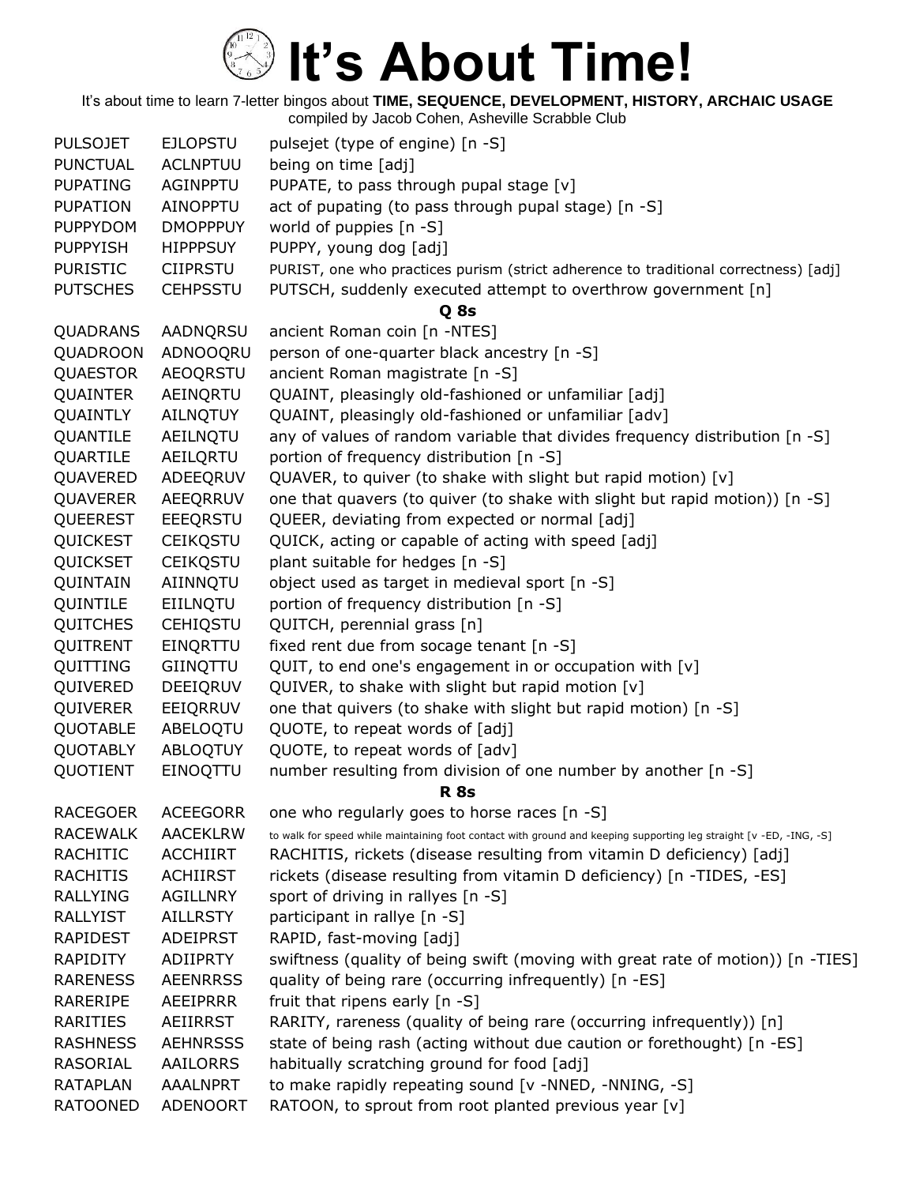# It's About Time!

It's about time to learn 7-letter bingos about **TIME, SEQUENCE, DEVELOPMENT, HISTORY, ARCHAIC USAGE**
compiled by Jacob Cohen, Asheville Scrabble Club

| | | |
|---|---|---|
| PULSOJET | EJLOPSTU | pulsejet (type of engine) [n -S] |
| PUNCTUAL | ACLNPTUU | being on time [adj] |
| PUPATING | AGINPPTU | PUPATE, to pass through pupal stage [v] |
| PUPATION | AINOPPTU | act of pupating (to pass through pupal stage) [n -S] |
| PUPPYDOM | DMOPPPUY | world of puppies [n -S] |
| PUPPYISH | HIPPPSUY | PUPPY, young dog [adj] |
| PURISTIC | CIIPRSTU | PURIST, one who practices purism (strict adherence to traditional correctness) [adj] |
| PUTSCHES | CEHPSSTU | PUTSCH, suddenly executed attempt to overthrow government [n] |
| | | **Q 8s** |
| QUADRANS | AADNQRSU | ancient Roman coin [n -NTES] |
| QUADROON | ADNOOQRU | person of one-quarter black ancestry [n -S] |
| QUAESTOR | AEOQRSTU | ancient Roman magistrate [n -S] |
| QUAINTER | AEINQRTU | QUAINT, pleasingly old-fashioned or unfamiliar [adj] |
| QUAINTLY | AILNQTUY | QUAINT, pleasingly old-fashioned or unfamiliar [adv] |
| QUANTILE | AEILNQTU | any of values of random variable that divides frequency distribution [n -S] |
| QUARTILE | AEILQRTU | portion of frequency distribution [n -S] |
| QUAVERED | ADEEQRUV | QUAVER, to quiver (to shake with slight but rapid motion) [v] |
| QUAVERER | AEEQRRUV | one that quavers (to quiver (to shake with slight but rapid motion)) [n -S] |
| QUEEREST | EEEQRSTU | QUEER, deviating from expected or normal [adj] |
| QUICKEST | CEIKQSTU | QUICK, acting or capable of acting with speed [adj] |
| QUICKSET | CEIKQSTU | plant suitable for hedges [n -S] |
| QUINTAIN | AIINNQTU | object used as target in medieval sport [n -S] |
| QUINTILE | EIILNQTU | portion of frequency distribution [n -S] |
| QUITCHES | CEHIQSTU | QUITCH, perennial grass [n] |
| QUITRENT | EINQRTTU | fixed rent due from socage tenant [n -S] |
| QUITTING | GIINQTTU | QUIT, to end one's engagement in or occupation with [v] |
| QUIVERED | DEEIQRUV | QUIVER, to shake with slight but rapid motion [v] |
| QUIVERER | EEIQRRUV | one that quivers (to shake with slight but rapid motion) [n -S] |
| QUOTABLE | ABELOQTU | QUOTE, to repeat words of [adj] |
| QUOTABLY | ABLOQTUY | QUOTE, to repeat words of [adv] |
| QUOTIENT | EINOQTTU | number resulting from division of one number by another [n -S] |
| | | **R 8s** |
| RACEGOER | ACEEGORR | one who regularly goes to horse races [n -S] |
| RACEWALK | AACEKLRW | to walk for speed while maintaining foot contact with ground and keeping supporting leg straight [v -ED, -ING, -S] |
| RACHITIC | ACCHIIRT | RACHITIS, rickets (disease resulting from vitamin D deficiency) [adj] |
| RACHITIS | ACHIIRST | rickets (disease resulting from vitamin D deficiency) [n -TIDES, -ES] |
| RALLYING | AGILLNRY | sport of driving in rallyes [n -S] |
| RALLYIST | AILLRSTY | participant in rallye [n -S] |
| RAPIDEST | ADEIPRST | RAPID, fast-moving [adj] |
| RAPIDITY | ADIIPRTY | swiftness (quality of being swift (moving with great rate of motion)) [n -TIES] |
| RARENESS | AEENRRSS | quality of being rare (occurring infrequently) [n -ES] |
| RARERIPE | AEEIPRRR | fruit that ripens early [n -S] |
| RARITIES | AEIIRRST | RARITY, rareness (quality of being rare (occurring infrequently)) [n] |
| RASHNESS | AEHNRSSS | state of being rash (acting without due caution or forethought) [n -ES] |
| RASORIAL | AAILORRS | habitually scratching ground for food [adj] |
| RATAPLAN | AAALNPRT | to make rapidly repeating sound [v -NNED, -NNING, -S] |
| RATOONED | ADENOORT | RATOON, to sprout from root planted previous year [v] |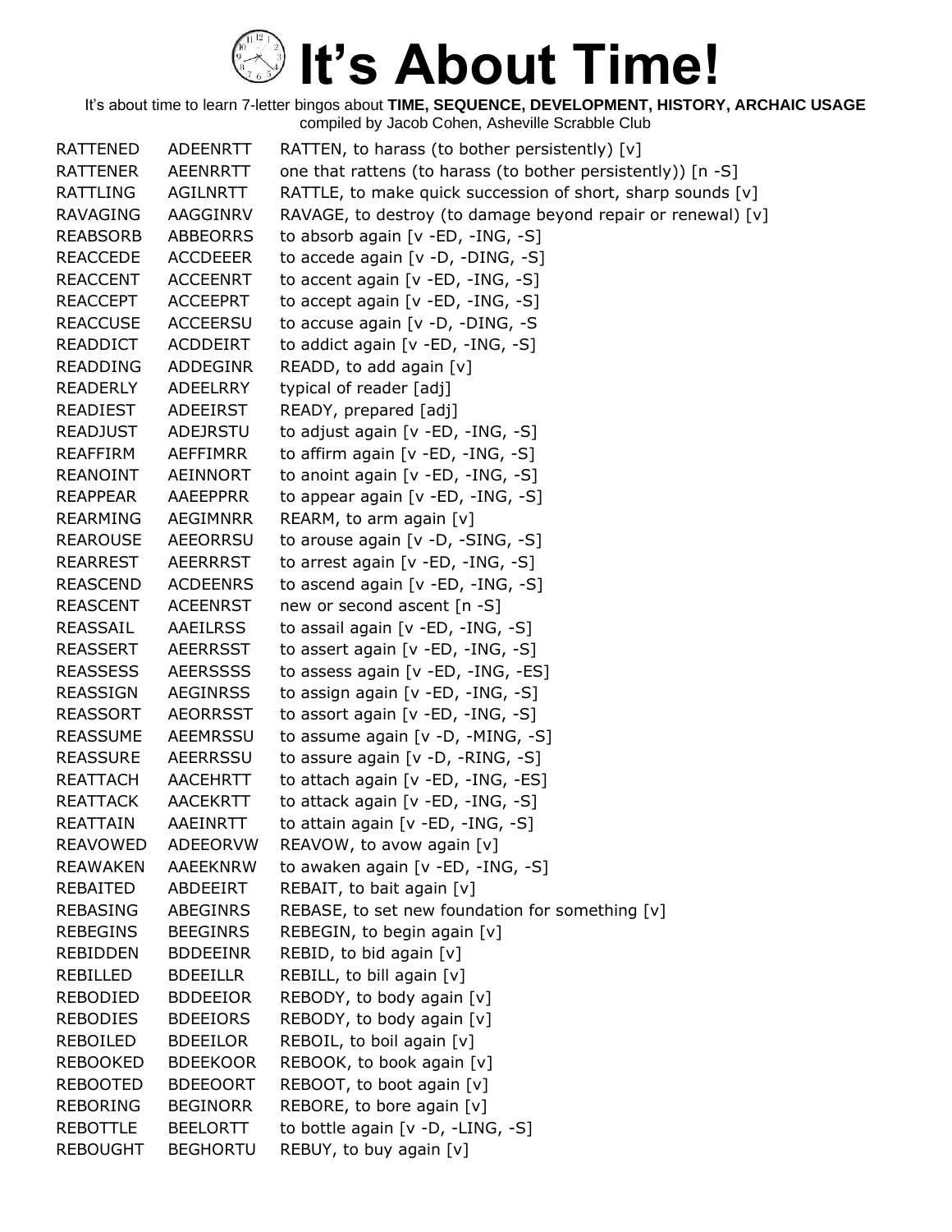# It's About Time!

It's about time to learn 7-letter bingos about **TIME, SEQUENCE, DEVELOPMENT, HISTORY, ARCHAIC USAGE**
compiled by Jacob Cohen, Asheville Scrabble Club

| | | |
|---|---|---|
| RATTENED | ADEENRTT | RATTEN, to harass (to bother persistently) [v] |
| RATTENER | AEENRRTT | one that rattens (to harass (to bother persistently)) [n -S] |
| RATTLING | AGILNRTT | RATTLE, to make quick succession of short, sharp sounds [v] |
| RAVAGING | AAGGINRV | RAVAGE, to destroy (to damage beyond repair or renewal) [v] |
| REABSORB | ABBEORRS | to absorb again [v -ED, -ING, -S] |
| REACCEDE | ACCDEEER | to accede again [v -D, -DING, -S] |
| REACCENT | ACCEENRT | to accent again [v -ED, -ING, -S] |
| REACCEPT | ACCEEPRT | to accept again [v -ED, -ING, -S] |
| REACCUSE | ACCEERSU | to accuse again [v -D, -DING, -S |
| READDICT | ACDDEIRT | to addict again [v -ED, -ING, -S] |
| READDING | ADDEGINR | READD, to add again [v] |
| READERLY | ADEELRRY | typical of reader [adj] |
| READIEST | ADEEIRST | READY, prepared [adj] |
| READJUST | ADEJRSTU | to adjust again [v -ED, -ING, -S] |
| REAFFIRM | AEFFIMRR | to affirm again [v -ED, -ING, -S] |
| REANOINT | AEINNORT | to anoint again [v -ED, -ING, -S] |
| REAPPEAR | AAEEPPRR | to appear again [v -ED, -ING, -S] |
| REARMING | AEGIMNRR | REARM, to arm again [v] |
| REAROUSE | AEEORRSU | to arouse again [v -D, -SING, -S] |
| REARREST | AEERRRST | to arrest again [v -ED, -ING, -S] |
| REASCEND | ACDEENRS | to ascend again [v -ED, -ING, -S] |
| REASCENT | ACEENRST | new or second ascent [n -S] |
| REASSAIL | AAEILRSS | to assail again [v -ED, -ING, -S] |
| REASSERT | AEERRSST | to assert again [v -ED, -ING, -S] |
| REASSESS | AEERSSSS | to assess again [v -ED, -ING, -ES] |
| REASSIGN | AEGINRSS | to assign again [v -ED, -ING, -S] |
| REASSORT | AEORRSST | to assort again [v -ED, -ING, -S] |
| REASSUME | AEEMRSSU | to assume again [v -D, -MING, -S] |
| REASSURE | AEERRSSU | to assure again [v -D, -RING, -S] |
| REATTACH | AACEHRTT | to attach again [v -ED, -ING, -ES] |
| REATTACK | AACEKRTT | to attack again [v -ED, -ING, -S] |
| REATTAIN | AAEINRTT | to attain again [v -ED, -ING, -S] |
| REAVOWED | ADEEORVW | REAVOW, to avow again [v] |
| REAWAKEN | AAEEKNRW | to awaken again [v -ED, -ING, -S] |
| REBAITED | ABDEEIRT | REBAIT, to bait again [v] |
| REBASING | ABEGINRS | REBASE, to set new foundation for something [v] |
| REBEGINS | BEEGINRS | REBEGIN, to begin again [v] |
| REBIDDEN | BDDEEINR | REBID, to bid again [v] |
| REBILLED | BDEEILLR | REBILL, to bill again [v] |
| REBODIED | BDDEEIOR | REBODY, to body again [v] |
| REBODIES | BDEEIORS | REBODY, to body again [v] |
| REBOILED | BDEEILOR | REBOIL, to boil again [v] |
| REBOOKED | BDEEKOOR | REBOOK, to book again [v] |
| REBOOTED | BDEEOORT | REBOOT, to boot again [v] |
| REBORING | BEGINORR | REBORE, to bore again [v] |
| REBOTTLE | BEELORTT | to bottle again [v -D, -LING, -S] |
| REBOUGHT | BEGHORTU | REBUY, to buy again [v] |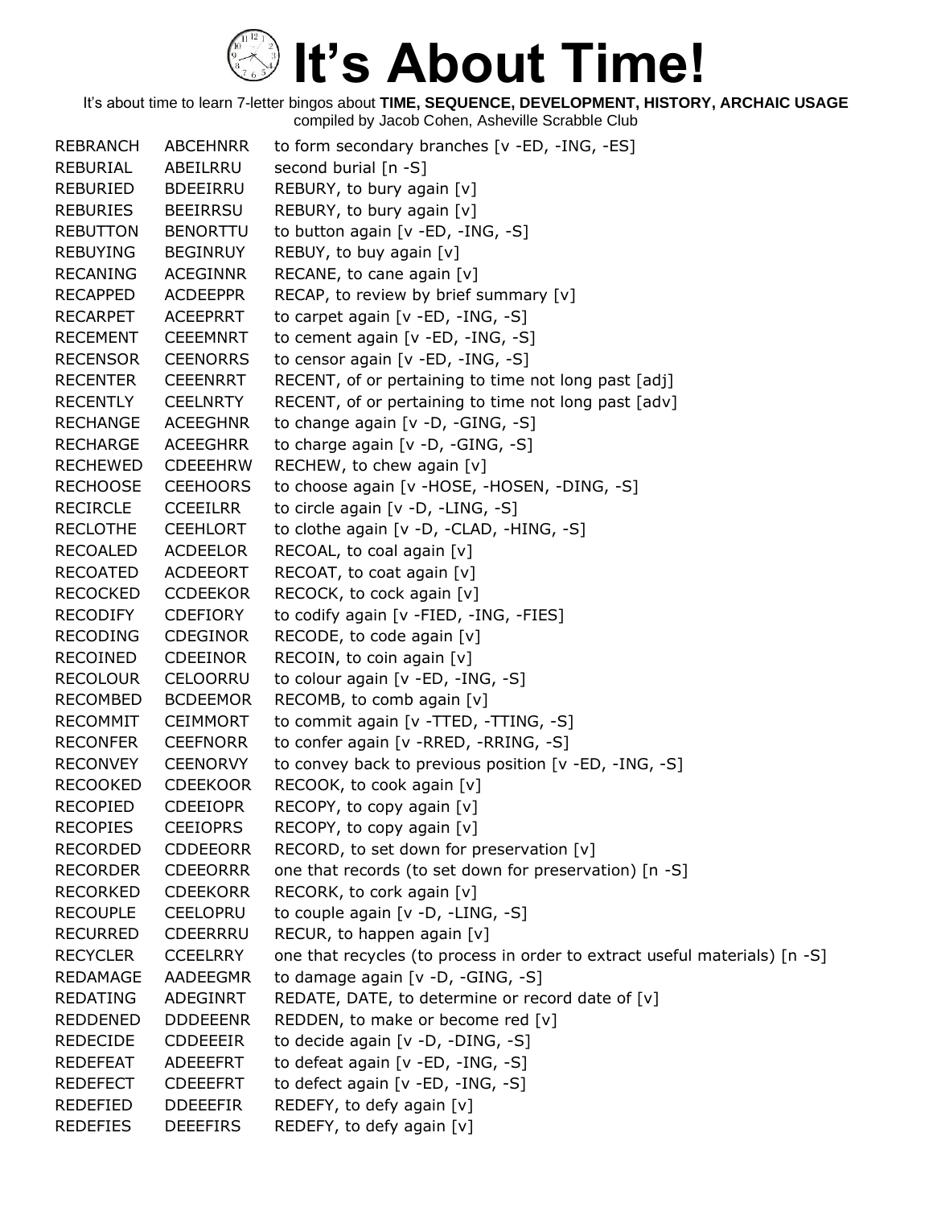# It's About Time!

It's about time to learn 7-letter bingos about **TIME, SEQUENCE, DEVELOPMENT, HISTORY, ARCHAIC USAGE**
compiled by Jacob Cohen, Asheville Scrabble Club

| | | |
|---|---|---|
| REBRANCH | ABCEHNRR | to form secondary branches [v -ED, -ING, -ES] |
| REBURIAL | ABEILRRU | second burial [n -S] |
| REBURIED | BDEEIRRU | REBURY, to bury again [v] |
| REBURIES | BEEIRRSU | REBURY, to bury again [v] |
| REBUTTON | BENORTTU | to button again [v -ED, -ING, -S] |
| REBUYING | BEGINRUY | REBUY, to buy again [v] |
| RECANING | ACEGINNR | RECANE, to cane again [v] |
| RECAPPED | ACDEEPPR | RECAP, to review by brief summary [v] |
| RECARPET | ACEEPRRT | to carpet again [v -ED, -ING, -S] |
| RECEMENT | CEEEMNRT | to cement again [v -ED, -ING, -S] |
| RECENSOR | CEENORRS | to censor again [v -ED, -ING, -S] |
| RECENTER | CEEENRRT | RECENT, of or pertaining to time not long past [adj] |
| RECENTLY | CEELNRTY | RECENT, of or pertaining to time not long past [adv] |
| RECHANGE | ACEEGHNR | to change again [v -D, -GING, -S] |
| RECHARGE | ACEEGHRR | to charge again [v -D, -GING, -S] |
| RECHEWED | CDEEEHRW | RECHEW, to chew again [v] |
| RECHOOSE | CEEHOORS | to choose again [v -HOSE, -HOSEN, -DING, -S] |
| RECIRCLE | CCEEILRR | to circle again [v -D, -LING, -S] |
| RECLOTHE | CEEHLORT | to clothe again [v -D, -CLAD, -HING, -S] |
| RECOALED | ACDEELOR | RECOAL, to coal again [v] |
| RECOATED | ACDEEORT | RECOAT, to coat again [v] |
| RECOCKED | CCDEEKOR | RECOCK, to cock again [v] |
| RECODIFY | CDEFIORY | to codify again [v -FIED, -ING, -FIES] |
| RECODING | CDEGINOR | RECODE, to code again [v] |
| RECOINED | CDEEINOR | RECOIN, to coin again [v] |
| RECOLOUR | CELOORRU | to colour again [v -ED, -ING, -S] |
| RECOMBED | BCDEEMOR | RECOMB, to comb again [v] |
| RECOMMIT | CEIMMORT | to commit again [v -TTED, -TTING, -S] |
| RECONFER | CEEFNORR | to confer again [v -RRED, -RRING, -S] |
| RECONVEY | CEENORVY | to convey back to previous position [v -ED, -ING, -S] |
| RECOOKED | CDEEKOOR | RECOOK, to cook again [v] |
| RECOPIED | CDEEIOPR | RECOPY, to copy again [v] |
| RECOPIES | CEEIOPRS | RECOPY, to copy again [v] |
| RECORDED | CDDEEORR | RECORD, to set down for preservation [v] |
| RECORDER | CDEEORRR | one that records (to set down for preservation) [n -S] |
| RECORKED | CDEEKORR | RECORK, to cork again [v] |
| RECOUPLE | CEELOPRU | to couple again [v -D, -LING, -S] |
| RECURRED | CDEERRRU | RECUR, to happen again [v] |
| RECYCLER | CCEELRRY | one that recycles (to process in order to extract useful materials) [n -S] |
| REDAMAGE | AADEEGMR | to damage again [v -D, -GING, -S] |
| REDATING | ADEGINRT | REDATE, DATE, to determine or record date of [v] |
| REDDENED | DDDEEENR | REDDEN, to make or become red [v] |
| REDECIDE | CDDEEEIR | to decide again [v -D, -DING, -S] |
| REDEFEAT | ADEEEFRT | to defeat again [v -ED, -ING, -S] |
| REDEFECT | CDEEEFRT | to defect again [v -ED, -ING, -S] |
| REDEFIED | DDEEEFIR | REDEFY, to defy again [v] |
| REDEFIES | DEEEFIRS | REDEFY, to defy again [v] |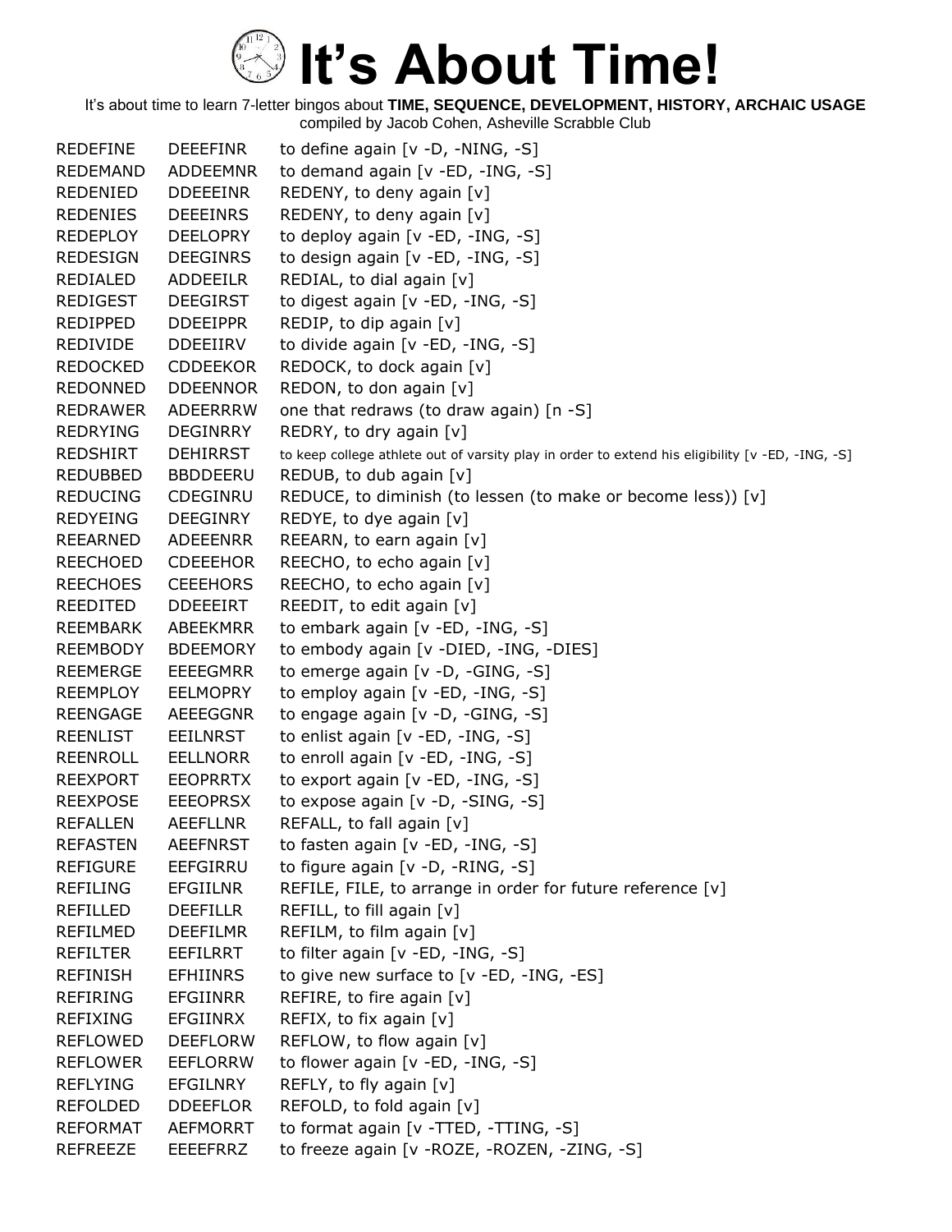# It's About Time!

It's about time to learn 7-letter bingos about **TIME, SEQUENCE, DEVELOPMENT, HISTORY, ARCHAIC USAGE**
compiled by Jacob Cohen, Asheville Scrabble Club

| | | |
|---|---|---|
| REDEFINE | DEEEFINR | to define again [v -D, -NING, -S] |
| REDEMAND | ADDEEMNR | to demand again [v -ED, -ING, -S] |
| REDENIED | DDEEEINR | REDENY, to deny again [v] |
| REDENIES | DEEEINRS | REDENY, to deny again [v] |
| REDEPLOY | DEELOPRY | to deploy again [v -ED, -ING, -S] |
| REDESIGN | DEEGINRS | to design again [v -ED, -ING, -S] |
| REDIALED | ADDEEILR | REDIAL, to dial again [v] |
| REDIGEST | DEEGIRST | to digest again [v -ED, -ING, -S] |
| REDIPPED | DDEEIPPR | REDIP, to dip again [v] |
| REDIVIDE | DDEEIIRV | to divide again [v -ED, -ING, -S] |
| REDOCKED | CDDEEKOR | REDOCK, to dock again [v] |
| REDONNED | DDEENNOR | REDON, to don again [v] |
| REDRAWER | ADEERRRW | one that redraws (to draw again) [n -S] |
| REDRYING | DEGINRRY | REDRY, to dry again [v] |
| REDSHIRT | DEHIRRST | to keep college athlete out of varsity play in order to extend his eligibility [v -ED, -ING, -S] |
| REDUBBED | BBDDEERU | REDUB, to dub again [v] |
| REDUCING | CDEGINRU | REDUCE, to diminish (to lessen (to make or become less)) [v] |
| REDYEING | DEEGINRY | REDYE, to dye again [v] |
| REEARNED | ADEEENRR | REEARN, to earn again [v] |
| REECHOED | CDEEEHOR | REECHO, to echo again [v] |
| REECHOES | CEEEHORS | REECHO, to echo again [v] |
| REEDITED | DDEEEIRT | REEDIT, to edit again [v] |
| REEMBARK | ABEEKMRR | to embark again [v -ED, -ING, -S] |
| REEMBODY | BDEEMORY | to embody again [v -DIED, -ING, -DIES] |
| REEMERGE | EEEEGMRR | to emerge again [v -D, -GING, -S] |
| REEMPLOY | EELMOPRY | to employ again [v -ED, -ING, -S] |
| REENGAGE | AEEEGGNR | to engage again [v -D, -GING, -S] |
| REENLIST | EEILNRST | to enlist again [v -ED, -ING, -S] |
| REENROLL | EELLNORR | to enroll again [v -ED, -ING, -S] |
| REEXPORT | EEOPRRTX | to export again [v -ED, -ING, -S] |
| REEXPOSE | EEEOPRSX | to expose again [v -D, -SING, -S] |
| REFALLEN | AEEFLLNR | REFALL, to fall again [v] |
| REFASTEN | AEEFNRST | to fasten again [v -ED, -ING, -S] |
| REFIGURE | EEFGIRRU | to figure again [v -D, -RING, -S] |
| REFILING | EFGIILNR | REFILE, FILE, to arrange in order for future reference [v] |
| REFILLED | DEEFILLR | REFILL, to fill again [v] |
| REFILMED | DEEFILMR | REFILM, to film again [v] |
| REFILTER | EEFILRRT | to filter again [v -ED, -ING, -S] |
| REFINISH | EFHIINRS | to give new surface to [v -ED, -ING, -ES] |
| REFIRING | EFGIINRR | REFIRE, to fire again [v] |
| REFIXING | EFGIINRX | REFIX, to fix again [v] |
| REFLOWED | DEEFLORW | REFLOW, to flow again [v] |
| REFLOWER | EEFLORRW | to flower again [v -ED, -ING, -S] |
| REFLYING | EFGILNRY | REFLY, to fly again [v] |
| REFOLDED | DDEEFLOR | REFOLD, to fold again [v] |
| REFORMAT | AEFMORRT | to format again [v -TTED, -TTING, -S] |
| REFREEZE | EEEEFRRZ | to freeze again [v -ROZE, -ROZEN, -ZING, -S] |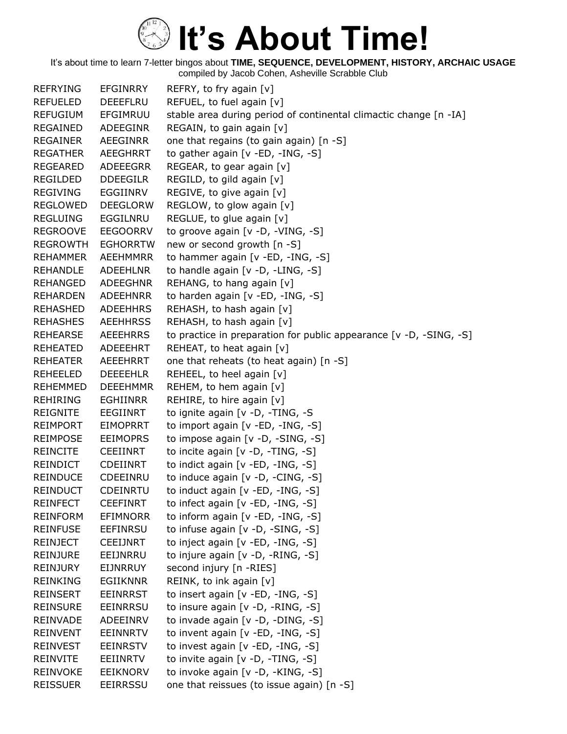# It's About Time!

It's about time to learn 7-letter bingos about **TIME, SEQUENCE, DEVELOPMENT, HISTORY, ARCHAIC USAGE**
compiled by Jacob Cohen, Asheville Scrabble Club

| | | |
|---|---|---|
| REFRYING | EFGINRRY | REFRY, to fry again [v] |
| REFUELED | DEEEFLRU | REFUEL, to fuel again [v] |
| REFUGIUM | EFGIMRUU | stable area during period of continental climactic change [n -IA] |
| REGAINED | ADEEGINR | REGAIN, to gain again [v] |
| REGAINER | AEEGINRR | one that regains (to gain again) [n -S] |
| REGATHER | AEEGHRRT | to gather again [v -ED, -ING, -S] |
| REGEARED | ADEEEGRR | REGEAR, to gear again [v] |
| REGILDED | DDEEGILR | REGILD, to gild again [v] |
| REGIVING | EGGIINRV | REGIVE, to give again [v] |
| REGLOWED | DEEGLORW | REGLOW, to glow again [v] |
| REGLUING | EGGILNRU | REGLUE, to glue again [v] |
| REGROOVE | EEGOORRV | to groove again [v -D, -VING, -S] |
| REGROWTH | EGHORRTW | new or second growth [n -S] |
| REHAMMER | AEEHMMRR | to hammer again [v -ED, -ING, -S] |
| REHANDLE | ADEEHLNR | to handle again [v -D, -LING, -S] |
| REHANGED | ADEEGHNR | REHANG, to hang again [v] |
| REHARDEN | ADEEHNRR | to harden again [v -ED, -ING, -S] |
| REHASHED | ADEEHHRS | REHASH, to hash again [v] |
| REHASHES | AEEHHRSS | REHASH, to hash again [v] |
| REHEARSE | AEEEHRRS | to practice in preparation for public appearance [v -D, -SING, -S] |
| REHEATED | ADEEEHRT | REHEAT, to heat again [v] |
| REHEATER | AEEEHRRT | one that reheats (to heat again) [n -S] |
| REHEELED | DEEEEHLR | REHEEL, to heel again [v] |
| REHEMMED | DEEEHMMR | REHEM, to hem again [v] |
| REHIRING | EGHIINRR | REHIRE, to hire again [v] |
| REIGNITE | EEGIINRT | to ignite again [v -D, -TING, -S |
| REIMPORT | EIMOPRRT | to import again [v -ED, -ING, -S] |
| REIMPOSE | EEIMOPRS | to impose again [v -D, -SING, -S] |
| REINCITE | CEEIINRT | to incite again [v -D, -TING, -S] |
| REINDICT | CDEIINRT | to indict again [v -ED, -ING, -S] |
| REINDUCE | CDEEINRU | to induce again [v -D, -CING, -S] |
| REINDUCT | CDEINRTU | to induct again [v -ED, -ING, -S] |
| REINFECT | CEEFINRT | to infect again [v -ED, -ING, -S] |
| REINFORM | EFIMNORR | to inform again [v -ED, -ING, -S] |
| REINFUSE | EEFINRSU | to infuse again [v -D, -SING, -S] |
| REINJECT | CEEIJNRT | to inject again [v -ED, -ING, -S] |
| REINJURE | EEIJNRRU | to injure again [v -D, -RING, -S] |
| REINJURY | EIJNRRUY | second injury [n -RIES] |
| REINKING | EGIIKNNR | REINK, to ink again [v] |
| REINSERT | EEINRRST | to insert again [v -ED, -ING, -S] |
| REINSURE | EEINRRSU | to insure again [v -D, -RING, -S] |
| REINVADE | ADEEINRV | to invade again [v -D, -DING, -S] |
| REINVENT | EEINNRTV | to invent again [v -ED, -ING, -S] |
| REINVEST | EEINRSTV | to invest again [v -ED, -ING, -S] |
| REINVITE | EEIINRTV | to invite again [v -D, -TING, -S] |
| REINVOKE | EEIKNORV | to invoke again [v -D, -KING, -S] |
| REISSUER | EEIRRSSU | one that reissues (to issue again) [n -S] |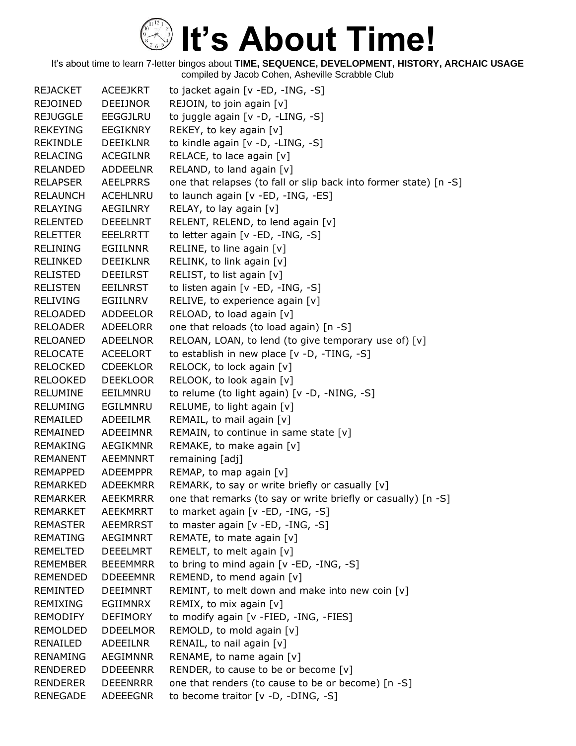# It's About Time!

It's about time to learn 7-letter bingos about **TIME, SEQUENCE, DEVELOPMENT, HISTORY, ARCHAIC USAGE**
compiled by Jacob Cohen, Asheville Scrabble Club

| | | |
|---|---|---|
| REJACKET | ACEEJKRT | to jacket again [v -ED, -ING, -S] |
| REJOINED | DEEIJNOR | REJOIN, to join again [v] |
| REJUGGLE | EEGGJLRU | to juggle again [v -D, -LING, -S] |
| REKEYING | EEGIKNRY | REKEY, to key again [v] |
| REKINDLE | DEEIKLNR | to kindle again [v -D, -LING, -S] |
| RELACING | ACEGILNR | RELACE, to lace again [v] |
| RELANDED | ADDEELNR | RELAND, to land again [v] |
| RELAPSER | AEELPRRS | one that relapses (to fall or slip back into former state) [n -S] |
| RELAUNCH | ACEHLNRU | to launch again [v -ED, -ING, -ES] |
| RELAYING | AEGILNRY | RELAY, to lay again [v] |
| RELENTED | DEEELNRT | RELENT, RELEND, to lend again [v] |
| RELETTER | EEELRRTT | to letter again [v -ED, -ING, -S] |
| RELINING | EGIILNNR | RELINE, to line again [v] |
| RELINKED | DEEIKLNR | RELINK, to link again [v] |
| RELISTED | DEEILRST | RELIST, to list again [v] |
| RELISTEN | EEILNRST | to listen again [v -ED, -ING, -S] |
| RELIVING | EGIILNRV | RELIVE, to experience again [v] |
| RELOADED | ADDEELOR | RELOAD, to load again [v] |
| RELOADER | ADEELORR | one that reloads (to load again) [n -S] |
| RELOANED | ADEELNOR | RELOAN, LOAN, to lend (to give temporary use of) [v] |
| RELOCATE | ACEELORT | to establish in new place [v -D, -TING, -S] |
| RELOCKED | CDEEKLOR | RELOCK, to lock again [v] |
| RELOOKED | DEEKLOOR | RELOOK, to look again [v] |
| RELUMINE | EEILMNRU | to relume (to light again) [v -D, -NING, -S] |
| RELUMING | EGILMNRU | RELUME, to light again [v] |
| REMAILED | ADEEILMR | REMAIL, to mail again [v] |
| REMAINED | ADEEIMNR | REMAIN, to continue in same state [v] |
| REMAKING | AEGIKMNR | REMAKE, to make again [v] |
| REMANENT | AEEMNNRT | remaining [adj] |
| REMAPPED | ADEEMPPR | REMAP, to map again [v] |
| REMARKED | ADEEKMRR | REMARK, to say or write briefly or casually [v] |
| REMARKER | AEEKMRRR | one that remarks (to say or write briefly or casually) [n -S] |
| REMARKET | AEEKMRRT | to market again [v -ED, -ING, -S] |
| REMASTER | AEEMRRST | to master again [v -ED, -ING, -S] |
| REMATING | AEGIMNRT | REMATE, to mate again [v] |
| REMELTED | DEEELMRT | REMELT, to melt again [v] |
| REMEMBER | BEEEMMRR | to bring to mind again [v -ED, -ING, -S] |
| REMENDED | DDEEEMNR | REMEND, to mend again [v] |
| REMINTED | DEEIMNRT | REMINT, to melt down and make into new coin [v] |
| REMIXING | EGIIMNRX | REMIX, to mix again [v] |
| REMODIFY | DEFIMORY | to modify again [v -FIED, -ING, -FIES] |
| REMOLDED | DDEELMOR | REMOLD, to mold again [v] |
| RENAILED | ADEEILNR | RENAIL, to nail again [v] |
| RENAMING | AEGIMNNR | RENAME, to name again [v] |
| RENDERED | DDEEENRR | RENDER, to cause to be or become [v] |
| RENDERER | DEEENRRR | one that renders (to cause to be or become) [n -S] |
| RENEGADE | ADEEEGNR | to become traitor [v -D, -DING, -S] |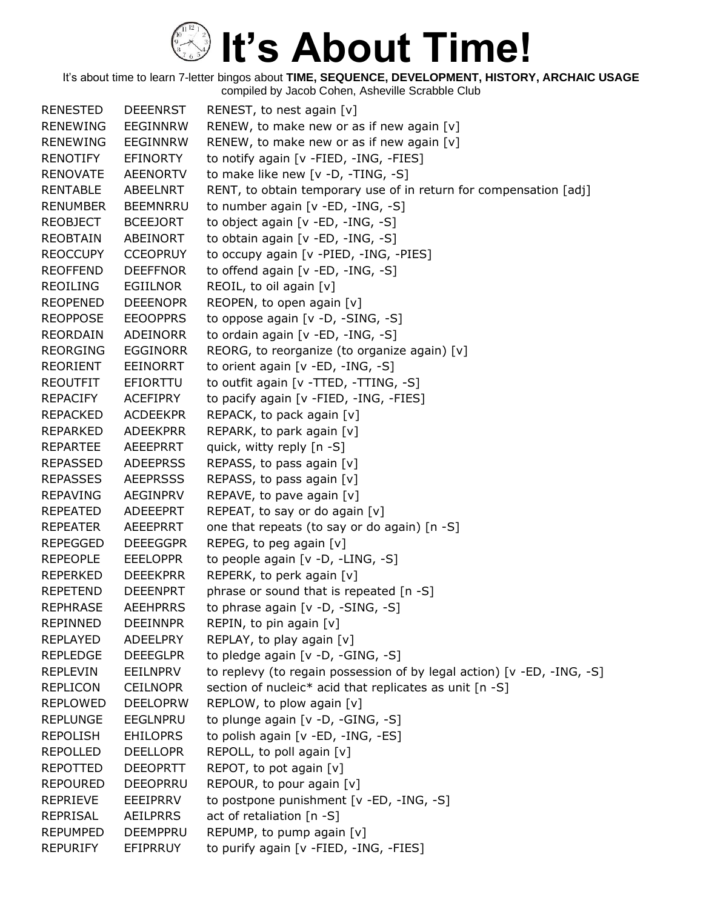# It's About Time!

It's about time to learn 7-letter bingos about **TIME, SEQUENCE, DEVELOPMENT, HISTORY, ARCHAIC USAGE**
compiled by Jacob Cohen, Asheville Scrabble Club

| | | |
|---|---|---|
| RENESTED | DEEENRST | RENEST, to nest again [v] |
| RENEWING | EEGINNRW | RENEW, to make new or as if new again [v] |
| RENEWING | EEGINNRW | RENEW, to make new or as if new again [v] |
| RENOTIFY | EFINORTY | to notify again [v -FIED, -ING, -FIES] |
| RENOVATE | AEENORTV | to make like new [v -D, -TING, -S] |
| RENTABLE | ABEELNRT | RENT, to obtain temporary use of in return for compensation [adj] |
| RENUMBER | BEEMNRRU | to number again [v -ED, -ING, -S] |
| REOBJECT | BCEEJORT | to object again [v -ED, -ING, -S] |
| REOBTAIN | ABEINORT | to obtain again [v -ED, -ING, -S] |
| REOCCUPY | CCEOPRUY | to occupy again [v -PIED, -ING, -PIES] |
| REOFFEND | DEEFFNOR | to offend again [v -ED, -ING, -S] |
| REOILING | EGIILNOR | REOIL, to oil again [v] |
| REOPENED | DEEENOPR | REOPEN, to open again [v] |
| REOPPOSE | EEOOPPRS | to oppose again [v -D, -SING, -S] |
| REORDAIN | ADEINORR | to ordain again [v -ED, -ING, -S] |
| REORGING | EGGINORR | REORG, to reorganize (to organize again) [v] |
| REORIENT | EEINORRT | to orient again [v -ED, -ING, -S] |
| REOUTFIT | EFIORTTU | to outfit again [v -TTED, -TTING, -S] |
| REPACIFY | ACEFIPRY | to pacify again [v -FIED, -ING, -FIES] |
| REPACKED | ACDEEKPR | REPACK, to pack again [v] |
| REPARKED | ADEEKPRR | REPARK, to park again [v] |
| REPARTEE | AEEEPRRT | quick, witty reply [n -S] |
| REPASSED | ADEEPRSS | REPASS, to pass again [v] |
| REPASSES | AEEPRSSS | REPASS, to pass again [v] |
| REPAVING | AEGINPRV | REPAVE, to pave again [v] |
| REPEATED | ADEEEPRT | REPEAT, to say or do again [v] |
| REPEATER | AEEEPRRT | one that repeats (to say or do again) [n -S] |
| REPEGGED | DEEEGGPR | REPEG, to peg again [v] |
| REPEOPLE | EEELOPPR | to people again [v -D, -LING, -S] |
| REPERKED | DEEEKPRR | REPERK, to perk again [v] |
| REPETEND | DEEENPRT | phrase or sound that is repeated [n -S] |
| REPHRASE | AEEHPRRS | to phrase again [v -D, -SING, -S] |
| REPINNED | DEEINNPR | REPIN, to pin again [v] |
| REPLAYED | ADEELPRY | REPLAY, to play again [v] |
| REPLEDGE | DEEEGLPR | to pledge again [v -D, -GING, -S] |
| REPLEVIN | EEILNPRV | to replevy (to regain possession of by legal action) [v -ED, -ING, -S] |
| REPLICON | CEILNOPR | section of nucleic* acid that replicates as unit [n -S] |
| REPLOWED | DEELOPRW | REPLOW, to plow again [v] |
| REPLUNGE | EEGLNPRU | to plunge again [v -D, -GING, -S] |
| REPOLISH | EHILOPRS | to polish again [v -ED, -ING, -ES] |
| REPOLLED | DEELLOPR | REPOLL, to poll again [v] |
| REPOTTED | DEEOPRTT | REPOT, to pot again [v] |
| REPOURED | DEEOPRRU | REPOUR, to pour again [v] |
| REPRIEVE | EEEIPRRV | to postpone punishment [v -ED, -ING, -S] |
| REPRISAL | AEILPRRS | act of retaliation [n -S] |
| REPUMPED | DEEMPPRU | REPUMP, to pump again [v] |
| REPURIFY | EFIPRRUY | to purify again [v -FIED, -ING, -FIES] |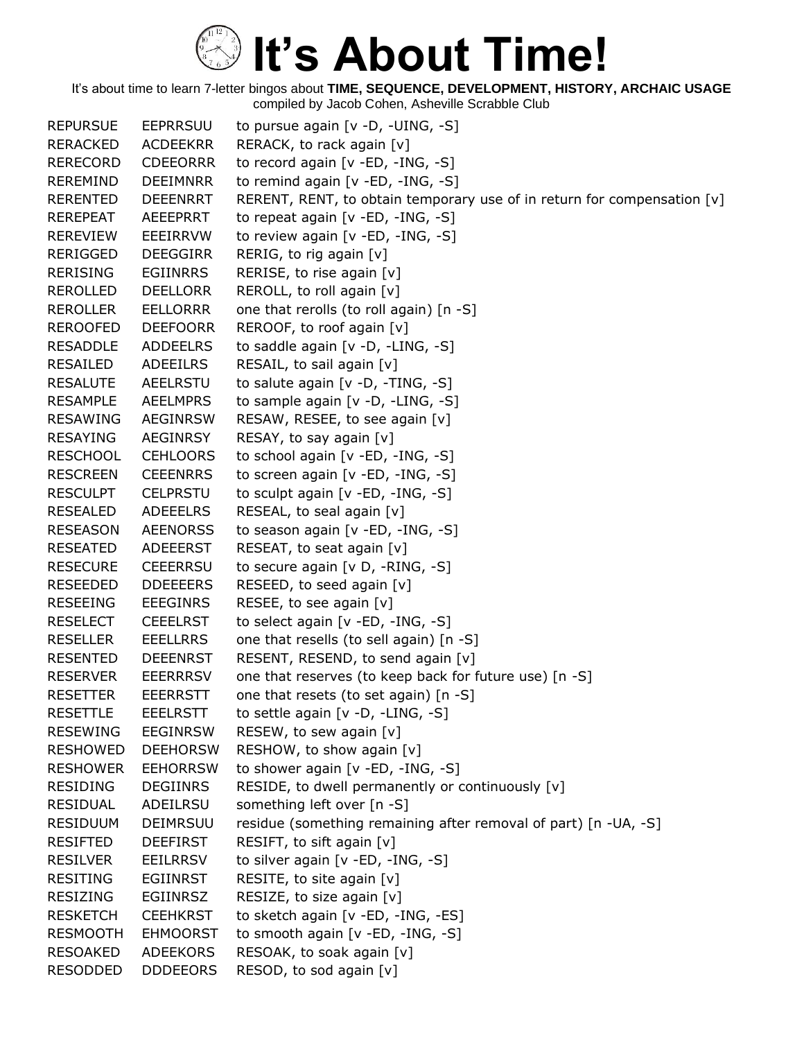# It's About Time!

It's about time to learn 7-letter bingos about **TIME, SEQUENCE, DEVELOPMENT, HISTORY, ARCHAIC USAGE**
compiled by Jacob Cohen, Asheville Scrabble Club

| | | |
|---|---|---|
| REPURSUE | EEPRRSUU | to pursue again [v -D, -UING, -S] |
| RERACKED | ACDEEKRR | RERACK, to rack again [v] |
| RERECORD | CDEEORRR | to record again [v -ED, -ING, -S] |
| REREMIND | DEEIMNRR | to remind again [v -ED, -ING, -S] |
| RERENTED | DEEENRRT | RERENT, RENT, to obtain temporary use of in return for compensation [v] |
| REREPEAT | AEEEPRRT | to repeat again [v -ED, -ING, -S] |
| REREVIEW | EEEIRRVW | to review again [v -ED, -ING, -S] |
| RERIGGED | DEEGGIRR | RERIG, to rig again [v] |
| RERISING | EGIINRRS | RERISE, to rise again [v] |
| REROLLED | DEELLORR | REROLL, to roll again [v] |
| REROLLER | EELLORRR | one that rerolls (to roll again) [n -S] |
| REROOFED | DEEFOORR | REROOF, to roof again [v] |
| RESADDLE | ADDEELRS | to saddle again [v -D, -LING, -S] |
| RESAILED | ADEEILRS | RESAIL, to sail again [v] |
| RESALUTE | AEELRSTU | to salute again [v -D, -TING, -S] |
| RESAMPLE | AEELMPRS | to sample again [v -D, -LING, -S] |
| RESAWING | AEGINRSW | RESAW, RESEE, to see again [v] |
| RESAYING | AEGINRSY | RESAY, to say again [v] |
| RESCHOOL | CEHLOORS | to school again [v -ED, -ING, -S] |
| RESCREEN | CEEENRRS | to screen again [v -ED, -ING, -S] |
| RESCULPT | CELPRSTU | to sculpt again [v -ED, -ING, -S] |
| RESEALED | ADEEELRS | RESEAL, to seal again [v] |
| RESEASON | AEENORSS | to season again [v -ED, -ING, -S] |
| RESEATED | ADEEERST | RESEAT, to seat again [v] |
| RESECURE | CEEERRSU | to secure again [v D, -RING, -S] |
| RESEEDED | DDEEEERS | RESEED, to seed again [v] |
| RESEEING | EEEGINRS | RESEE, to see again [v] |
| RESELECT | CEEELRST | to select again [v -ED, -ING, -S] |
| RESELLER | EEELLRRS | one that resells (to sell again) [n -S] |
| RESENTED | DEEENRST | RESENT, RESEND, to send again [v] |
| RESERVER | EEERRRSV | one that reserves (to keep back for future use) [n -S] |
| RESETTER | EEERRSTT | one that resets (to set again) [n -S] |
| RESETTLE | EEELRSTT | to settle again [v -D, -LING, -S] |
| RESEWING | EEGINRSW | RESEW, to sew again [v] |
| RESHOWED | DEEHORSW | RESHOW, to show again [v] |
| RESHOWER | EEHORRSW | to shower again [v -ED, -ING, -S] |
| RESIDING | DEGIINRS | RESIDE, to dwell permanently or continuously [v] |
| RESIDUAL | ADEILRSU | something left over [n -S] |
| RESIDUUM | DEIMRSUU | residue (something remaining after removal of part) [n -UA, -S] |
| RESIFTED | DEEFIRST | RESIFT, to sift again [v] |
| RESILVER | EEILRRSV | to silver again [v -ED, -ING, -S] |
| RESITING | EGIINRST | RESITE, to site again [v] |
| RESIZING | EGIINRSZ | RESIZE, to size again [v] |
| RESKETCH | CEEHKRST | to sketch again [v -ED, -ING, -ES] |
| RESMOOTH | EHMOORST | to smooth again [v -ED, -ING, -S] |
| RESOAKED | ADEEKORS | RESOAK, to soak again [v] |
| RESODDED | DDDEEORS | RESOD, to sod again [v] |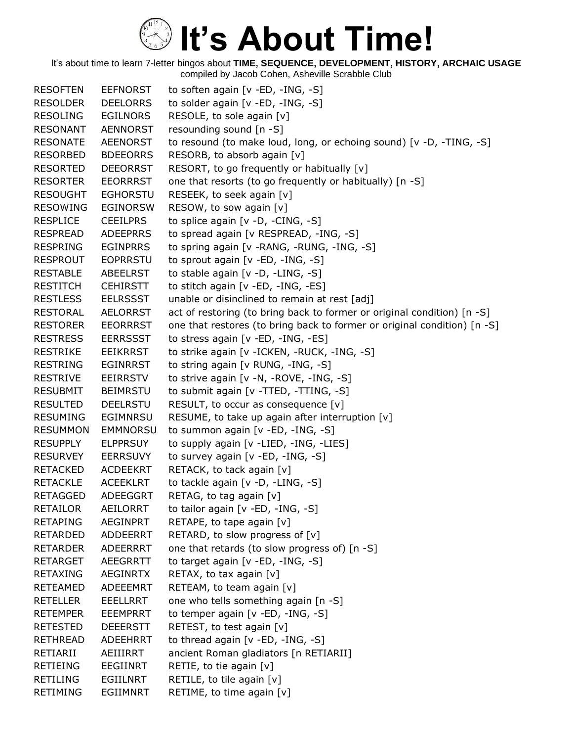# It's About Time!

It's about time to learn 7-letter bingos about **TIME, SEQUENCE, DEVELOPMENT, HISTORY, ARCHAIC USAGE**
compiled by Jacob Cohen, Asheville Scrabble Club

| | | |
|---|---|---|
| RESOFTEN | EEFNORST | to soften again [v -ED, -ING, -S] |
| RESOLDER | DEELORRS | to solder again [v -ED, -ING, -S] |
| RESOLING | EGILNORS | RESOLE, to sole again [v] |
| RESONANT | AENNORST | resounding sound [n -S] |
| RESONATE | AEENORST | to resound (to make loud, long, or echoing sound) [v -D, -TING, -S] |
| RESORBED | BDEEORRS | RESORB, to absorb again [v] |
| RESORTED | DEEORRST | RESORT, to go frequently or habitually [v] |
| RESORTER | EEORRRST | one that resorts (to go frequently or habitually) [n -S] |
| RESOUGHT | EGHORSTU | RESEEK, to seek again [v] |
| RESOWING | EGINORSW | RESOW, to sow again [v] |
| RESPLICE | CEEILPRS | to splice again [v -D, -CING, -S] |
| RESPREAD | ADEEPRRS | to spread again [v RESPREAD, -ING, -S] |
| RESPRING | EGINPRRS | to spring again [v -RANG, -RUNG, -ING, -S] |
| RESPROUT | EOPRRSTU | to sprout again [v -ED, -ING, -S] |
| RESTABLE | ABEELRST | to stable again [v -D, -LING, -S] |
| RESTITCH | CEHIRSTT | to stitch again [v -ED, -ING, -ES] |
| RESTLESS | EELRSSST | unable or disinclined to remain at rest [adj] |
| RESTORAL | AELORRST | act of restoring (to bring back to former or original condition) [n -S] |
| RESTORER | EEORRRST | one that restores (to bring back to former or original condition) [n -S] |
| RESTRESS | EERRSSST | to stress again [v -ED, -ING, -ES] |
| RESTRIKE | EEIKRRST | to strike again [v -ICKEN, -RUCK, -ING, -S] |
| RESTRING | EGINRRST | to string again [v RUNG, -ING, -S] |
| RESTRIVE | EEIRRSTV | to strive again [v -N, -ROVE, -ING, -S] |
| RESUBMIT | BEIMRSTU | to submit again [v -TTED, -TTING, -S] |
| RESULTED | DEELRSTU | RESULT, to occur as consequence [v] |
| RESUMING | EGIMNRSU | RESUME, to take up again after interruption [v] |
| RESUMMON | EMMNORSU | to summon again [v -ED, -ING, -S] |
| RESUPPLY | ELPPRSUY | to supply again [v -LIED, -ING, -LIES] |
| RESURVEY | EERRSUVY | to survey again [v -ED, -ING, -S] |
| RETACKED | ACDEEKRT | RETACK, to tack again [v] |
| RETACKLE | ACEEKLRT | to tackle again [v -D, -LING, -S] |
| RETAGGED | ADEEGGRT | RETAG, to tag again [v] |
| RETAILOR | AEILORRT | to tailor again [v -ED, -ING, -S] |
| RETAPING | AEGINPRT | RETAPE, to tape again [v] |
| RETARDED | ADDEERRT | RETARD, to slow progress of [v] |
| RETARDER | ADEERRRT | one that retards (to slow progress of) [n -S] |
| RETARGET | AEEGRRTT | to target again [v -ED, -ING, -S] |
| RETAXING | AEGINRTX | RETAX, to tax again [v] |
| RETEAMED | ADEEEMRT | RETEAM, to team again [v] |
| RETELLER | EEELLRRT | one who tells something again [n -S] |
| RETEMPER | EEEMPRRT | to temper again [v -ED, -ING, -S] |
| RETESTED | DEEERSTT | RETEST, to test again [v] |
| RETHREAD | ADEEHRRT | to thread again [v -ED, -ING, -S] |
| RETIARII | AEIIIRRT | ancient Roman gladiators [n RETIARII] |
| RETIEING | EEGIINRT | RETIE, to tie again [v] |
| RETILING | EGIILNRT | RETILE, to tile again [v] |
| RETIMING | EGIIMNRT | RETIME, to time again [v] |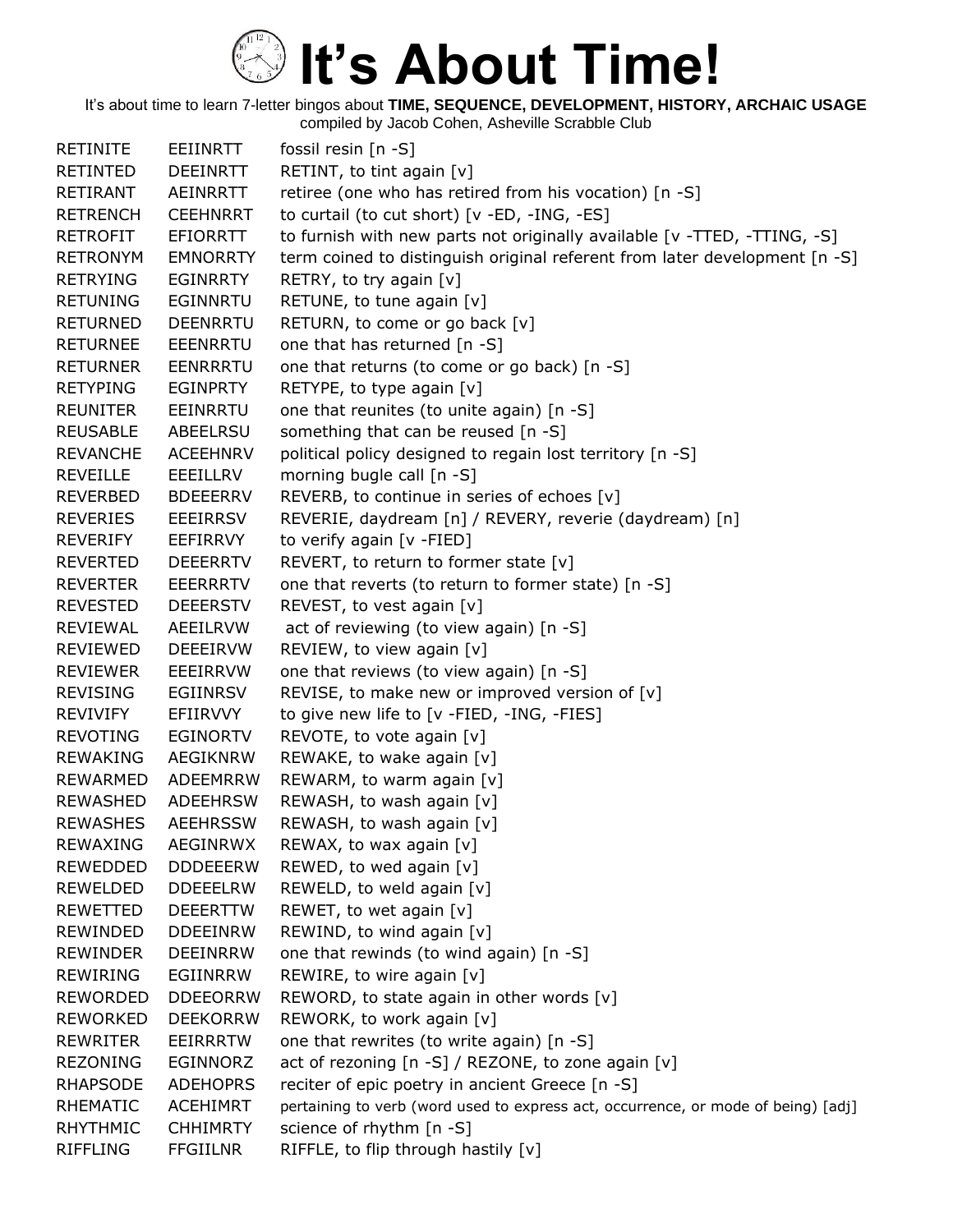# It's About Time!

It's about time to learn 7-letter bingos about **TIME, SEQUENCE, DEVELOPMENT, HISTORY, ARCHAIC USAGE**
compiled by Jacob Cohen, Asheville Scrabble Club

| | | |
|---|---|---|
| RETINITE | EEIINRTT | fossil resin [n -S] |
| RETINTED | DEEINRTT | RETINT, to tint again [v] |
| RETIRANT | AEINRRTT | retiree (one who has retired from his vocation) [n -S] |
| RETRENCH | CEEHNRRT | to curtail (to cut short) [v -ED, -ING, -ES] |
| RETROFIT | EFIORRTT | to furnish with new parts not originally available [v -TTED, -TTING, -S] |
| RETRONYM | EMNORRTY | term coined to distinguish original referent from later development [n -S] |
| RETRYING | EGINRRTY | RETRY, to try again [v] |
| RETUNING | EGINNRTU | RETUNE, to tune again [v] |
| RETURNED | DEENRRTU | RETURN, to come or go back [v] |
| RETURNEE | EEENRRTU | one that has returned [n -S] |
| RETURNER | EENRRRTU | one that returns (to come or go back) [n -S] |
| RETYPING | EGINPRTY | RETYPE, to type again [v] |
| REUNITER | EEINRRTU | one that reunites (to unite again) [n -S] |
| REUSABLE | ABEELRSU | something that can be reused [n -S] |
| REVANCHE | ACEEHNRV | political policy designed to regain lost territory [n -S] |
| REVEILLE | EEEILLRV | morning bugle call [n -S] |
| REVERBED | BDEEERRV | REVERB, to continue in series of echoes [v] |
| REVERIES | EEEIRRSV | REVERIE, daydream [n] / REVERY, reverie (daydream) [n] |
| REVERIFY | EEFIRRVY | to verify again [v -FIED] |
| REVERTED | DEEERRTV | REVERT, to return to former state [v] |
| REVERTER | EEERRRTV | one that reverts (to return to former state) [n -S] |
| REVESTED | DEEERSTV | REVEST, to vest again [v] |
| REVIEWAL | AEEILRVW | act of reviewing (to view again) [n -S] |
| REVIEWED | DEEEIRVW | REVIEW, to view again [v] |
| REVIEWER | EEEIRRVW | one that reviews (to view again) [n -S] |
| REVISING | EGIINRSV | REVISE, to make new or improved version of [v] |
| REVIVIFY | EFIIRVVY | to give new life to [v -FIED, -ING, -FIES] |
| REVOTING | EGINORTV | REVOTE, to vote again [v] |
| REWAKING | AEGIKNRW | REWAKE, to wake again [v] |
| REWARMED | ADEEMRRW | REWARM, to warm again [v] |
| REWASHED | ADEEHRSW | REWASH, to wash again [v] |
| REWASHES | AEEHRSSW | REWASH, to wash again [v] |
| REWAXING | AEGINRWX | REWAX, to wax again [v] |
| REWEDDED | DDDEEERW | REWED, to wed again [v] |
| REWELDED | DDEEELRW | REWELD, to weld again [v] |
| REWETTED | DEEERTTW | REWET, to wet again [v] |
| REWINDED | DDEEINRW | REWIND, to wind again [v] |
| REWINDER | DEEINRRW | one that rewinds (to wind again) [n -S] |
| REWIRING | EGIINRRW | REWIRE, to wire again [v] |
| REWORDED | DDEEORRW | REWORD, to state again in other words [v] |
| REWORKED | DEEKORRW | REWORK, to work again [v] |
| REWRITER | EEIRRRTW | one that rewrites (to write again) [n -S] |
| REZONING | EGINNORZ | act of rezoning [n -S] / REZONE, to zone again [v] |
| RHAPSODE | ADEHOPRS | reciter of epic poetry in ancient Greece [n -S] |
| RHEMATIC | ACEHIMRT | pertaining to verb (word used to express act, occurrence, or mode of being) [adj] |
| RHYTHMIC | CHHIMRTY | science of rhythm [n -S] |
| RIFFLING | FFGIILNR | RIFFLE, to flip through hastily [v] |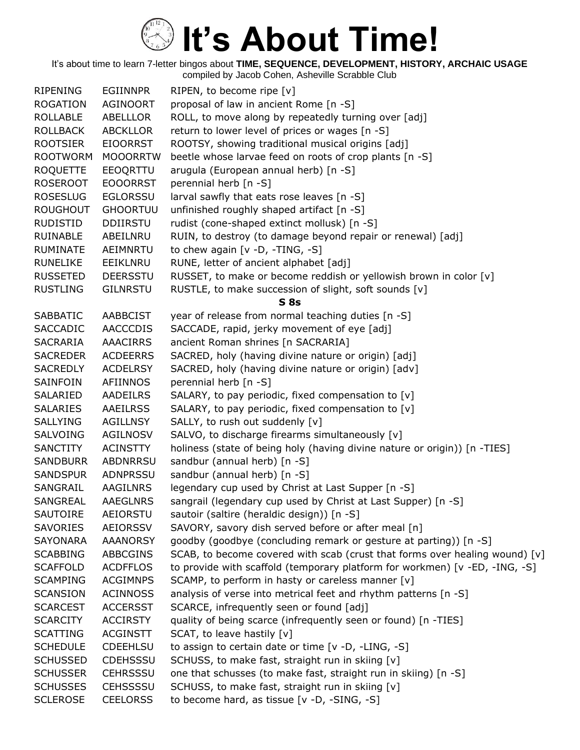# It's About Time!

It's about time to learn 7-letter bingos about **TIME, SEQUENCE, DEVELOPMENT, HISTORY, ARCHAIC USAGE**
compiled by Jacob Cohen, Asheville Scrabble Club

| | | |
|---|---|---|
| RIPENING | EGIINNPR | RIPEN, to become ripe [v] |
| ROGATION | AGINOORT | proposal of law in ancient Rome [n -S] |
| ROLLABLE | ABELLLOR | ROLL, to move along by repeatedly turning over [adj] |
| ROLLBACK | ABCKLLOR | return to lower level of prices or wages [n -S] |
| ROOTSIER | EIOORRST | ROOTSY, showing traditional musical origins [adj] |
| ROOTWORM | MOOORRTW | beetle whose larvae feed on roots of crop plants [n -S] |
| ROQUETTE | EEOQRTTU | arugula (European annual herb) [n -S] |
| ROSEROOT | EOOORRST | perennial herb [n -S] |
| ROSESLUG | EGLORSSU | larval sawfly that eats rose leaves [n -S] |
| ROUGHOUT | GHOORTUU | unfinished roughly shaped artifact [n -S] |
| RUDISTID | DDIIRSTU | rudist (cone-shaped extinct mollusk) [n -S] |
| RUINABLE | ABEILNRU | RUIN, to destroy (to damage beyond repair or renewal) [adj] |
| RUMINATE | AEIMNRTU | to chew again [v -D, -TING, -S] |
| RUNELIKE | EEIKLNRU | RUNE, letter of ancient alphabet [adj] |
| RUSSETED | DEERSSTU | RUSSET, to make or become reddish or yellowish brown in color [v] |
| RUSTLING | GILNRSTU | RUSTLE, to make succession of slight, soft sounds [v] |

**S 8s**

| | | |
|---|---|---|
| SABBATIC | AABBCIST | year of release from normal teaching duties [n -S] |
| SACCADIC | AACCCDIS | SACCADE, rapid, jerky movement of eye [adj] |
| SACRARIA | AAACIRRS | ancient Roman shrines [n SACRARIA] |
| SACREDER | ACDEERRS | SACRED, holy (having divine nature or origin) [adj] |
| SACREDLY | ACDELRSY | SACRED, holy (having divine nature or origin) [adv] |
| SAINFOIN | AFIINNOS | perennial herb [n -S] |
| SALARIED | AADEILRS | SALARY, to pay periodic, fixed compensation to [v] |
| SALARIES | AAEILRSS | SALARY, to pay periodic, fixed compensation to [v] |
| SALLYING | AGILLNSY | SALLY, to rush out suddenly [v] |
| SALVOING | AGILNOSV | SALVO, to discharge firearms simultaneously [v] |
| SANCTITY | ACINSTTY | holiness (state of being holy (having divine nature or origin)) [n -TIES] |
| SANDBURR | ABDNRRSU | sandbur (annual herb) [n -S] |
| SANDSPUR | ADNPRSSU | sandbur (annual herb) [n -S] |
| SANGRAIL | AAGILNRS | legendary cup used by Christ at Last Supper [n -S] |
| SANGREAL | AAEGLNRS | sangrail (legendary cup used by Christ at Last Supper) [n -S] |
| SAUTOIRE | AEIORSTU | sautoir (saltire (heraldic design)) [n -S] |
| SAVORIES | AEIORSSV | SAVORY, savory dish served before or after meal [n] |
| SAYONARA | AAANORSY | goodby (goodbye (concluding remark or gesture at parting)) [n -S] |
| SCABBING | ABBCGINS | SCAB, to become covered with scab (crust that forms over healing wound) [v] |
| SCAFFOLD | ACDFFLOS | to provide with scaffold (temporary platform for workmen) [v -ED, -ING, -S] |
| SCAMPING | ACGIMNPS | SCAMP, to perform in hasty or careless manner [v] |
| SCANSION | ACINNOSS | analysis of verse into metrical feet and rhythm patterns [n -S] |
| SCARCEST | ACCERSST | SCARCE, infrequently seen or found [adj] |
| SCARCITY | ACCIRSTY | quality of being scarce (infrequently seen or found) [n -TIES] |
| SCATTING | ACGINSTT | SCAT, to leave hastily [v] |
| SCHEDULE | CDEEHLSU | to assign to certain date or time [v -D, -LING, -S] |
| SCHUSSED | CDEHSSSU | SCHUSS, to make fast, straight run in skiing [v] |
| SCHUSSER | CEHRSSSU | one that schusses (to make fast, straight run in skiing) [n -S] |
| SCHUSSES | CEHSSSSU | SCHUSS, to make fast, straight run in skiing [v] |
| SCLEROSE | CEELORSS | to become hard, as tissue [v -D, -SING, -S] |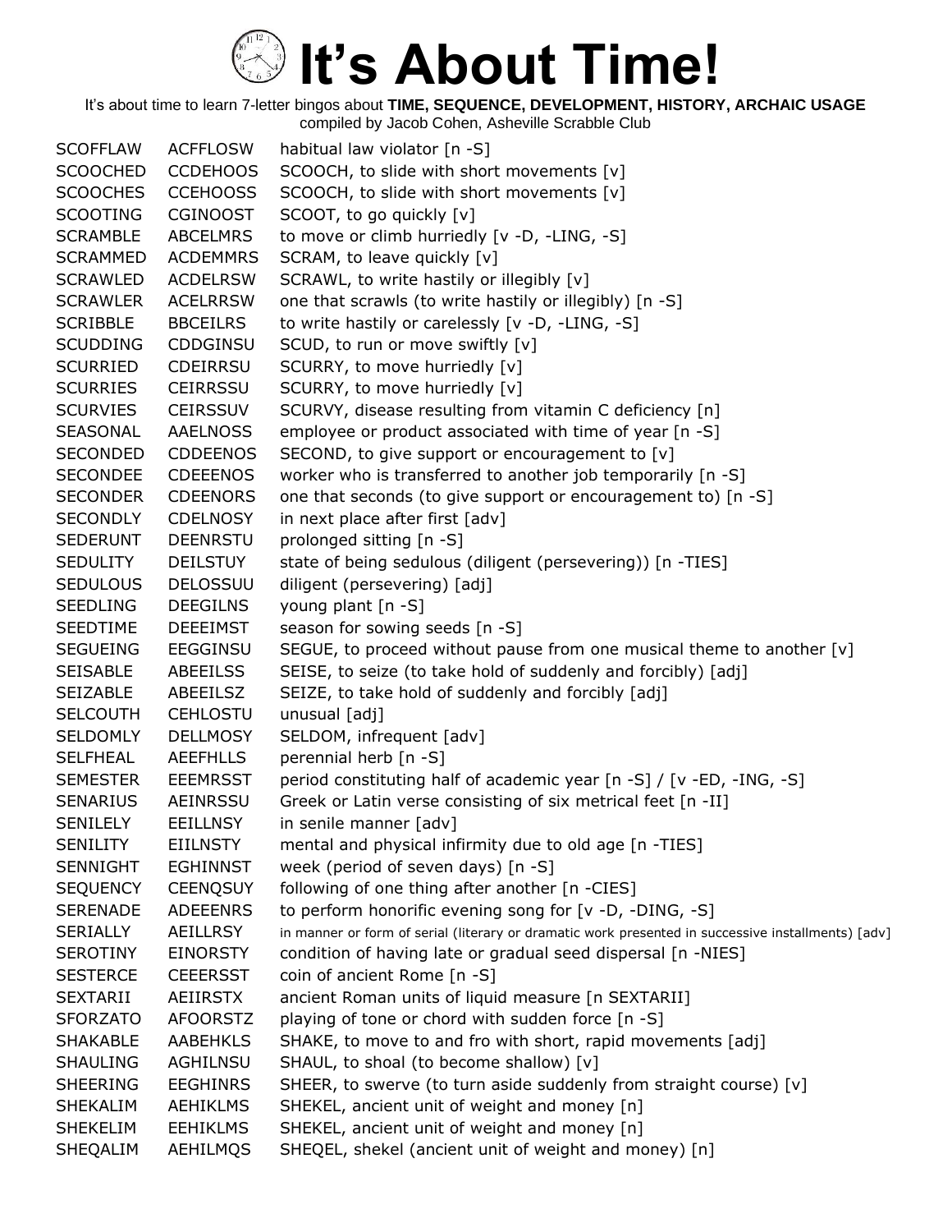# It's About Time!

It's about time to learn 7-letter bingos about **TIME, SEQUENCE, DEVELOPMENT, HISTORY, ARCHAIC USAGE**
compiled by Jacob Cohen, Asheville Scrabble Club

| | | |
|---|---|---|
| SCOFFLAW | ACFFLOSW | habitual law violator [n -S] |
| SCOOCHED | CCDEHOOS | SCOOCH, to slide with short movements [v] |
| SCOOCHES | CCEHOOSS | SCOOCH, to slide with short movements [v] |
| SCOOTING | CGINOOST | SCOOT, to go quickly [v] |
| SCRAMBLE | ABCELMRS | to move or climb hurriedly [v -D, -LING, -S] |
| SCRAMMED | ACDEMMRS | SCRAM, to leave quickly [v] |
| SCRAWLED | ACDELRSW | SCRAWL, to write hastily or illegibly [v] |
| SCRAWLER | ACELRRSW | one that scrawls (to write hastily or illegibly) [n -S] |
| SCRIBBLE | BBCEILRS | to write hastily or carelessly [v -D, -LING, -S] |
| SCUDDING | CDDGINSU | SCUD, to run or move swiftly [v] |
| SCURRIED | CDEIRRSU | SCURRY, to move hurriedly [v] |
| SCURRIES | CEIRRSSU | SCURRY, to move hurriedly [v] |
| SCURVIES | CEIRSSUV | SCURVY, disease resulting from vitamin C deficiency [n] |
| SEASONAL | AAELNOSS | employee or product associated with time of year [n -S] |
| SECONDED | CDDEENOS | SECOND, to give support or encouragement to [v] |
| SECONDEE | CDEEENOS | worker who is transferred to another job temporarily [n -S] |
| SECONDER | CDEENORS | one that seconds (to give support or encouragement to) [n -S] |
| SECONDLY | CDELNOSY | in next place after first [adv] |
| SEDERUNT | DEENRSTU | prolonged sitting [n -S] |
| SEDULITY | DEILSTUY | state of being sedulous (diligent (persevering)) [n -TIES] |
| SEDULOUS | DELOSSUU | diligent (persevering) [adj] |
| SEEDLING | DEEGILNS | young plant [n -S] |
| SEEDTIME | DEEEIMST | season for sowing seeds [n -S] |
| SEGUEING | EEGGINSU | SEGUE, to proceed without pause from one musical theme to another [v] |
| SEISABLE | ABEEILSS | SEISE, to seize (to take hold of suddenly and forcibly) [adj] |
| SEIZABLE | ABEEILSZ | SEIZE, to take hold of suddenly and forcibly [adj] |
| SELCOUTH | CEHLOSTU | unusual [adj] |
| SELDOMLY | DELLMOSY | SELDOM, infrequent [adv] |
| SELFHEAL | AEEFHLLS | perennial herb [n -S] |
| SEMESTER | EEEMRSST | period constituting half of academic year [n -S] / [v -ED, -ING, -S] |
| SENARIUS | AEINRSSU | Greek or Latin verse consisting of six metrical feet [n -II] |
| SENILELY | EEILLNSY | in senile manner [adv] |
| SENILITY | EIILNSTY | mental and physical infirmity due to old age [n -TIES] |
| SENNIGHT | EGHINNST | week (period of seven days) [n -S] |
| SEQUENCY | CEENQSUY | following of one thing after another [n -CIES] |
| SERENADE | ADEEENRS | to perform honorific evening song for [v -D, -DING, -S] |
| SERIALLY | AEILLRSY | in manner or form of serial (literary or dramatic work presented in successive installments) [adv] |
| SEROTINY | EINORSTY | condition of having late or gradual seed dispersal [n -NIES] |
| SESTERCE | CEEERSST | coin of ancient Rome [n -S] |
| SEXTARII | AEIIRSTX | ancient Roman units of liquid measure [n SEXTARII] |
| SFORZATO | AFOORSTZ | playing of tone or chord with sudden force [n -S] |
| SHAKABLE | AABEHKLS | SHAKE, to move to and fro with short, rapid movements [adj] |
| SHAULING | AGHILNSU | SHAUL, to shoal (to become shallow) [v] |
| SHEERING | EEGHINRS | SHEER, to swerve (to turn aside suddenly from straight course) [v] |
| SHEKALIM | AEHIKLMS | SHEKEL, ancient unit of weight and money [n] |
| SHEKELIM | EEHIKLMS | SHEKEL, ancient unit of weight and money [n] |
| SHEQALIM | AEHILMQS | SHEQEL, shekel (ancient unit of weight and money) [n] |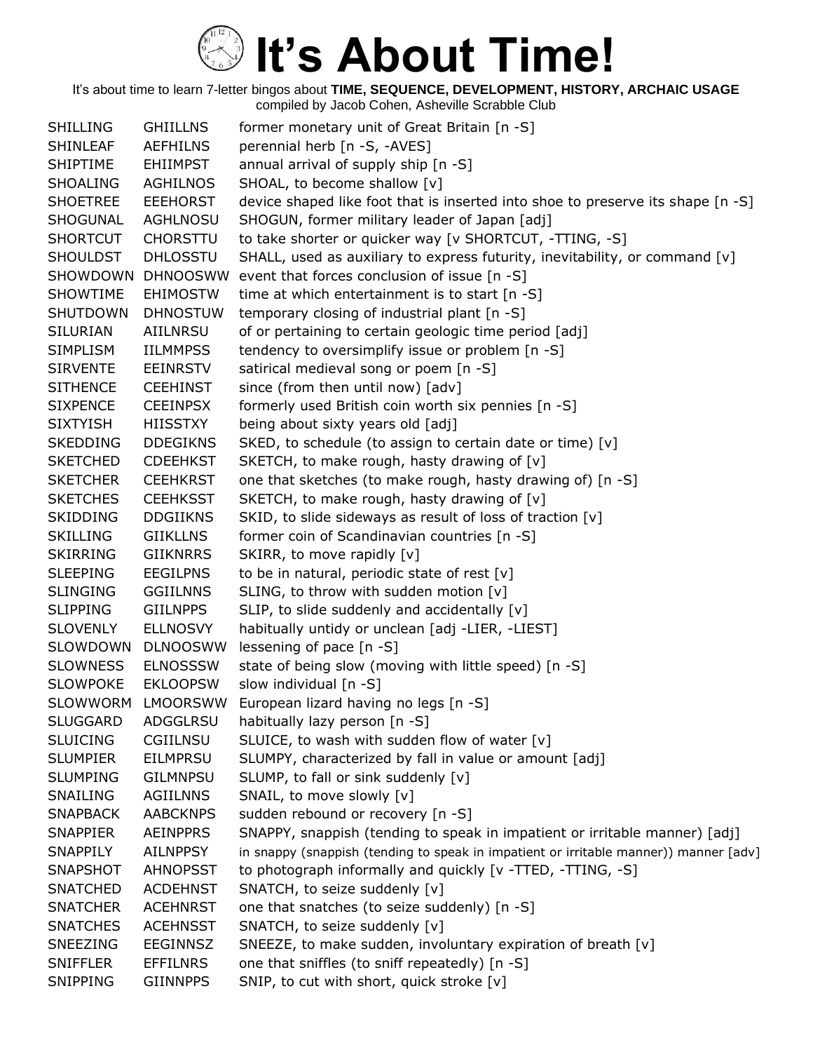# It's About Time!

It's about time to learn 7-letter bingos about **TIME, SEQUENCE, DEVELOPMENT, HISTORY, ARCHAIC USAGE**
compiled by Jacob Cohen, Asheville Scrabble Club

| | | |
|---|---|---|
| SHILLING | GHIILLNS | former monetary unit of Great Britain [n -S] |
| SHINLEAF | AEFHILNS | perennial herb [n -S, -AVES] |
| SHIPTIME | EHIIMPST | annual arrival of supply ship [n -S] |
| SHOALING | AGHILNOS | SHOAL, to become shallow [v] |
| SHOETREE | EEEHORST | device shaped like foot that is inserted into shoe to preserve its shape [n -S] |
| SHOGUNAL | AGHLNOSU | SHOGUN, former military leader of Japan [adj] |
| SHORTCUT | CHORSTTU | to take shorter or quicker way [v SHORTCUT, -TTING, -S] |
| SHOULDST | DHLOSSTU | SHALL, used as auxiliary to express futurity, inevitability, or command [v] |
| SHOWDOWN | DHNOOSWW | event that forces conclusion of issue [n -S] |
| SHOWTIME | EHIMOSTW | time at which entertainment is to start [n -S] |
| SHUTDOWN | DHNOSTUW | temporary closing of industrial plant [n -S] |
| SILURIAN | AIILNRSU | of or pertaining to certain geologic time period [adj] |
| SIMPLISM | IILMMPSS | tendency to oversimplify issue or problem [n -S] |
| SIRVENTE | EEINRSTV | satirical medieval song or poem [n -S] |
| SITHENCE | CEEHINST | since (from then until now) [adv] |
| SIXPENCE | CEEINPSX | formerly used British coin worth six pennies [n -S] |
| SIXTYISH | HIISSTXY | being about sixty years old [adj] |
| SKEDDING | DDEGIKNS | SKED, to schedule (to assign to certain date or time) [v] |
| SKETCHED | CDEEHKST | SKETCH, to make rough, hasty drawing of [v] |
| SKETCHER | CEEHKRST | one that sketches (to make rough, hasty drawing of) [n -S] |
| SKETCHES | CEEHKSST | SKETCH, to make rough, hasty drawing of [v] |
| SKIDDING | DDGIIKNS | SKID, to slide sideways as result of loss of traction [v] |
| SKILLING | GIIKLLNS | former coin of Scandinavian countries [n -S] |
| SKIRRING | GIIKNRRS | SKIRR, to move rapidly [v] |
| SLEEPING | EEGILPNS | to be in natural, periodic state of rest [v] |
| SLINGING | GGIILNNS | SLING, to throw with sudden motion [v] |
| SLIPPING | GIILNPPS | SLIP, to slide suddenly and accidentally [v] |
| SLOVENLY | ELLNOSVY | habitually untidy or unclean [adj -LIER, -LIEST] |
| SLOWDOWN | DLNOOSWW | lessening of pace [n -S] |
| SLOWNESS | ELNOSSSW | state of being slow (moving with little speed) [n -S] |
| SLOWPOKE | EKLOOPSW | slow individual [n -S] |
| SLOWWORM | LMOORSWW | European lizard having no legs [n -S] |
| SLUGGARD | ADGGLRSU | habitually lazy person [n -S] |
| SLUICING | CGIILNSU | SLUICE, to wash with sudden flow of water [v] |
| SLUMPIER | EILMPRSU | SLUMPY, characterized by fall in value or amount [adj] |
| SLUMPING | GILMNPSU | SLUMP, to fall or sink suddenly [v] |
| SNAILING | AGIILNNS | SNAIL, to move slowly [v] |
| SNAPBACK | AABCKNPS | sudden rebound or recovery [n -S] |
| SNAPPIER | AEINPPRS | SNAPPY, snappish (tending to speak in impatient or irritable manner) [adj] |
| SNAPPILY | AILNPPSY | in snappy (snappish (tending to speak in impatient or irritable manner)) manner [adv] |
| SNAPSHOT | AHNOPSST | to photograph informally and quickly [v -TTED, -TTING, -S] |
| SNATCHED | ACDEHNST | SNATCH, to seize suddenly [v] |
| SNATCHER | ACEHNRST | one that snatches (to seize suddenly) [n -S] |
| SNATCHES | ACEHNSST | SNATCH, to seize suddenly [v] |
| SNEEZING | EEGINNSZ | SNEEZE, to make sudden, involuntary expiration of breath [v] |
| SNIFFLER | EFFILNRS | one that sniffles (to sniff repeatedly) [n -S] |
| SNIPPING | GIINNPPS | SNIP, to cut with short, quick stroke [v] |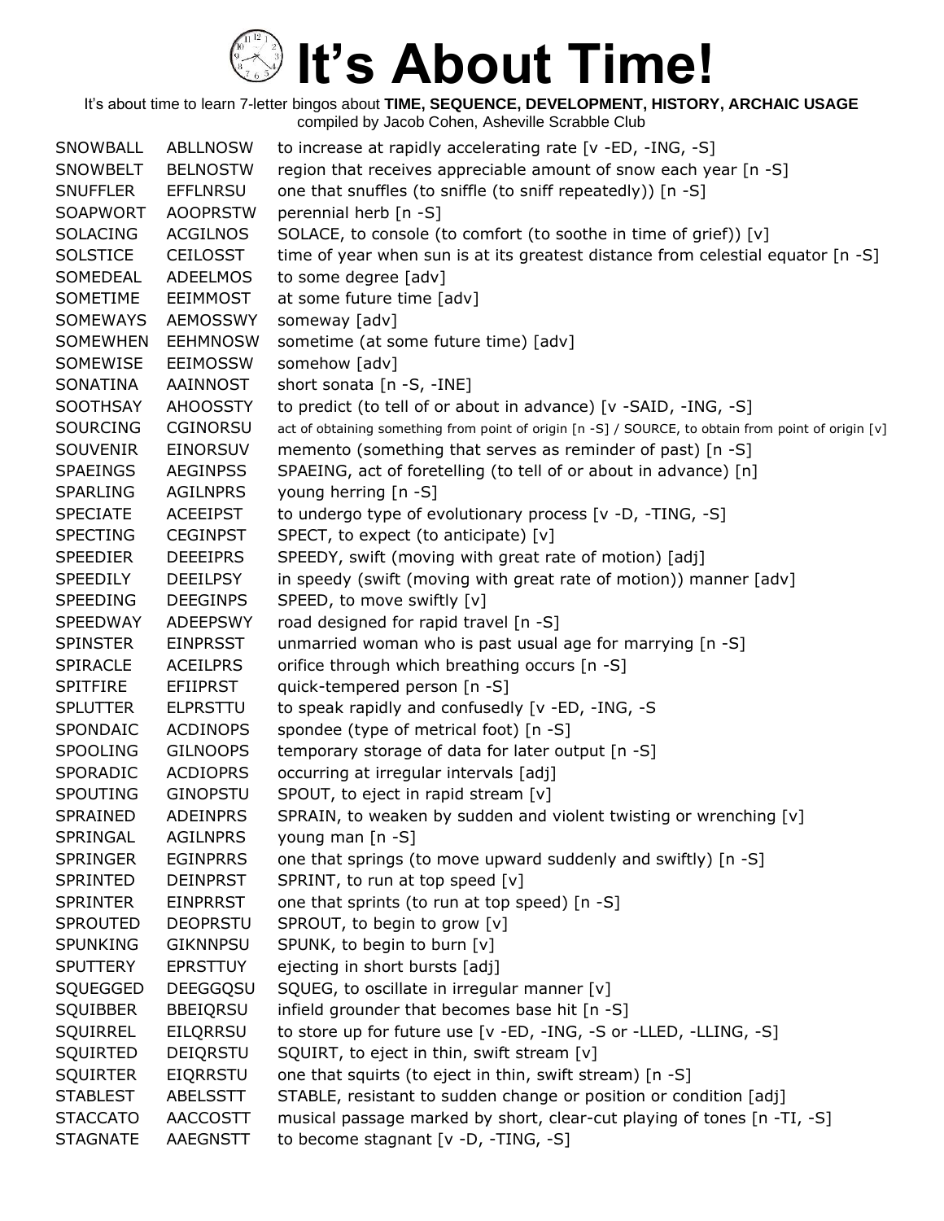# It's About Time!

It's about time to learn 7-letter bingos about **TIME, SEQUENCE, DEVELOPMENT, HISTORY, ARCHAIC USAGE**
compiled by Jacob Cohen, Asheville Scrabble Club

| | | |
|---|---|---|
| SNOWBALL | ABLLNOSW | to increase at rapidly accelerating rate [v -ED, -ING, -S] |
| SNOWBELT | BELNOSTW | region that receives appreciable amount of snow each year [n -S] |
| SNUFFLER | EFFLNRSU | one that snuffles (to sniffle (to sniff repeatedly)) [n -S] |
| SOAPWORT | AOOPRSTW | perennial herb [n -S] |
| SOLACING | ACGILNOS | SOLACE, to console (to comfort (to soothe in time of grief)) [v] |
| SOLSTICE | CEILOSST | time of year when sun is at its greatest distance from celestial equator [n -S] |
| SOMEDEAL | ADEELMOS | to some degree [adv] |
| SOMETIME | EEIMMOST | at some future time [adv] |
| SOMEWAYS | AEMOSSWY | someway [adv] |
| SOMEWHEN | EEHMNOSW | sometime (at some future time) [adv] |
| SOMEWISE | EEIMOSSW | somehow [adv] |
| SONATINA | AAINNOST | short sonata [n -S, -INE] |
| SOOTHSAY | AHOOSSTY | to predict (to tell of or about in advance) [v -SAID, -ING, -S] |
| SOURCING | CGINORSU | act of obtaining something from point of origin [n -S] / SOURCE, to obtain from point of origin [v] |
| SOUVENIR | EINORSUV | memento (something that serves as reminder of past) [n -S] |
| SPAEINGS | AEGINPSS | SPAEING, act of foretelling (to tell of or about in advance) [n] |
| SPARLING | AGILNPRS | young herring [n -S] |
| SPECIATE | ACEEIPST | to undergo type of evolutionary process [v -D, -TING, -S] |
| SPECTING | CEGINPST | SPECT, to expect (to anticipate) [v] |
| SPEEDIER | DEEEIPRS | SPEEDY, swift (moving with great rate of motion) [adj] |
| SPEEDILY | DEEILPSY | in speedy (swift (moving with great rate of motion)) manner [adv] |
| SPEEDING | DEEGINPS | SPEED, to move swiftly [v] |
| SPEEDWAY | ADEEPSWY | road designed for rapid travel [n -S] |
| SPINSTER | EINPRSST | unmarried woman who is past usual age for marrying [n -S] |
| SPIRACLE | ACEILPRS | orifice through which breathing occurs [n -S] |
| SPITFIRE | EFIIPRST | quick-tempered person [n -S] |
| SPLUTTER | ELPRSTTU | to speak rapidly and confusedly [v -ED, -ING, -S |
| SPONDAIC | ACDINOPS | spondee (type of metrical foot) [n -S] |
| SPOOLING | GILNOOPS | temporary storage of data for later output [n -S] |
| SPORADIC | ACDIOPRS | occurring at irregular intervals [adj] |
| SPOUTING | GINOPSTU | SPOUT, to eject in rapid stream [v] |
| SPRAINED | ADEINPRS | SPRAIN, to weaken by sudden and violent twisting or wrenching [v] |
| SPRINGAL | AGILNPRS | young man [n -S] |
| SPRINGER | EGINPRRS | one that springs (to move upward suddenly and swiftly) [n -S] |
| SPRINTED | DEINPRST | SPRINT, to run at top speed [v] |
| SPRINTER | EINPRRST | one that sprints (to run at top speed) [n -S] |
| SPROUTED | DEOPRSTU | SPROUT, to begin to grow [v] |
| SPUNKING | GIKNNPSU | SPUNK, to begin to burn [v] |
| SPUTTERY | EPRSTTUY | ejecting in short bursts [adj] |
| SQUEGGED | DEEGGQSU | SQUEG, to oscillate in irregular manner [v] |
| SQUIBBER | BBEIQRSU | infield grounder that becomes base hit [n -S] |
| SQUIRREL | EILQRRSU | to store up for future use [v -ED, -ING, -S or -LLED, -LLING, -S] |
| SQUIRTED | DEIQRSTU | SQUIRT, to eject in thin, swift stream [v] |
| SQUIRTER | EIQRRSTU | one that squirts (to eject in thin, swift stream) [n -S] |
| STABLEST | ABELSSTT | STABLE, resistant to sudden change or position or condition [adj] |
| STACCATO | AACCOSTT | musical passage marked by short, clear-cut playing of tones [n -TI, -S] |
| STAGNATE | AAEGNSTT | to become stagnant [v -D, -TING, -S] |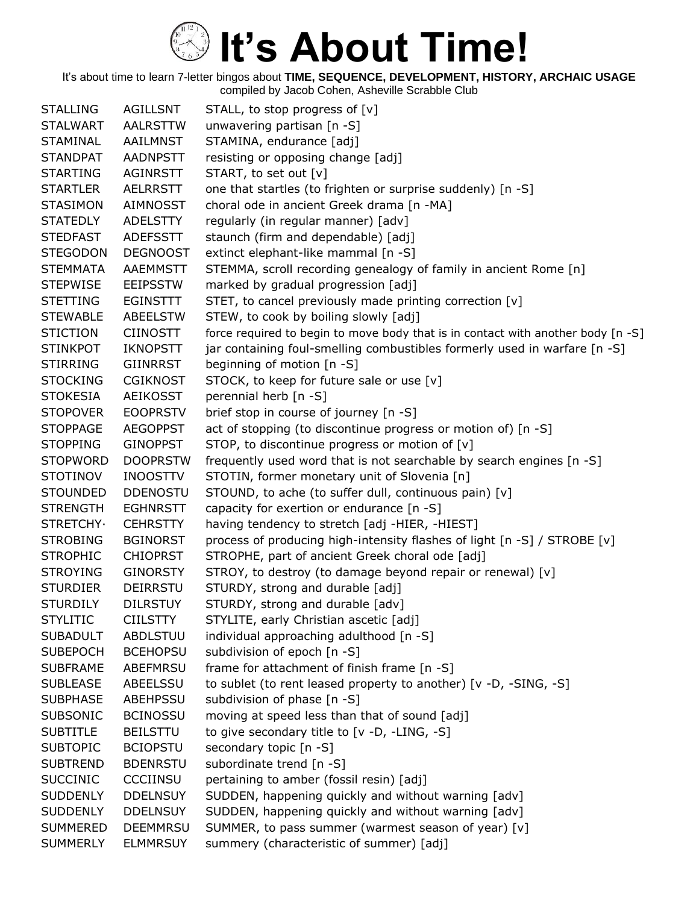# It's About Time!

It's about time to learn 7-letter bingos about **TIME, SEQUENCE, DEVELOPMENT, HISTORY, ARCHAIC USAGE**
compiled by Jacob Cohen, Asheville Scrabble Club

| | | |
|---|---|---|
| STALLING | AGILLSNT | STALL, to stop progress of [v] |
| STALWART | AALRSTTW | unwavering partisan [n -S] |
| STAMINAL | AAILMNST | STAMINA, endurance [adj] |
| STANDPAT | AADNPSTT | resisting or opposing change [adj] |
| STARTING | AGINRSTT | START, to set out [v] |
| STARTLER | AELRRSTT | one that startles (to frighten or surprise suddenly) [n -S] |
| STASIMON | AIMNOSST | choral ode in ancient Greek drama [n -MA] |
| STATEDLY | ADELSTTY | regularly (in regular manner) [adv] |
| STEDFAST | ADEFSSTT | staunch (firm and dependable) [adj] |
| STEGODON | DEGNOOST | extinct elephant-like mammal [n -S] |
| STEMMATA | AAEMMSTT | STEMMA, scroll recording genealogy of family in ancient Rome [n] |
| STEPWISE | EEIPSSTW | marked by gradual progression [adj] |
| STETTING | EGINSTTT | STET, to cancel previously made printing correction [v] |
| STEWABLE | ABEELSTW | STEW, to cook by boiling slowly [adj] |
| STICTION | CIINOSTT | force required to begin to move body that is in contact with another body [n -S] |
| STINKPOT | IKNOPSTT | jar containing foul-smelling combustibles formerly used in warfare [n -S] |
| STIRRING | GIINRRST | beginning of motion [n -S] |
| STOCKING | CGIKNOST | STOCK, to keep for future sale or use [v] |
| STOKESIA | AEIKOSST | perennial herb [n -S] |
| STOPOVER | EOOPRSTV | brief stop in course of journey [n -S] |
| STOPPAGE | AEGOPPST | act of stopping (to discontinue progress or motion of) [n -S] |
| STOPPING | GINOPPST | STOP, to discontinue progress or motion of [v] |
| STOPWORD | DOOPRSTW | frequently used word that is not searchable by search engines [n -S] |
| STOTINOV | INOOSTTV | STOTIN, former monetary unit of Slovenia [n] |
| STOUNDED | DDENOSTU | STOUND, to ache (to suffer dull, continuous pain) [v] |
| STRENGTH | EGHNRSTT | capacity for exertion or endurance [n -S] |
| STRETCHY· | CEHRSTTY | having tendency to stretch [adj -HIER, -HIEST] |
| STROBING | BGINORST | process of producing high-intensity flashes of light [n -S] / STROBE [v] |
| STROPHIC | CHIOPRST | STROPHE, part of ancient Greek choral ode [adj] |
| STROYING | GINORSTY | STROY, to destroy (to damage beyond repair or renewal) [v] |
| STURDIER | DEIRRSTU | STURDY, strong and durable [adj] |
| STURDILY | DILRSTUY | STURDY, strong and durable [adv] |
| STYLITIC | CIILSTTY | STYLITE, early Christian ascetic [adj] |
| SUBADULT | ABDLSTUU | individual approaching adulthood [n -S] |
| SUBEPOCH | BCEHOPSU | subdivision of epoch [n -S] |
| SUBFRAME | ABEFMRSU | frame for attachment of finish frame [n -S] |
| SUBLEASE | ABEELSSU | to sublet (to rent leased property to another) [v -D, -SING, -S] |
| SUBPHASE | ABEHPSSU | subdivision of phase [n -S] |
| SUBSONIC | BCINOSSU | moving at speed less than that of sound [adj] |
| SUBTITLE | BEILSTTU | to give secondary title to [v -D, -LING, -S] |
| SUBTOPIC | BCIOPSTU | secondary topic [n -S] |
| SUBTREND | BDENRSTU | subordinate trend [n -S] |
| SUCCINIC | CCCIINSU | pertaining to amber (fossil resin) [adj] |
| SUDDENLY | DDELNSUY | SUDDEN, happening quickly and without warning [adv] |
| SUDDENLY | DDELNSUY | SUDDEN, happening quickly and without warning [adv] |
| SUMMERED | DEEMMRSU | SUMMER, to pass summer (warmest season of year) [v] |
| SUMMERLY | ELMMRSUY | summery (characteristic of summer) [adj] |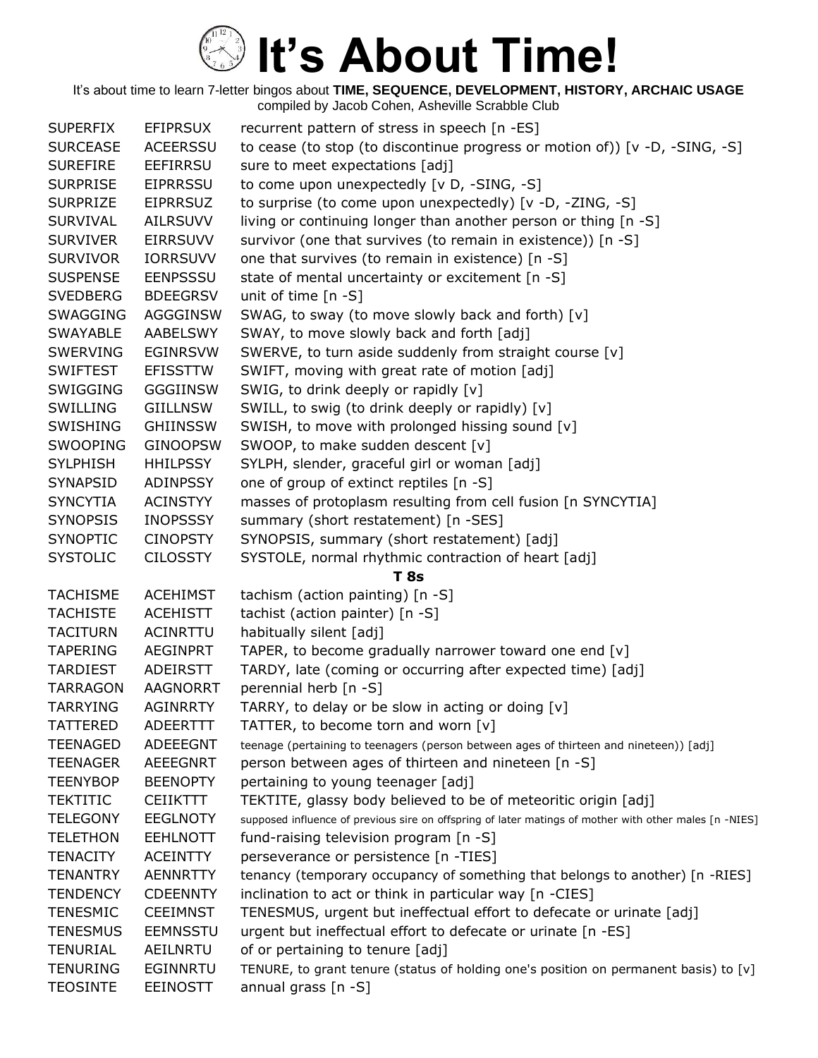# It's About Time!

It's about time to learn 7-letter bingos about **TIME, SEQUENCE, DEVELOPMENT, HISTORY, ARCHAIC USAGE**
compiled by Jacob Cohen, Asheville Scrabble Club

| | | |
|---|---|---|
| SUPERFIX | EFIPRSUX | recurrent pattern of stress in speech [n -ES] |
| SURCEASE | ACEERSSU | to cease (to stop (to discontinue progress or motion of)) [v -D, -SING, -S] |
| SUREFIRE | EEFIRRSU | sure to meet expectations [adj] |
| SURPRISE | EIPRRSSU | to come upon unexpectedly [v D, -SING, -S] |
| SURPRIZE | EIPRRSUZ | to surprise (to come upon unexpectedly) [v -D, -ZING, -S] |
| SURVIVAL | AILRSUVV | living or continuing longer than another person or thing [n -S] |
| SURVIVER | EIRRSUVV | survivor (one that survives (to remain in existence)) [n -S] |
| SURVIVOR | IORRSUVV | one that survives (to remain in existence) [n -S] |
| SUSPENSE | EENPSSSU | state of mental uncertainty or excitement [n -S] |
| SVEDBERG | BDEEGRSV | unit of time [n -S] |
| SWAGGING | AGGGINSW | SWAG, to sway (to move slowly back and forth) [v] |
| SWAYABLE | AABELSWY | SWAY, to move slowly back and forth [adj] |
| SWERVING | EGINRSVW | SWERVE, to turn aside suddenly from straight course [v] |
| SWIFTEST | EFISSTTW | SWIFT, moving with great rate of motion [adj] |
| SWIGGING | GGGIINSW | SWIG, to drink deeply or rapidly [v] |
| SWILLING | GIILLNSW | SWILL, to swig (to drink deeply or rapidly) [v] |
| SWISHING | GHIINSSW | SWISH, to move with prolonged hissing sound [v] |
| SWOOPING | GINOOPSW | SWOOP, to make sudden descent [v] |
| SYLPHISH | HHILPSSY | SYLPH, slender, graceful girl or woman [adj] |
| SYNAPSID | ADINPSSY | one of group of extinct reptiles [n -S] |
| SYNCYTIA | ACINSTYY | masses of protoplasm resulting from cell fusion [n SYNCYTIA] |
| SYNOPSIS | INOPSSSY | summary (short restatement) [n -SES] |
| SYNOPTIC | CINOPSTY | SYNOPSIS, summary (short restatement) [adj] |
| SYSTOLIC | CILOSSTY | SYSTOLE, normal rhythmic contraction of heart [adj] |
| | | **T 8s** |
| TACHISME | ACEHIMST | tachism (action painting) [n -S] |
| TACHISTE | ACEHISTT | tachist (action painter) [n -S] |
| TACITURN | ACINRTTU | habitually silent [adj] |
| TAPERING | AEGINPRT | TAPER, to become gradually narrower toward one end [v] |
| TARDIEST | ADEIRSTT | TARDY, late (coming or occurring after expected time) [adj] |
| TARRAGON | AAGNORRT | perennial herb [n -S] |
| TARRYING | AGINRRTY | TARRY, to delay or be slow in acting or doing [v] |
| TATTERED | ADEERTTT | TATTER, to become torn and worn [v] |
| TEENAGED | ADEEEGNT | teenage (pertaining to teenagers (person between ages of thirteen and nineteen)) [adj] |
| TEENAGER | AEEEGNRT | person between ages of thirteen and nineteen [n -S] |
| TEENYBOP | BEENOPTY | pertaining to young teenager [adj] |
| TEKTITIC | CEIIKTTT | TEKTITE, glassy body believed to be of meteoritic origin [adj] |
| TELEGONY | EEGLNOTY | supposed influence of previous sire on offspring of later matings of mother with other males [n -NIES] |
| TELETHON | EEHLNOTT | fund-raising television program [n -S] |
| TENACITY | ACEINTTY | perseverance or persistence [n -TIES] |
| TENANTRY | AENNRTTY | tenancy (temporary occupancy of something that belongs to another) [n -RIES] |
| TENDENCY | CDEENNTY | inclination to act or think in particular way [n -CIES] |
| TENESMIC | CEEIMNST | TENESMUS, urgent but ineffectual effort to defecate or urinate [adj] |
| TENESMUS | EEMNSSTU | urgent but ineffectual effort to defecate or urinate [n -ES] |
| TENURIAL | AEILNRTU | of or pertaining to tenure [adj] |
| TENURING | EGINNRTU | TENURE, to grant tenure (status of holding one's position on permanent basis) to [v] |
| TEOSINTE | EEINOSTT | annual grass [n -S] |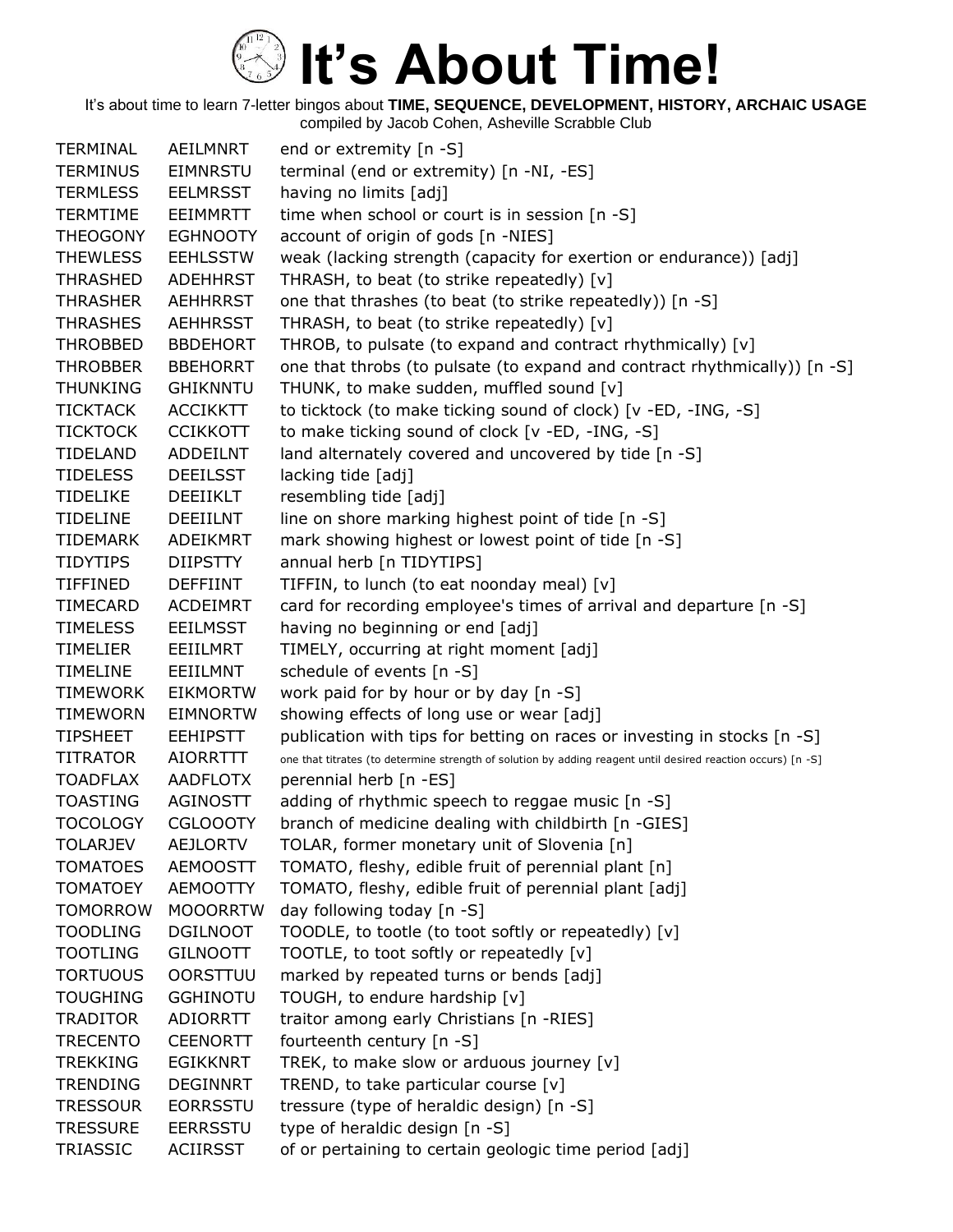# It's About Time!

It's about time to learn 7-letter bingos about **TIME, SEQUENCE, DEVELOPMENT, HISTORY, ARCHAIC USAGE**
compiled by Jacob Cohen, Asheville Scrabble Club

| | | |
|---|---|---|
| TERMINAL | AEILMNRT | end or extremity [n -S] |
| TERMINUS | EIMNRSTU | terminal (end or extremity) [n -NI, -ES] |
| TERMLESS | EELMRSST | having no limits [adj] |
| TERMTIME | EEIMMRTT | time when school or court is in session [n -S] |
| THEOGONY | EGHNOOTY | account of origin of gods [n -NIES] |
| THEWLESS | EEHLSSTW | weak (lacking strength (capacity for exertion or endurance)) [adj] |
| THRASHED | ADEHHRST | THRASH, to beat (to strike repeatedly) [v] |
| THRASHER | AEHHRRST | one that thrashes (to beat (to strike repeatedly)) [n -S] |
| THRASHES | AEHHRSST | THRASH, to beat (to strike repeatedly) [v] |
| THROBBED | BBDEHORT | THROB, to pulsate (to expand and contract rhythmically) [v] |
| THROBBER | BBEHORRT | one that throbs (to pulsate (to expand and contract rhythmically)) [n -S] |
| THUNKING | GHIKNNTU | THUNK, to make sudden, muffled sound [v] |
| TICKTACK | ACCIKKTT | to ticktock (to make ticking sound of clock) [v -ED, -ING, -S] |
| TICKTOCK | CCIKKOTT | to make ticking sound of clock [v -ED, -ING, -S] |
| TIDELAND | ADDEILNT | land alternately covered and uncovered by tide [n -S] |
| TIDELESS | DEEILSST | lacking tide [adj] |
| TIDELIKE | DEEIIKLT | resembling tide [adj] |
| TIDELINE | DEEIILNT | line on shore marking highest point of tide [n -S] |
| TIDEMARK | ADEIKMRT | mark showing highest or lowest point of tide [n -S] |
| TIDYTIPS | DIIPSTTY | annual herb [n TIDYTIPS] |
| TIFFINED | DEFFIINT | TIFFIN, to lunch (to eat noonday meal) [v] |
| TIMECARD | ACDEIMRT | card for recording employee's times of arrival and departure [n -S] |
| TIMELESS | EEILMSST | having no beginning or end [adj] |
| TIMELIER | EEIILMRT | TIMELY, occurring at right moment [adj] |
| TIMELINE | EEIILMNT | schedule of events [n -S] |
| TIMEWORK | EIKMORTW | work paid for by hour or by day [n -S] |
| TIMEWORN | EIMNORTW | showing effects of long use or wear [adj] |
| TIPSHEET | EEHIPSTT | publication with tips for betting on races or investing in stocks [n -S] |
| TITRATOR | AIORRTTT | one that titrates (to determine strength of solution by adding reagent until desired reaction occurs) [n -S] |
| TOADFLAX | AADFLOTX | perennial herb [n -ES] |
| TOASTING | AGINOSTT | adding of rhythmic speech to reggae music [n -S] |
| TOCOLOGY | CGLOOOTY | branch of medicine dealing with childbirth [n -GIES] |
| TOLARJEV | AEJLORTV | TOLAR, former monetary unit of Slovenia [n] |
| TOMATOES | AEMOOSTT | TOMATO, fleshy, edible fruit of perennial plant [n] |
| TOMATOEY | AEMOOTTY | TOMATO, fleshy, edible fruit of perennial plant [adj] |
| TOMORROW | MOOORRTW | day following today [n -S] |
| TOODLING | DGILNOOT | TOODLE, to tootle (to toot softly or repeatedly) [v] |
| TOOTLING | GILNOOTT | TOOTLE, to toot softly or repeatedly [v] |
| TORTUOUS | OORSTTUU | marked by repeated turns or bends [adj] |
| TOUGHING | GGHINOTU | TOUGH, to endure hardship [v] |
| TRADITOR | ADIORRTT | traitor among early Christians [n -RIES] |
| TRECENTO | CEENORTT | fourteenth century [n -S] |
| TREKKING | EGIKKNRT | TREK, to make slow or arduous journey [v] |
| TRENDING | DEGINNRT | TREND, to take particular course [v] |
| TRESSOUR | EORRSSTU | tressure (type of heraldic design) [n -S] |
| TRESSURE | EERRSSTU | type of heraldic design [n -S] |
| TRIASSIC | ACIIRSST | of or pertaining to certain geologic time period [adj] |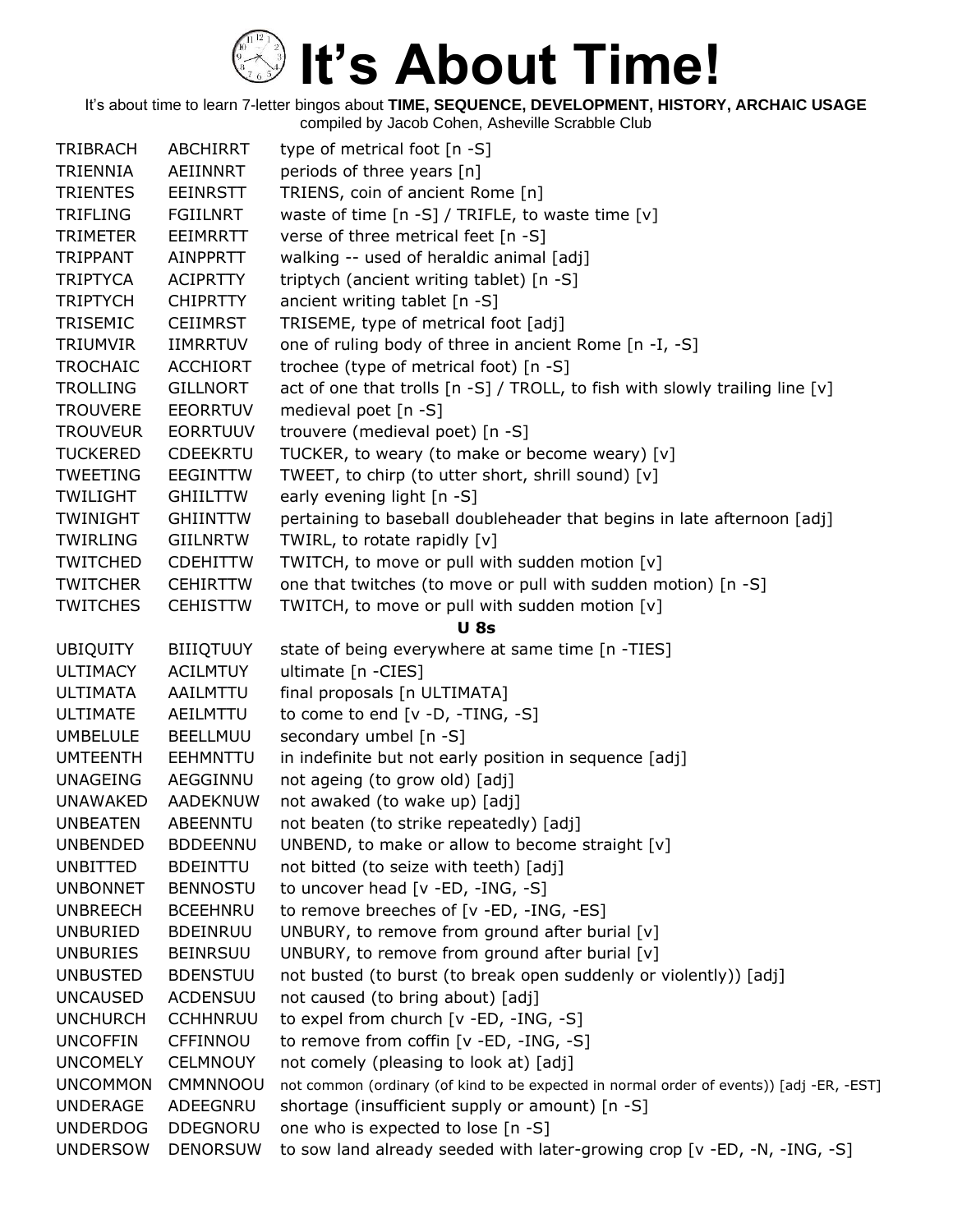# It's About Time!

It's about time to learn 7-letter bingos about **TIME, SEQUENCE, DEVELOPMENT, HISTORY, ARCHAIC USAGE**
compiled by Jacob Cohen, Asheville Scrabble Club

| | | |
|---|---|---|
| TRIBRACH | ABCHIRRT | type of metrical foot [n -S] |
| TRIENNIA | AEIINNRT | periods of three years [n] |
| TRIENTES | EEINRSTT | TRIENS, coin of ancient Rome [n] |
| TRIFLING | FGIILNRT | waste of time [n -S] / TRIFLE, to waste time [v] |
| TRIMETER | EEIMRRTT | verse of three metrical feet [n -S] |
| TRIPPANT | AINPPRTT | walking -- used of heraldic animal [adj] |
| TRIPTYCA | ACIPRTTY | triptych (ancient writing tablet) [n -S] |
| TRIPTYCH | CHIPRTTY | ancient writing tablet [n -S] |
| TRISEMIC | CEIIMRST | TRISEME, type of metrical foot [adj] |
| TRIUMVIR | IIMRRTUV | one of ruling body of three in ancient Rome [n -I, -S] |
| TROCHAIC | ACCHIORT | trochee (type of metrical foot) [n -S] |
| TROLLING | GILLNORT | act of one that trolls [n -S] / TROLL, to fish with slowly trailing line [v] |
| TROUVERE | EEORRTUV | medieval poet [n -S] |
| TROUVEUR | EORRTUUV | trouvere (medieval poet) [n -S] |
| TUCKERED | CDEEKRTU | TUCKER, to weary (to make or become weary) [v] |
| TWEETING | EEGINTTW | TWEET, to chirp (to utter short, shrill sound) [v] |
| TWILIGHT | GHIILTTW | early evening light [n -S] |
| TWINIGHT | GHIINTTW | pertaining to baseball doubleheader that begins in late afternoon [adj] |
| TWIRLING | GIILNRTW | TWIRL, to rotate rapidly [v] |
| TWITCHED | CDEHITTW | TWITCH, to move or pull with sudden motion [v] |
| TWITCHER | CEHIRTTW | one that twitches (to move or pull with sudden motion) [n -S] |
| TWITCHES | CEHISTTW | TWITCH, to move or pull with sudden motion [v] |
| | | **U 8s** |
| UBIQUITY | BIIIQTUUY | state of being everywhere at same time [n -TIES] |
| ULTIMACY | ACILMTUY | ultimate [n -CIES] |
| ULTIMATA | AAILMTTU | final proposals [n ULTIMATA] |
| ULTIMATE | AEILMTTU | to come to end [v -D, -TING, -S] |
| UMBELULE | BEELLMUU | secondary umbel [n -S] |
| UMTEENTH | EEHMNTTU | in indefinite but not early position in sequence [adj] |
| UNAGEING | AEGGINNU | not ageing (to grow old) [adj] |
| UNAWAKED | AADEKNUW | not awaked (to wake up) [adj] |
| UNBEATEN | ABEENNTU | not beaten (to strike repeatedly) [adj] |
| UNBENDED | BDDEENNU | UNBEND, to make or allow to become straight [v] |
| UNBITTED | BDEINTTU | not bitted (to seize with teeth) [adj] |
| UNBONNET | BENNOSTU | to uncover head [v -ED, -ING, -S] |
| UNBREECH | BCEEHNRU | to remove breeches of [v -ED, -ING, -ES] |
| UNBURIED | BDEINRUU | UNBURY, to remove from ground after burial [v] |
| UNBURIES | BEINRSUU | UNBURY, to remove from ground after burial [v] |
| UNBUSTED | BDENSTUU | not busted (to burst (to break open suddenly or violently)) [adj] |
| UNCAUSED | ACDENSUU | not caused (to bring about) [adj] |
| UNCHURCH | CCHHNRUU | to expel from church [v -ED, -ING, -S] |
| UNCOFFIN | CFFINNOU | to remove from coffin [v -ED, -ING, -S] |
| UNCOMELY | CELMNOUY | not comely (pleasing to look at) [adj] |
| UNCOMMON | CMMNNOOU | not common (ordinary (of kind to be expected in normal order of events)) [adj -ER, -EST] |
| UNDERAGE | ADEEGNRU | shortage (insufficient supply or amount) [n -S] |
| UNDERDOG | DDEGNORU | one who is expected to lose [n -S] |
| UNDERSOW | DENORSUW | to sow land already seeded with later-growing crop [v -ED, -N, -ING, -S] |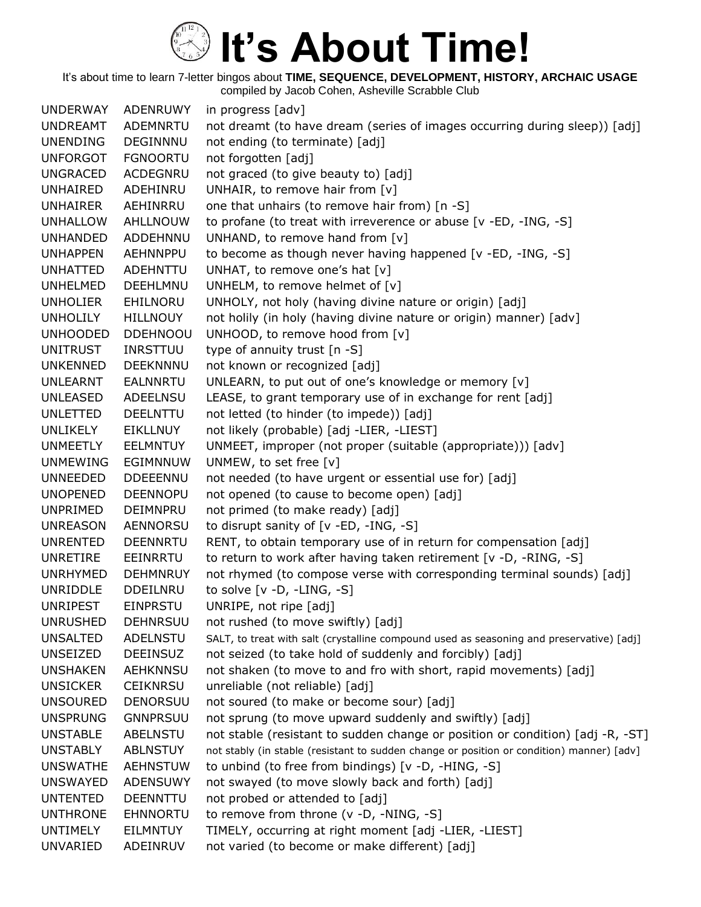# It's About Time!

It's about time to learn 7-letter bingos about **TIME, SEQUENCE, DEVELOPMENT, HISTORY, ARCHAIC USAGE**
compiled by Jacob Cohen, Asheville Scrabble Club

| | | |
|---|---|---|
| UNDERWAY | ADENRUWY | in progress [adv] |
| UNDREAMT | ADEMNRTU | not dreamt (to have dream (series of images occurring during sleep)) [adj] |
| UNENDING | DEGINNNU | not ending (to terminate) [adj] |
| UNFORGOT | FGNOORTU | not forgotten [adj] |
| UNGRACED | ACDEGNRU | not graced (to give beauty to) [adj] |
| UNHAIRED | ADEHINRU | UNHAIR, to remove hair from [v] |
| UNHAIRER | AEHINRRU | one that unhairs (to remove hair from) [n -S] |
| UNHALLOW | AHLLNOUW | to profane (to treat with irreverence or abuse [v -ED, -ING, -S] |
| UNHANDED | ADDEHNNU | UNHAND, to remove hand from [v] |
| UNHAPPEN | AEHNNPPU | to become as though never having happened [v -ED, -ING, -S] |
| UNHATTED | ADEHNTTU | UNHAT, to remove one's hat [v] |
| UNHELMED | DEEHLMNU | UNHELM, to remove helmet of [v] |
| UNHOLIER | EHILNORU | UNHOLY, not holy (having divine nature or origin) [adj] |
| UNHOLILY | HILLNOUY | not holily (in holy (having divine nature or origin) manner) [adv] |
| UNHOODED | DDEHNOOU | UNHOOD, to remove hood from [v] |
| UNITRUST | INRSTTUU | type of annuity trust [n -S] |
| UNKENNED | DEEKNNNU | not known or recognized [adj] |
| UNLEARNT | EALNNRTU | UNLEARN, to put out of one's knowledge or memory [v] |
| UNLEASED | ADEELNSU | LEASE, to grant temporary use of in exchange for rent [adj] |
| UNLETTED | DEELNTTU | not letted (to hinder (to impede)) [adj] |
| UNLIKELY | EIKLLNUY | not likely (probable) [adj -LIER, -LIEST] |
| UNMEETLY | EELMNTUY | UNMEET, improper (not proper (suitable (appropriate))) [adv] |
| UNMEWING | EGIMNNUW | UNMEW, to set free [v] |
| UNNEEDED | DDEEENNU | not needed (to have urgent or essential use for) [adj] |
| UNOPENED | DEENNOPU | not opened (to cause to become open) [adj] |
| UNPRIMED | DEIMNPRU | not primed (to make ready) [adj] |
| UNREASON | AENNORSU | to disrupt sanity of [v -ED, -ING, -S] |
| UNRENTED | DEENNRTU | RENT, to obtain temporary use of in return for compensation [adj] |
| UNRETIRE | EEINRRTU | to return to work after having taken retirement [v -D, -RING, -S] |
| UNRHYMED | DEHMNRUY | not rhymed (to compose verse with corresponding terminal sounds) [adj] |
| UNRIDDLE | DDEILNRU | to solve [v -D, -LING, -S] |
| UNRIPEST | EINPRSTU | UNRIPE, not ripe [adj] |
| UNRUSHED | DEHNRSUU | not rushed (to move swiftly) [adj] |
| UNSALTED | ADELNSTU | SALT, to treat with salt (crystalline compound used as seasoning and preservative) [adj] |
| UNSEIZED | DEEINSUZ | not seized (to take hold of suddenly and forcibly) [adj] |
| UNSHAKEN | AEHKNNSU | not shaken (to move to and fro with short, rapid movements) [adj] |
| UNSICKER | CEIKNRSU | unreliable (not reliable) [adj] |
| UNSOURED | DENORSUU | not soured (to make or become sour) [adj] |
| UNSPRUNG | GNNPRSUU | not sprung (to move upward suddenly and swiftly) [adj] |
| UNSTABLE | ABELNSTU | not stable (resistant to sudden change or position or condition) [adj -R, -ST] |
| UNSTABLY | ABLNSTUY | not stably (in stable (resistant to sudden change or position or condition) manner) [adv] |
| UNSWATHE | AEHNSTUW | to unbind (to free from bindings) [v -D, -HING, -S] |
| UNSWAYED | ADENSUWY | not swayed (to move slowly back and forth) [adj] |
| UNTENTED | DEENNTTU | not probed or attended to [adj] |
| UNTHRONE | EHNNORTU | to remove from throne (v -D, -NING, -S] |
| UNTIMELY | EILMNTUY | TIMELY, occurring at right moment [adj -LIER, -LIEST] |
| UNVARIED | ADEINRUV | not varied (to become or make different) [adj] |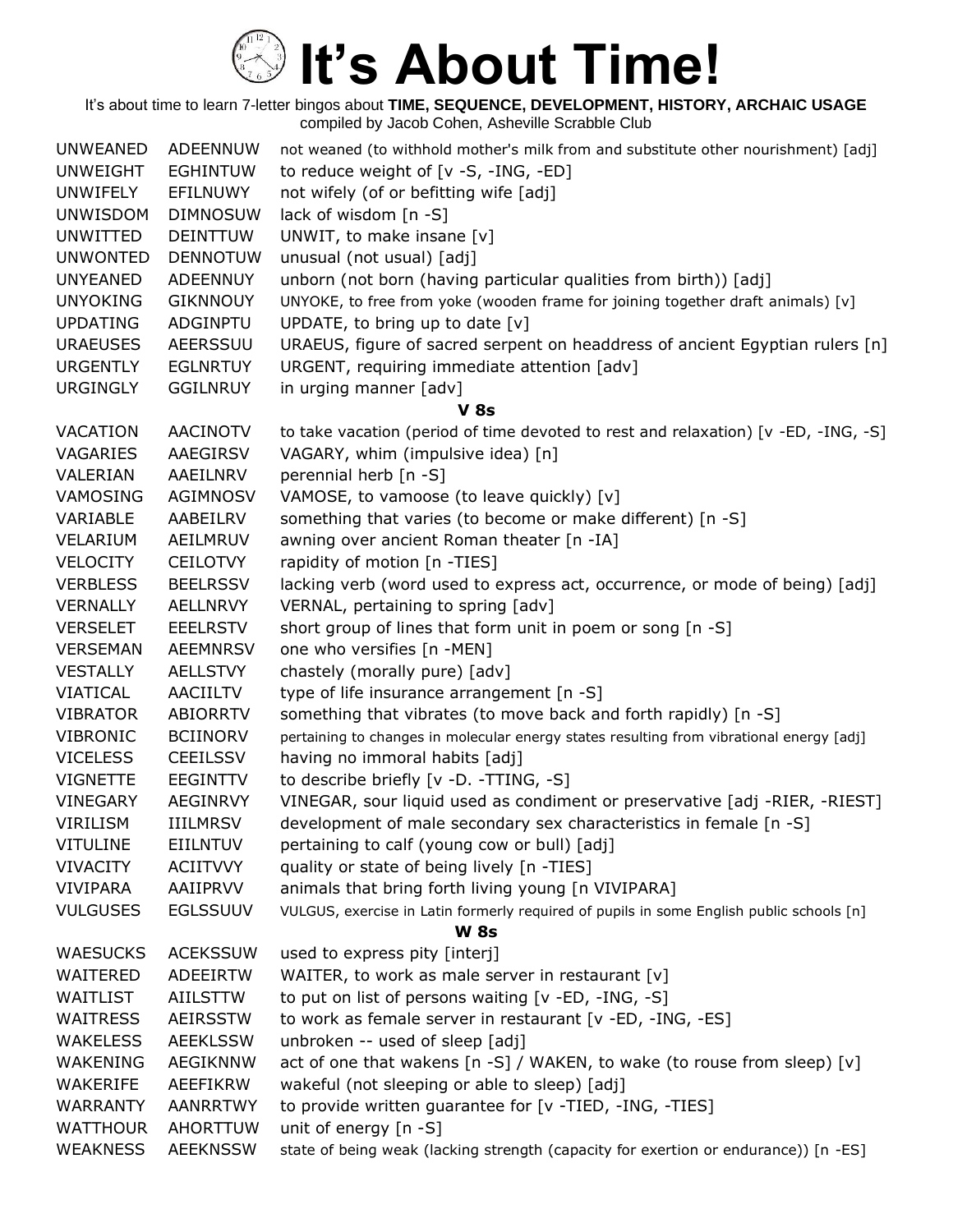# It's About Time!

It's about time to learn 7-letter bingos about **TIME, SEQUENCE, DEVELOPMENT, HISTORY, ARCHAIC USAGE**
compiled by Jacob Cohen, Asheville Scrabble Club

| | | |
|---|---|---|
| UNWEANED | ADEENNUW | not weaned (to withhold mother's milk from and substitute other nourishment) [adj] |
| UNWEIGHT | EGHINTUW | to reduce weight of [v -S, -ING, -ED] |
| UNWIFELY | EFILNUWY | not wifely (of or befitting wife [adj] |
| UNWISDOM | DIMNOSUW | lack of wisdom [n -S] |
| UNWITTED | DEINTTUW | UNWIT, to make insane [v] |
| UNWONTED | DENNOTUW | unusual (not usual) [adj] |
| UNYEANED | ADEENNUY | unborn (not born (having particular qualities from birth)) [adj] |
| UNYOKING | GIKNNOUY | UNYOKE, to free from yoke (wooden frame for joining together draft animals) [v] |
| UPDATING | ADGINPTU | UPDATE, to bring up to date [v] |
| URAEUSES | AEERSSUU | URAEUS, figure of sacred serpent on headdress of ancient Egyptian rulers [n] |
| URGENTLY | EGLNRTUY | URGENT, requiring immediate attention [adv] |
| URGINGLY | GGILNRUY | in urging manner [adv] |

**V 8s**

| | | |
|---|---|---|
| VACATION | AACINOTV | to take vacation (period of time devoted to rest and relaxation) [v -ED, -ING, -S] |
| VAGARIES | AAEGIRSV | VAGARY, whim (impulsive idea) [n] |
| VALERIAN | AAEILNRV | perennial herb [n -S] |
| VAMOSING | AGIMNOSV | VAMOSE, to vamoose (to leave quickly) [v] |
| VARIABLE | AABEILRV | something that varies (to become or make different) [n -S] |
| VELARIUM | AEILMRUV | awning over ancient Roman theater [n -IA] |
| VELOCITY | CEILOTVY | rapidity of motion [n -TIES] |
| VERBLESS | BEELRSSV | lacking verb (word used to express act, occurrence, or mode of being) [adj] |
| VERNALLY | AELLNRVY | VERNAL, pertaining to spring [adv] |
| VERSELET | EEELRSTV | short group of lines that form unit in poem or song [n -S] |
| VERSEMAN | AEEMNRSV | one who versifies [n -MEN] |
| VESTALLY | AELLSTVY | chastely (morally pure) [adv] |
| VIATICAL | AACIILTV | type of life insurance arrangement [n -S] |
| VIBRATOR | ABIORRTV | something that vibrates (to move back and forth rapidly) [n -S] |
| VIBRONIC | BCIINORV | pertaining to changes in molecular energy states resulting from vibrational energy [adj] |
| VICELESS | CEEILSSV | having no immoral habits [adj] |
| VIGNETTE | EEGINTTV | to describe briefly [v -D. -TTING, -S] |
| VINEGARY | AEGINRVY | VINEGAR, sour liquid used as condiment or preservative [adj -RIER, -RIEST] |
| VIRILISM | IIILMRSV | development of male secondary sex characteristics in female [n -S] |
| VITULINE | EIILNTUV | pertaining to calf (young cow or bull) [adj] |
| VIVACITY | ACIITVVY | quality or state of being lively [n -TIES] |
| VIVIPARA | AAIIPRVV | animals that bring forth living young [n VIVIPARA] |
| VULGUSES | EGLSSUUV | VULGUS, exercise in Latin formerly required of pupils in some English public schools [n] |

**W 8s**

| | | |
|---|---|---|
| WAESUCKS | ACEKSSUW | used to express pity [interj] |
| WAITERED | ADEEIRTW | WAITER, to work as male server in restaurant [v] |
| WAITLIST | AIILSTTW | to put on list of persons waiting [v -ED, -ING, -S] |
| WAITRESS | AEIRSSTW | to work as female server in restaurant [v -ED, -ING, -ES] |
| WAKELESS | AEEKLSSW | unbroken -- used of sleep [adj] |
| WAKENING | AEGIKNNW | act of one that wakens [n -S] / WAKEN, to wake (to rouse from sleep) [v] |
| WAKERIFE | AEEFIKRW | wakeful (not sleeping or able to sleep) [adj] |
| WARRANTY | AANRRTWY | to provide written guarantee for [v -TIED, -ING, -TIES] |
| WATTHOUR | AHORTTUW | unit of energy [n -S] |
| WEAKNESS | AEEKNSSW | state of being weak (lacking strength (capacity for exertion or endurance)) [n -ES] |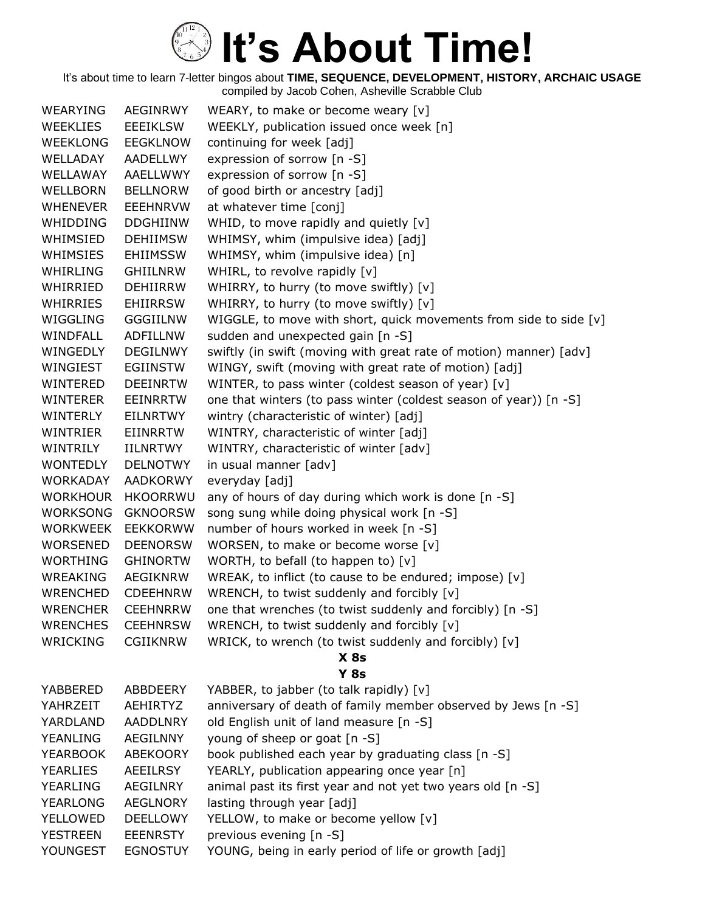# It's About Time!

It's about time to learn 7-letter bingos about **TIME, SEQUENCE, DEVELOPMENT, HISTORY, ARCHAIC USAGE**
compiled by Jacob Cohen, Asheville Scrabble Club

| | | |
|---|---|---|
| WEARYING | AEGINRWY | WEARY, to make or become weary [v] |
| WEEKLIES | EEEIKLSW | WEEKLY, publication issued once week [n] |
| WEEKLONG | EEGKLNOW | continuing for week [adj] |
| WELLADAY | AADELLWY | expression of sorrow [n -S] |
| WELLAWAY | AAELLWWY | expression of sorrow [n -S] |
| WELLBORN | BELLNORW | of good birth or ancestry [adj] |
| WHENEVER | EEEHNRVW | at whatever time [conj] |
| WHIDDING | DDGHIINW | WHID, to move rapidly and quietly [v] |
| WHIMSIED | DEHIIMSW | WHIMSY, whim (impulsive idea) [adj] |
| WHIMSIES | EHIIMSSW | WHIMSY, whim (impulsive idea) [n] |
| WHIRLING | GHIILNRW | WHIRL, to revolve rapidly [v] |
| WHIRRIED | DEHIIRRW | WHIRRY, to hurry (to move swiftly) [v] |
| WHIRRIES | EHIIRRSW | WHIRRY, to hurry (to move swiftly) [v] |
| WIGGLING | GGGIILNW | WIGGLE, to move with short, quick movements from side to side [v] |
| WINDFALL | ADFILLNW | sudden and unexpected gain [n -S] |
| WINGEDLY | DEGILNWY | swiftly (in swift (moving with great rate of motion) manner) [adv] |
| WINGIEST | EGIINSTW | WINGY, swift (moving with great rate of motion) [adj] |
| WINTERED | DEEINRTW | WINTER, to pass winter (coldest season of year) [v] |
| WINTERER | EEINRRTW | one that winters (to pass winter (coldest season of year)) [n -S] |
| WINTERLY | EILNRTWY | wintry (characteristic of winter) [adj] |
| WINTRIER | EIINRRTW | WINTRY, characteristic of winter [adj] |
| WINTRILY | IILNRTWY | WINTRY, characteristic of winter [adv] |
| WONTEDLY | DELNOTWY | in usual manner [adv] |
| WORKADAY | AADKORWY | everyday [adj] |
| WORKHOUR | HKOORRWU | any of hours of day during which work is done [n -S] |
| WORKSONG | GKNOORSW | song sung while doing physical work [n -S] |
| WORKWEEK | EEKKORWW | number of hours worked in week [n -S] |
| WORSENED | DEENORSW | WORSEN, to make or become worse [v] |
| WORTHING | GHINORTW | WORTH, to befall (to happen to) [v] |
| WREAKING | AEGIKNRW | WREAK, to inflict (to cause to be endured; impose) [v] |
| WRENCHED | CDEEHNRW | WRENCH, to twist suddenly and forcibly [v] |
| WRENCHER | CEEHNRRW | one that wrenches (to twist suddenly and forcibly) [n -S] |
| WRENCHES | CEEHNRSW | WRENCH, to twist suddenly and forcibly [v] |
| WRICKING | CGIIKNRW | WRICK, to wrench (to twist suddenly and forcibly) [v] |

**X 8s**

**Y 8s**

| | | |
|---|---|---|
| YABBERED | ABBDEERY | YABBER, to jabber (to talk rapidly) [v] |
| YAHRZEIT | AEHIRTYZ | anniversary of death of family member observed by Jews [n -S] |
| YARDLAND | AADDLNRY | old English unit of land measure [n -S] |
| YEANLING | AEGILNNY | young of sheep or goat [n -S] |
| YEARBOOK | ABEKOORY | book published each year by graduating class [n -S] |
| YEARLIES | AEEILRSY | YEARLY, publication appearing once year [n] |
| YEARLING | AEGILNRY | animal past its first year and not yet two years old [n -S] |
| YEARLONG | AEGLNORY | lasting through year [adj] |
| YELLOWED | DEELLOWY | YELLOW, to make or become yellow [v] |
| YESTREEN | EEENRSTY | previous evening [n -S] |
| YOUNGEST | EGNOSTUY | YOUNG, being in early period of life or growth [adj] |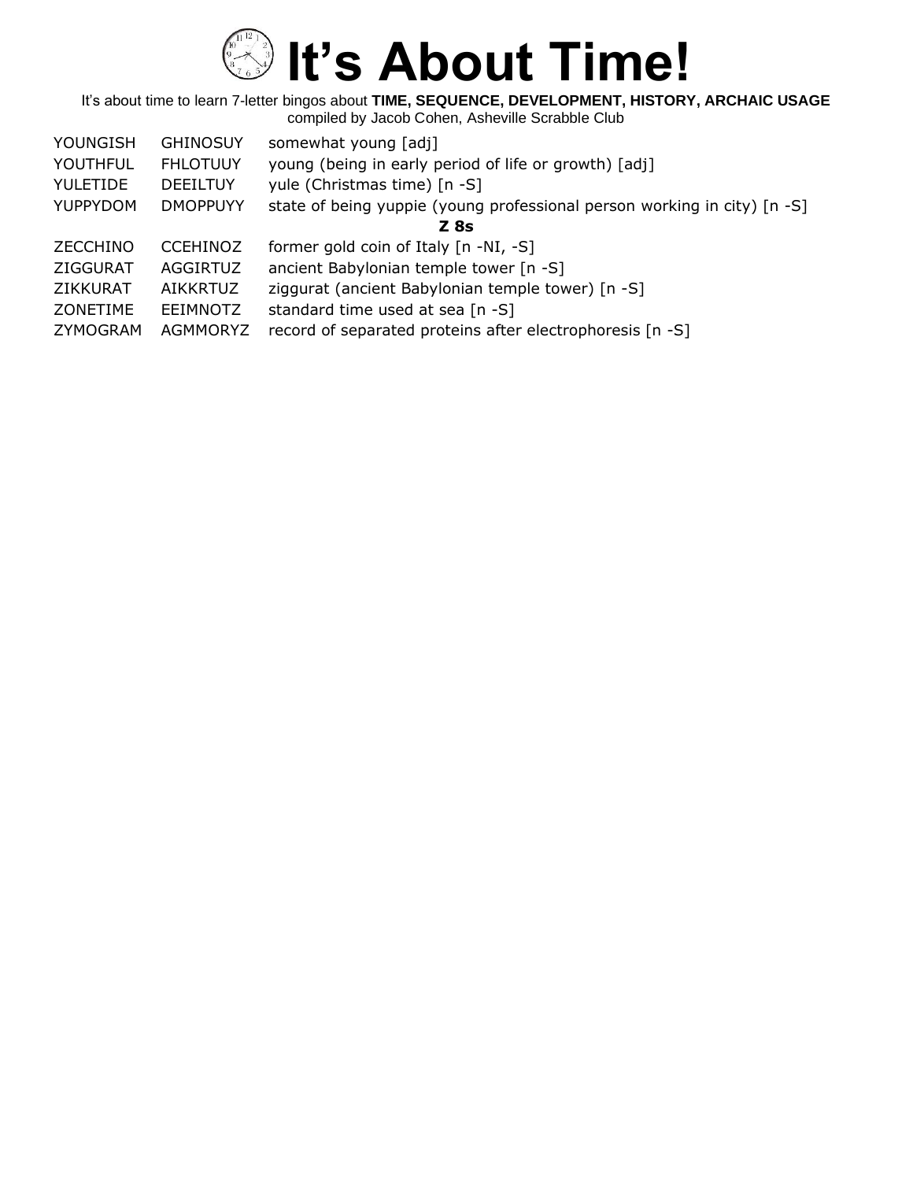# It's About Time!

It's about time to learn 7-letter bingos about **TIME, SEQUENCE, DEVELOPMENT, HISTORY, ARCHAIC USAGE**
compiled by Jacob Cohen, Asheville Scrabble Club

| | | |
|---|---|---|
| YOUNGISH | GHINOSUY | somewhat young [adj] |
| YOUTHFUL | FHLOTUUY | young (being in early period of life or growth) [adj] |
| YULETIDE | DEEILTUY | yule (Christmas time) [n -S] |
| YUPPYDOM | DMOPPUYY | state of being yuppie (young professional person working in city) [n -S] |
| | | **Z 8s** |
| ZECCHINO | CCEHINOZ | former gold coin of Italy [n -NI, -S] |
| ZIGGURAT | AGGIRTUZ | ancient Babylonian temple tower [n -S] |
| ZIKKURAT | AIKKRTUZ | ziggurat (ancient Babylonian temple tower) [n -S] |
| ZONETIME | EEIMNOTZ | standard time used at sea [n -S] |
| ZYMOGRAM | AGMMORYZ | record of separated proteins after electrophoresis [n -S] |